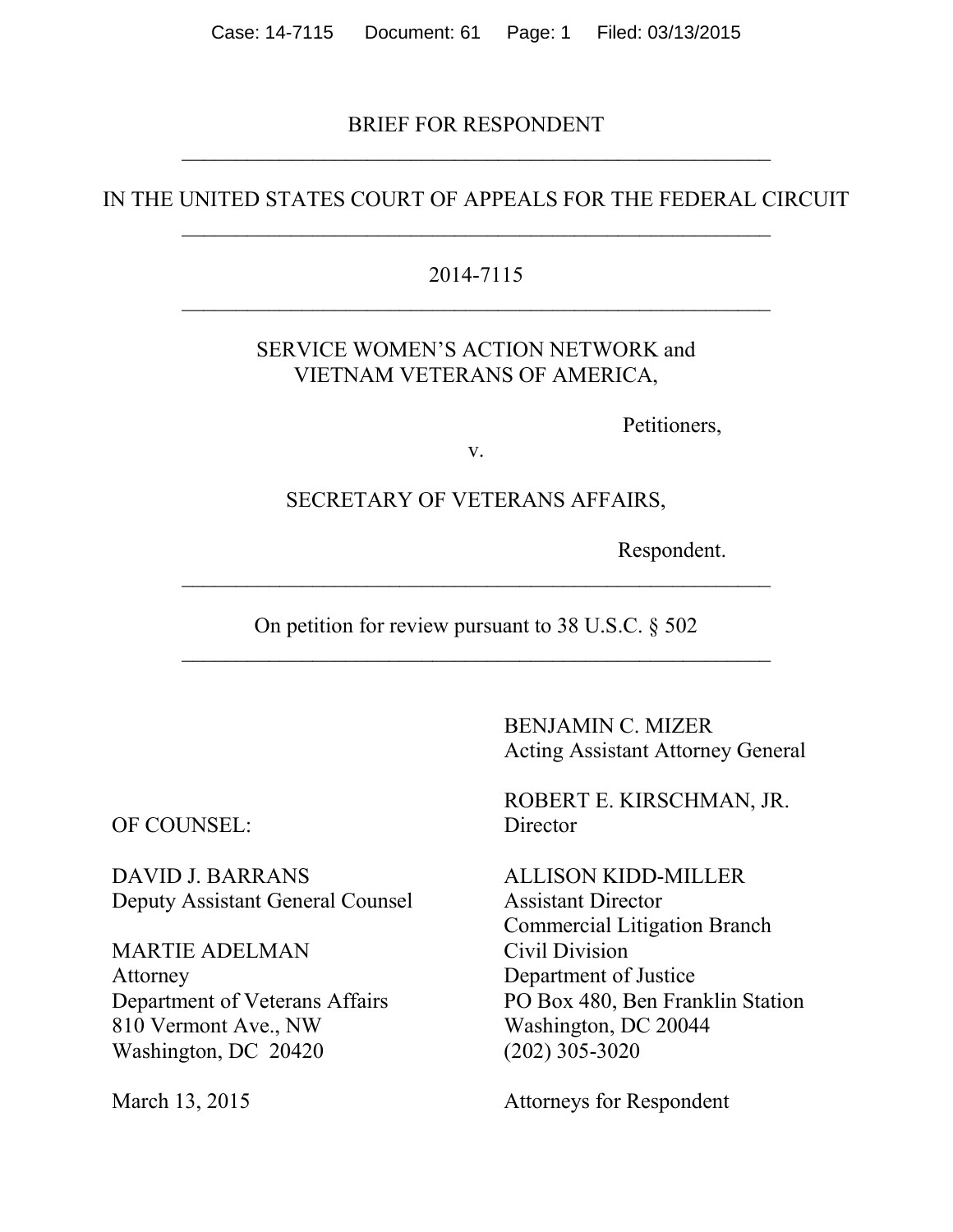BRIEF FOR RESPONDENT

---

IN THE UNITED STATES COURT OF APPEALS FOR THE FEDERAL CIRCUIT

---

2014-7115

---

SERVICE WOMEN'S ACTION NETWORK and
VIETNAM VETERANS OF AMERICA,

Petitioners,

v.

SECRETARY OF VETERANS AFFAIRS,

Respondent.

---

On petition for review pursuant to 38 U.S.C. § 502

---

BENJAMIN C. MIZER
Acting Assistant Attorney General

ROBERT E. KIRSCHMAN, JR.
Director

ALLISON KIDD-MILLER
Assistant Director
Commercial Litigation Branch
Civil Division
Department of Justice
PO Box 480, Ben Franklin Station
Washington, DC 20044
(202) 305-3020

Attorneys for Respondent

OF COUNSEL:

DAVID J. BARRANS
Deputy Assistant General Counsel

MARTIE ADELMAN
Attorney
Department of Veterans Affairs
810 Vermont Ave., NW
Washington, DC 20420

March 13, 2015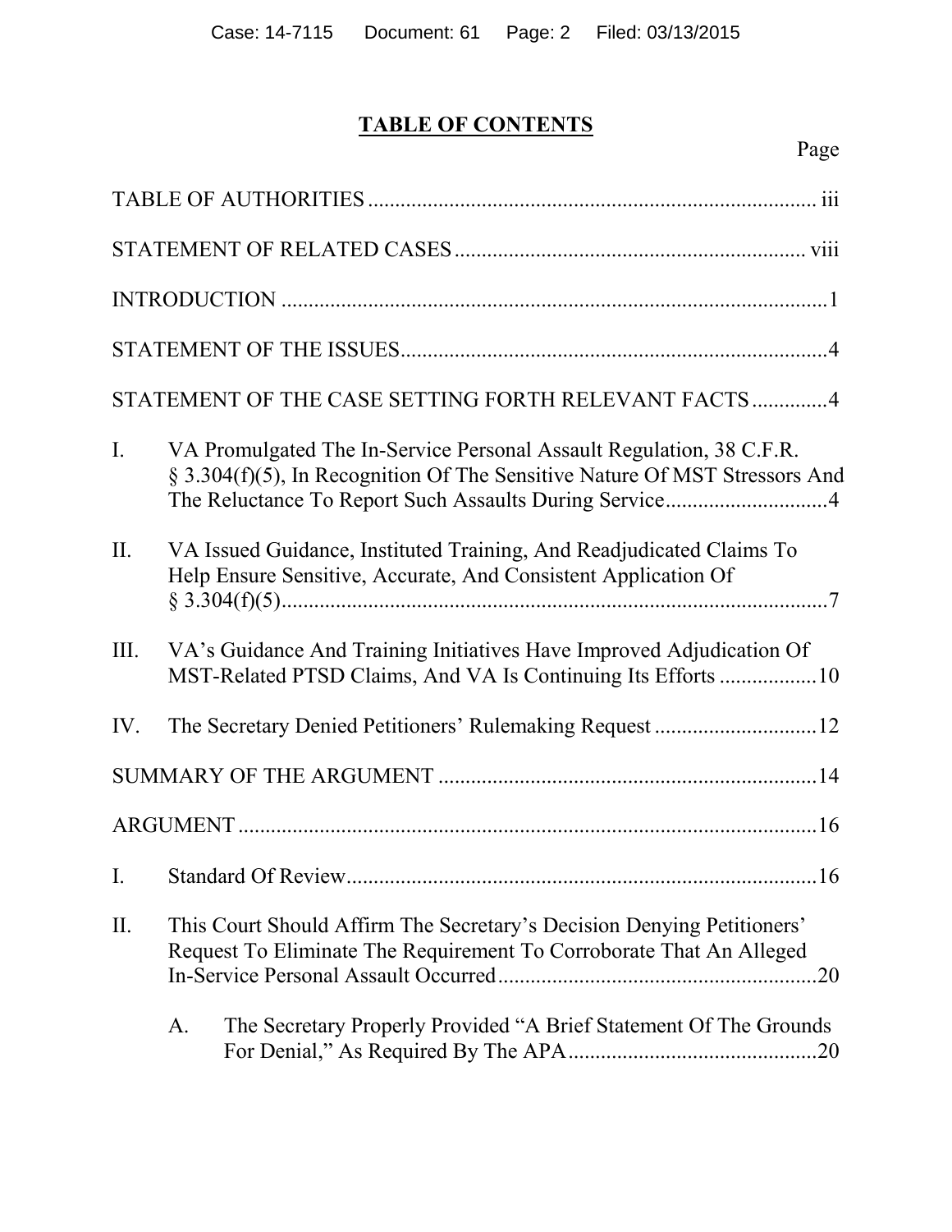# TABLE OF CONTENTS

Page

TABLE OF AUTHORITIES .................................................................................. iii

STATEMENT OF RELATED CASES ................................................................ viii

INTRODUCTION ...................................................................................................1

STATEMENT OF THE ISSUES..............................................................................4

STATEMENT OF THE CASE SETTING FORTH RELEVANT FACTS .............4

I. VA Promulgated The In-Service Personal Assault Regulation, 38 C.F.R. § 3.304(f)(5), In Recognition Of The Sensitive Nature Of MST Stressors And The Reluctance To Report Such Assaults During Service.............................4

II. VA Issued Guidance, Instituted Training, And Readjudicated Claims To Help Ensure Sensitive, Accurate, And Consistent Application Of § 3.304(f)(5)....................................................................................................7

III. VA's Guidance And Training Initiatives Have Improved Adjudication Of MST-Related PTSD Claims, And VA Is Continuing Its Efforts ..................10

IV. The Secretary Denied Petitioners' Rulemaking Request ..............................12

SUMMARY OF THE ARGUMENT .....................................................................14

ARGUMENT ..........................................................................................................16

I. Standard Of Review......................................................................................16

II. This Court Should Affirm The Secretary's Decision Denying Petitioners' Request To Eliminate The Requirement To Corroborate That An Alleged In-Service Personal Assault Occurred..........................................................20

   A. The Secretary Properly Provided "A Brief Statement Of The Grounds For Denial," As Required By The APA..............................................20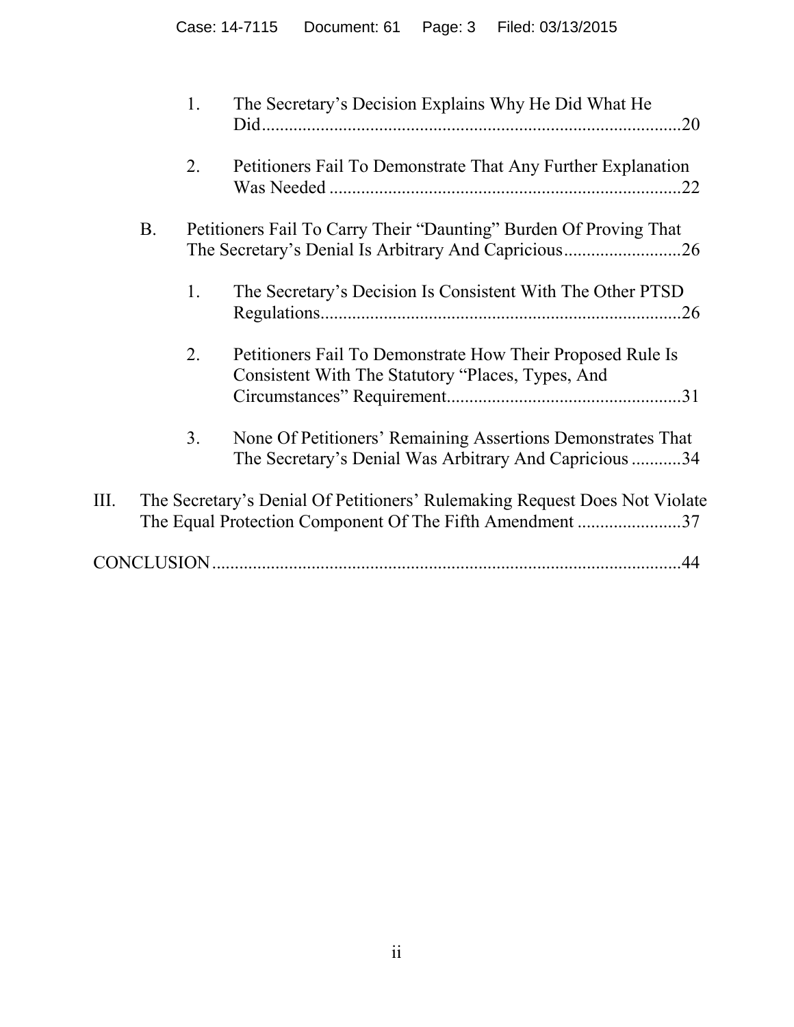1. The Secretary's Decision Explains Why He Did What He Did .......... 20

2. Petitioners Fail To Demonstrate That Any Further Explanation Was Needed .......... 22

B. Petitioners Fail To Carry Their "Daunting" Burden Of Proving That The Secretary's Denial Is Arbitrary And Capricious .......... 26

1. The Secretary's Decision Is Consistent With The Other PTSD Regulations .......... 26

2. Petitioners Fail To Demonstrate How Their Proposed Rule Is Consistent With The Statutory "Places, Types, And Circumstances" Requirement .......... 31

3. None Of Petitioners' Remaining Assertions Demonstrates That The Secretary's Denial Was Arbitrary And Capricious .......... 34

III. The Secretary's Denial Of Petitioners' Rulemaking Request Does Not Violate The Equal Protection Component Of The Fifth Amendment .......... 37

CONCLUSION .......... 44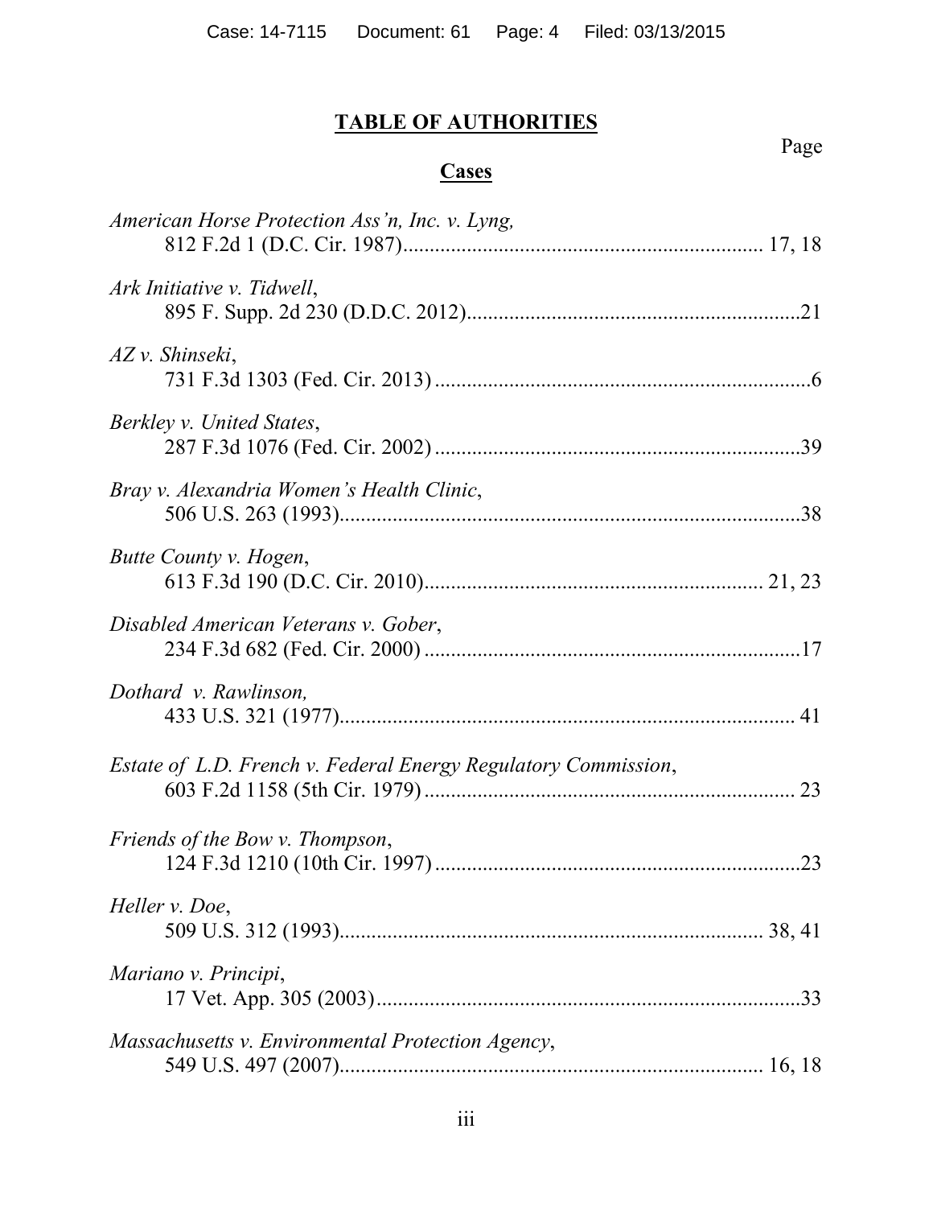# TABLE OF AUTHORITIES

Page

## Cases

*American Horse Protection Ass'n, Inc. v. Lyng,* 812 F.2d 1 (D.C. Cir. 1987) .......... 17, 18

*Ark Initiative v. Tidwell*, 895 F. Supp. 2d 230 (D.D.C. 2012) .......... 21

*AZ v. Shinseki*, 731 F.3d 1303 (Fed. Cir. 2013) .......... 6

*Berkley v. United States*, 287 F.3d 1076 (Fed. Cir. 2002) .......... 39

*Bray v. Alexandria Women's Health Clinic*, 506 U.S. 263 (1993) .......... 38

*Butte County v. Hogen*, 613 F.3d 190 (D.C. Cir. 2010) .......... 21, 23

*Disabled American Veterans v. Gober*, 234 F.3d 682 (Fed. Cir. 2000) .......... 17

*Dothard v. Rawlinson,* 433 U.S. 321 (1977) .......... 41

*Estate of L.D. French v. Federal Energy Regulatory Commission*, 603 F.2d 1158 (5th Cir. 1979) .......... 23

*Friends of the Bow v. Thompson*, 124 F.3d 1210 (10th Cir. 1997) .......... 23

*Heller v. Doe*, 509 U.S. 312 (1993) .......... 38, 41

*Mariano v. Principi*, 17 Vet. App. 305 (2003) .......... 33

*Massachusetts v. Environmental Protection Agency*, 549 U.S. 497 (2007) .......... 16, 18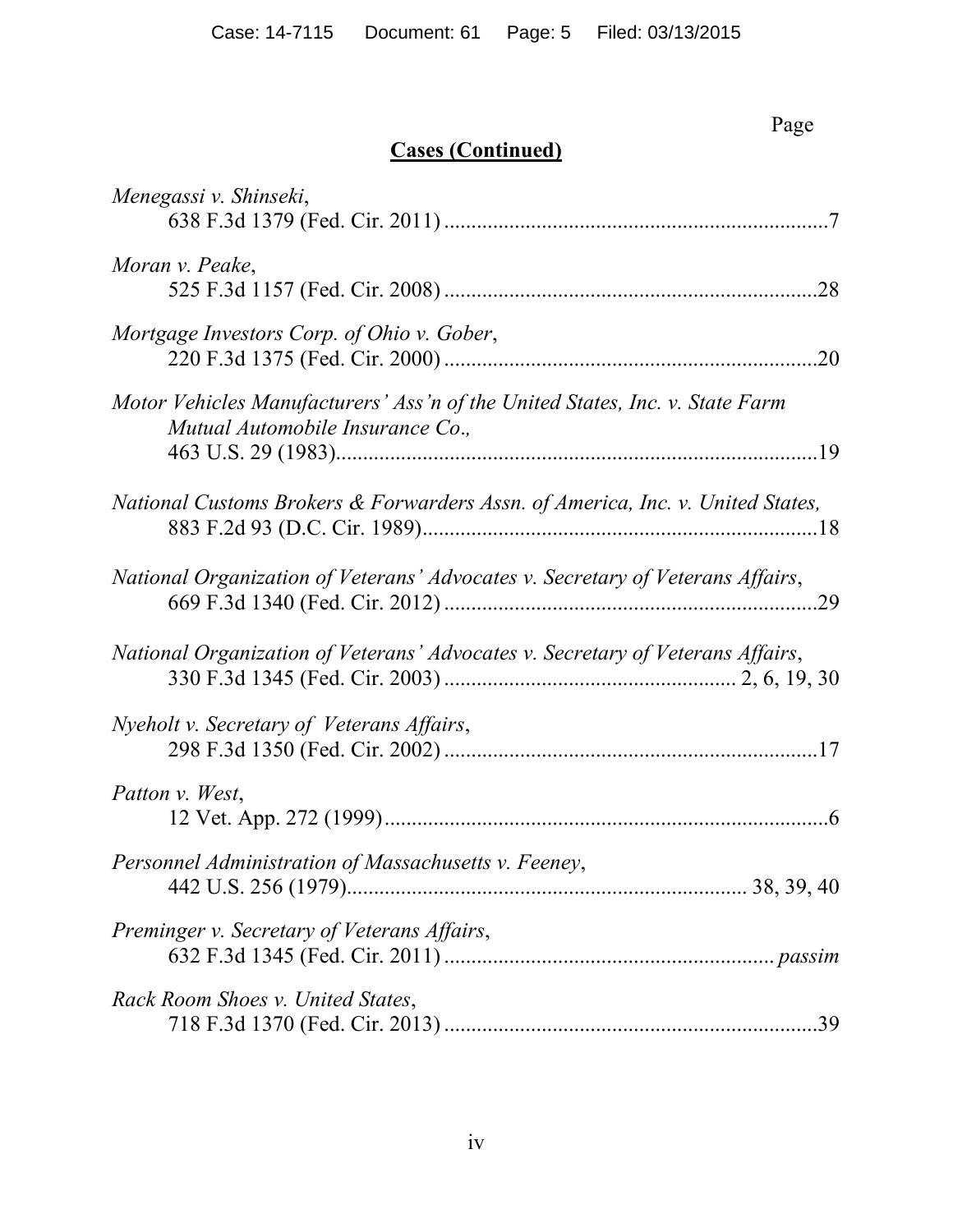Page

**Cases (Continued)**

*Menegassi v. Shinseki*,
638 F.3d 1379 (Fed. Cir. 2011) ......................................................................7

*Moran v. Peake*,
525 F.3d 1157 (Fed. Cir. 2008) ....................................................................28

*Mortgage Investors Corp. of Ohio v. Gober*,
220 F.3d 1375 (Fed. Cir. 2000) ....................................................................20

*Motor Vehicles Manufacturers' Ass'n of the United States, Inc. v. State Farm Mutual Automobile Insurance Co.*,
463 U.S. 29 (1983).........................................................................................19

*National Customs Brokers & Forwarders Assn. of America, Inc. v. United States,*
883 F.2d 93 (D.C. Cir. 1989).........................................................................18

*National Organization of Veterans' Advocates v. Secretary of Veterans Affairs*,
669 F.3d 1340 (Fed. Cir. 2012) ....................................................................29

*National Organization of Veterans' Advocates v. Secretary of Veterans Affairs*,
330 F.3d 1345 (Fed. Cir. 2003) ..................................................... 2, 6, 19, 30

*Nyeholt v. Secretary of Veterans Affairs*,
298 F.3d 1350 (Fed. Cir. 2002) ....................................................................17

*Patton v. West*,
12 Vet. App. 272 (1999)..................................................................................6

*Personnel Administration of Massachusetts v. Feeney*,
442 U.S. 256 (1979)......................................................................... 38, 39, 40

*Preminger v. Secretary of Veterans Affairs*,
632 F.3d 1345 (Fed. Cir. 2011) ........................................................... *passim*

*Rack Room Shoes v. United States*,
718 F.3d 1370 (Fed. Cir. 2013) ....................................................................39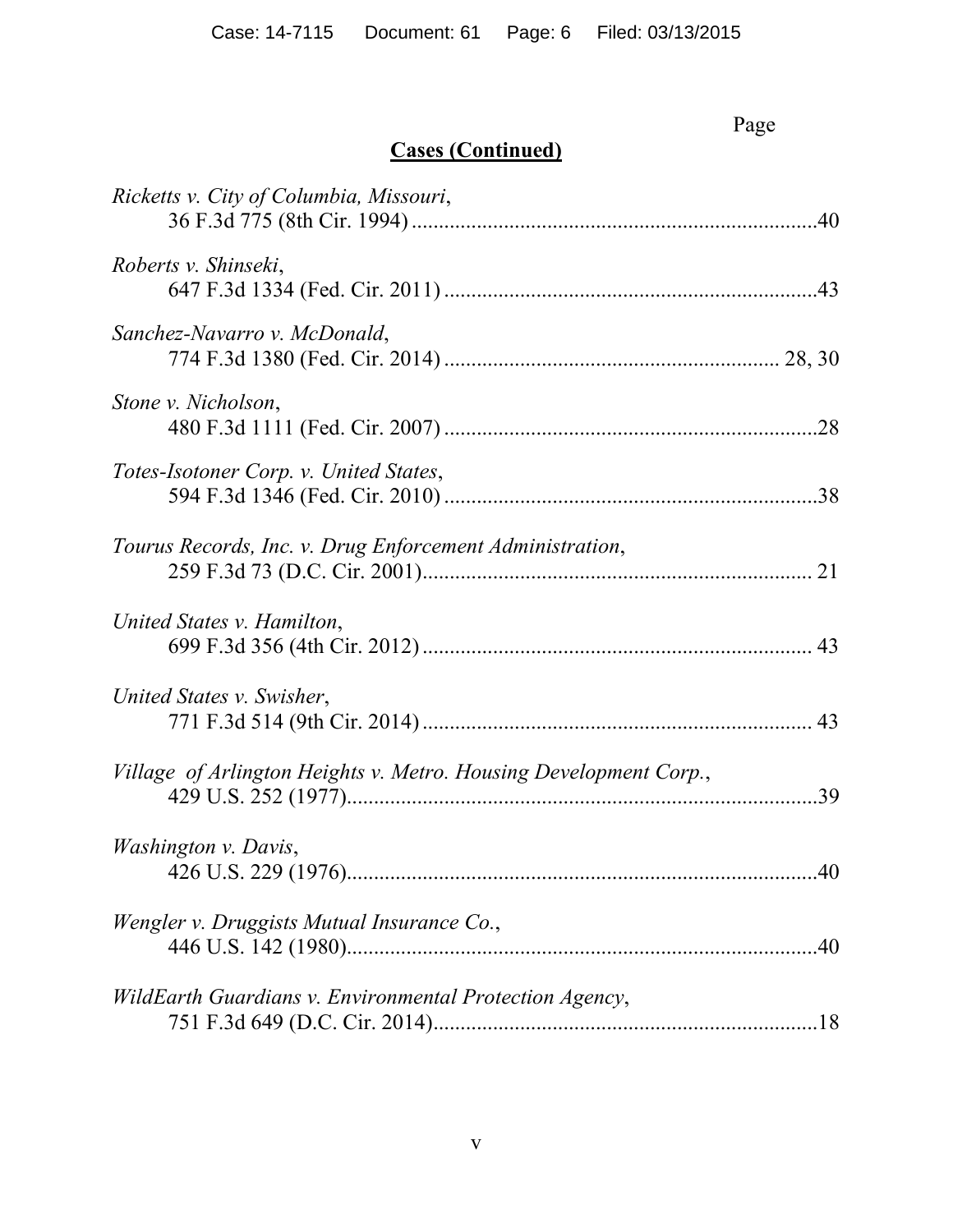Page

**Cases (Continued)**

*Ricketts v. City of Columbia, Missouri*,
36 F.3d 775 (8th Cir. 1994) ....................................................................40

*Roberts v. Shinseki*,
647 F.3d 1334 (Fed. Cir. 2011) ...............................................................43

*Sanchez-Navarro v. McDonald*,
774 F.3d 1380 (Fed. Cir. 2014) ........................................................ 28, 30

*Stone v. Nicholson*,
480 F.3d 1111 (Fed. Cir. 2007) ...............................................................28

*Totes-Isotoner Corp. v. United States*,
594 F.3d 1346 (Fed. Cir. 2010) ...............................................................38

*Tourus Records, Inc. v. Drug Enforcement Administration*,
259 F.3d 73 (D.C. Cir. 2001)................................................................. 21

*United States v. Hamilton*,
699 F.3d 356 (4th Cir. 2012) .................................................................. 43

*United States v. Swisher*,
771 F.3d 514 (9th Cir. 2014) .................................................................. 43

*Village of Arlington Heights v. Metro. Housing Development Corp.*,
429 U.S. 252 (1977)..................................................................................39

*Washington v. Davis*,
426 U.S. 229 (1976)..................................................................................40

*Wengler v. Druggists Mutual Insurance Co.*,
446 U.S. 142 (1980)..................................................................................40

*WildEarth Guardians v. Environmental Protection Agency*,
751 F.3d 649 (D.C. Cir. 2014).................................................................18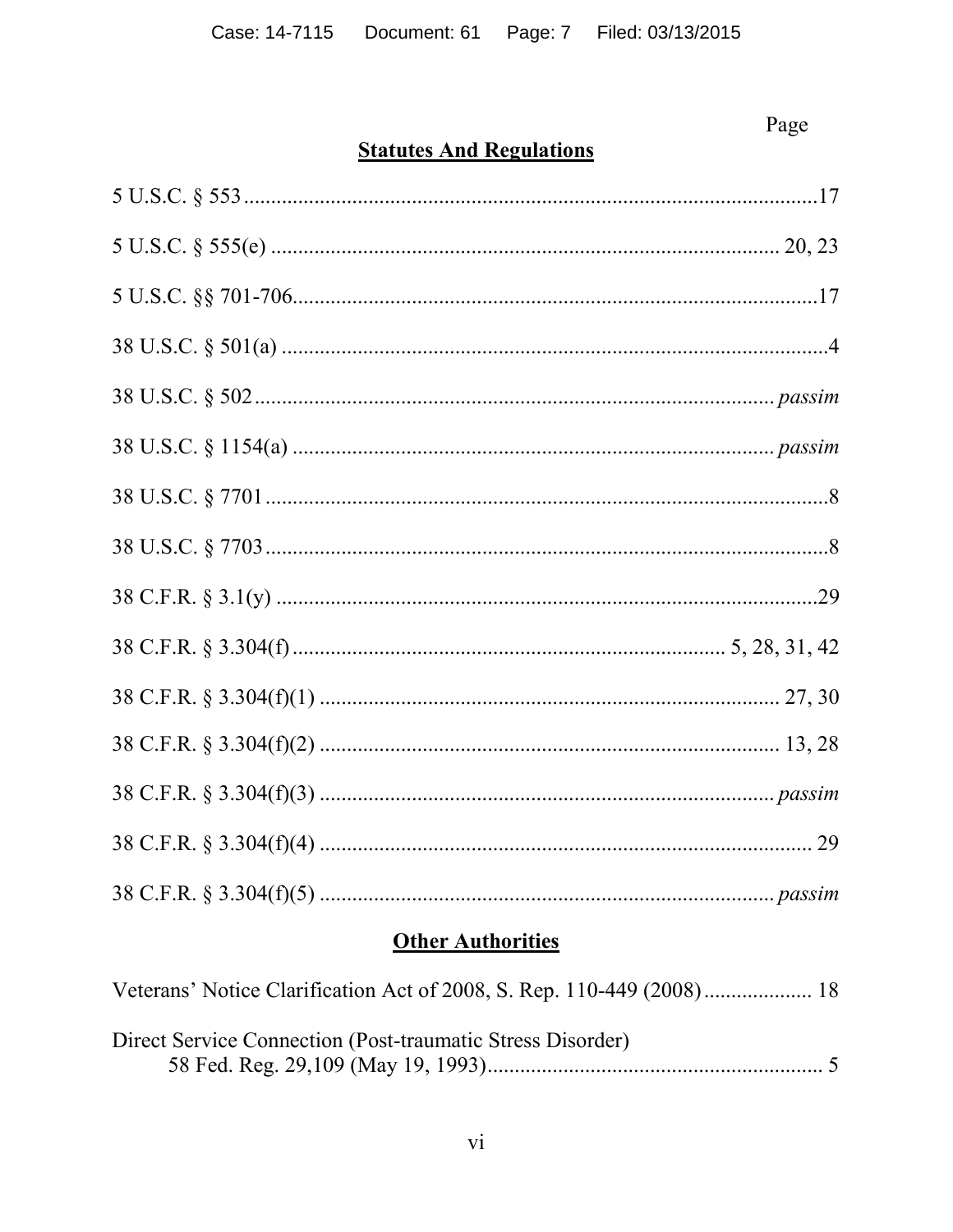Page

## **Statutes And Regulations**

5 U.S.C. § 553 ........................................................................................................17

5 U.S.C. § 555(e) ............................................................................................ 20, 23

5 U.S.C. §§ 701-706.................................................................................................17

38 U.S.C. § 501(a) ....................................................................................................4

38 U.S.C. § 502 ............................................................................................. *passim*

38 U.S.C. § 1154(a) ....................................................................................... *passim*

38 U.S.C. § 7701 .......................................................................................................8

38 U.S.C. § 7703 .......................................................................................................8

38 C.F.R. § 3.1(y) ....................................................................................................29

38 C.F.R. § 3.304(f) ............................................................................... 5, 28, 31, 42

38 C.F.R. § 3.304(f)(1) .................................................................................. 27, 30

38 C.F.R. § 3.304(f)(2) .................................................................................. 13, 28

38 C.F.R. § 3.304(f)(3) .................................................................................. *passim*

38 C.F.R. § 3.304(f)(4) .......................................................................................... 29

38 C.F.R. § 3.304(f)(5) .................................................................................. *passim*

## **Other Authorities**

Veterans' Notice Clarification Act of 2008, S. Rep. 110-449 (2008) .................... 18

Direct Service Connection (Post-traumatic Stress Disorder)
58 Fed. Reg. 29,109 (May 19, 1993) ............................................................. 5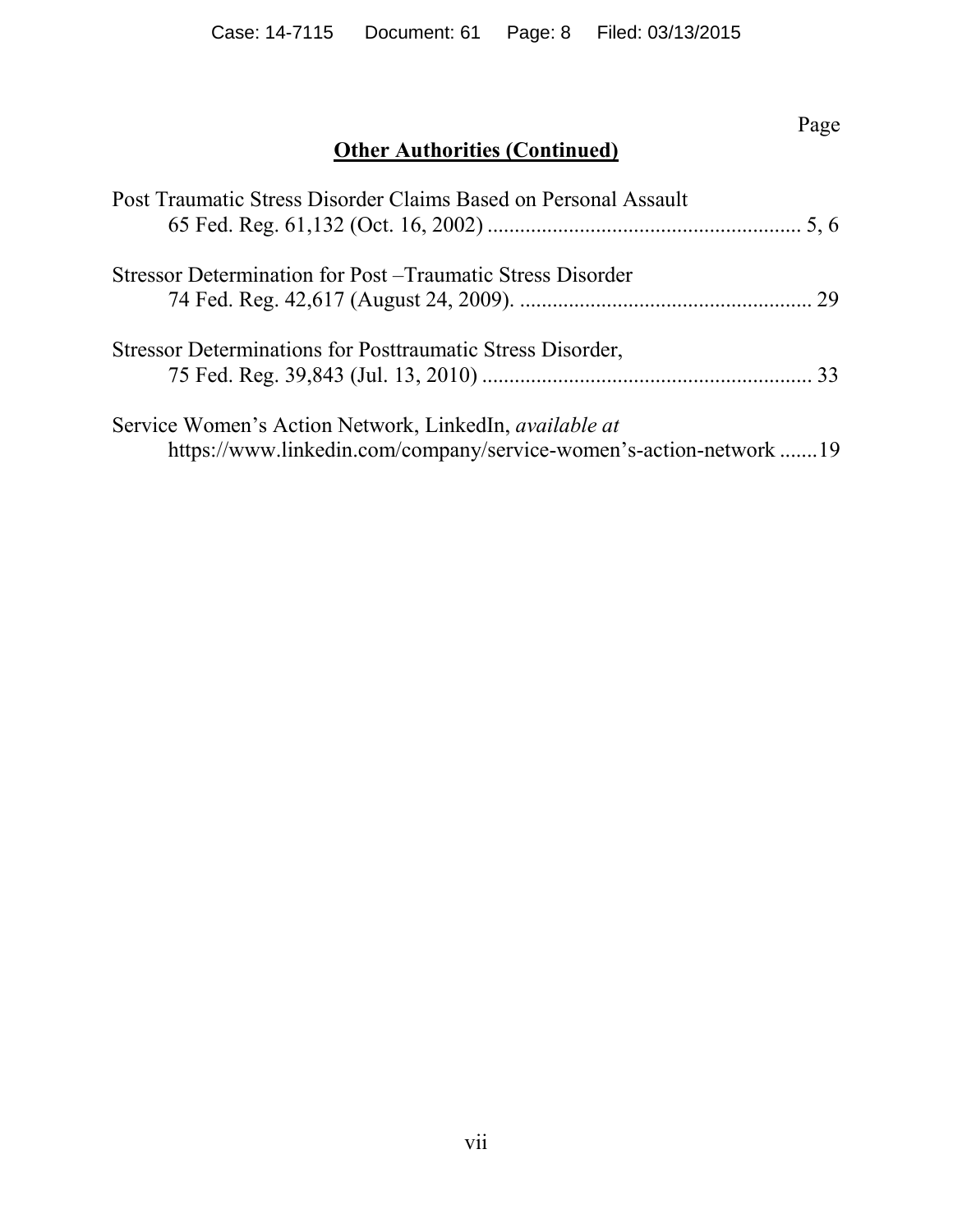Page

## **Other Authorities (Continued)**

Post Traumatic Stress Disorder Claims Based on Personal Assault
65 Fed. Reg. 61,132 (Oct. 16, 2002) .......................................................... 5, 6

Stressor Determination for Post –Traumatic Stress Disorder
74 Fed. Reg. 42,617 (August 24, 2009). ..................................................... 29

Stressor Determinations for Posttraumatic Stress Disorder,
75 Fed. Reg. 39,843 (Jul. 13, 2010) ............................................................ 33

Service Women's Action Network, LinkedIn, *available at*
https://www.linkedin.com/company/service-women's-action-network .......19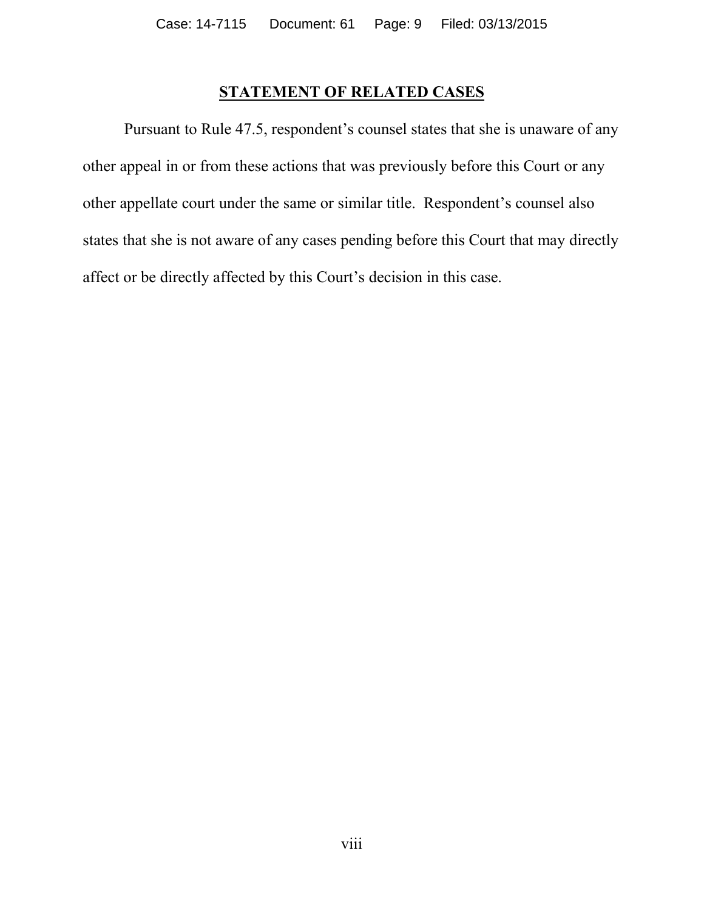## STATEMENT OF RELATED CASES

Pursuant to Rule 47.5, respondent's counsel states that she is unaware of any other appeal in or from these actions that was previously before this Court or any other appellate court under the same or similar title. Respondent's counsel also states that she is not aware of any cases pending before this Court that may directly affect or be directly affected by this Court's decision in this case.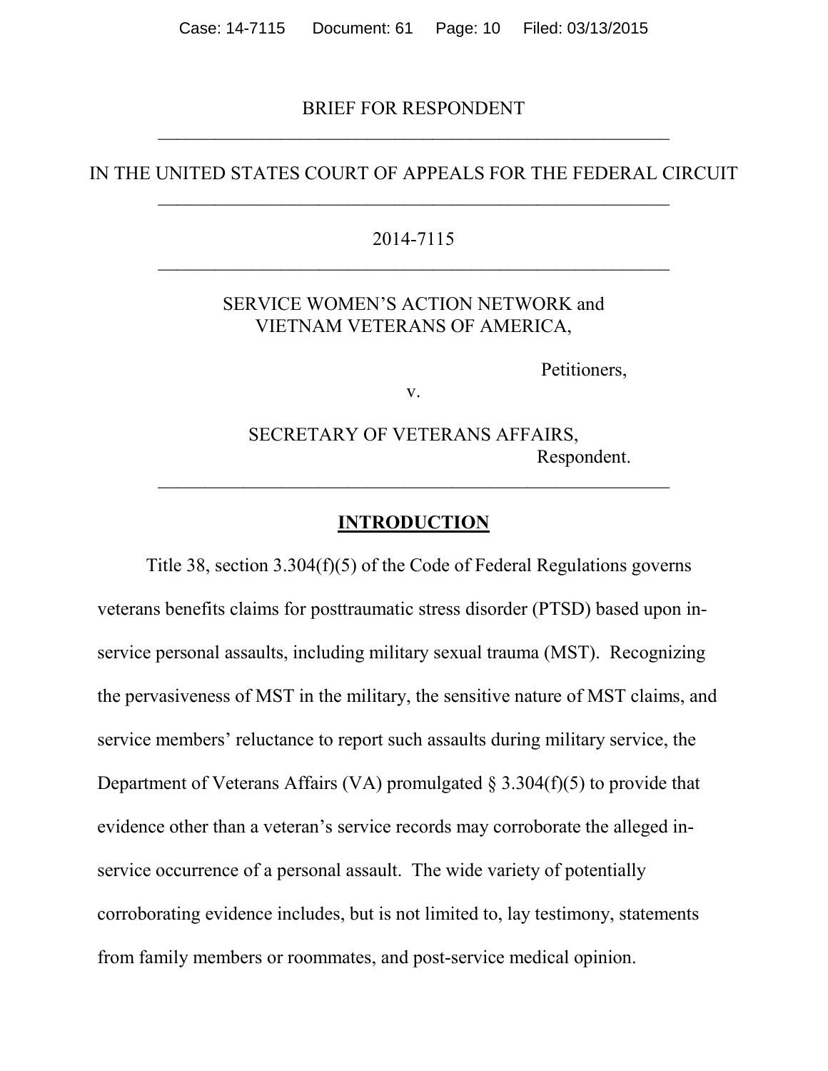BRIEF FOR RESPONDENT

---

IN THE UNITED STATES COURT OF APPEALS FOR THE FEDERAL CIRCUIT

---

2014-7115

---

SERVICE WOMEN'S ACTION NETWORK and
VIETNAM VETERANS OF AMERICA,

Petitioners,

v.

SECRETARY OF VETERANS AFFAIRS,
Respondent.

---

## INTRODUCTION

Title 38, section 3.304(f)(5) of the Code of Federal Regulations governs veterans benefits claims for posttraumatic stress disorder (PTSD) based upon in-service personal assaults, including military sexual trauma (MST). Recognizing the pervasiveness of MST in the military, the sensitive nature of MST claims, and service members' reluctance to report such assaults during military service, the Department of Veterans Affairs (VA) promulgated § 3.304(f)(5) to provide that evidence other than a veteran's service records may corroborate the alleged in-service occurrence of a personal assault. The wide variety of potentially corroborating evidence includes, but is not limited to, lay testimony, statements from family members or roommates, and post-service medical opinion.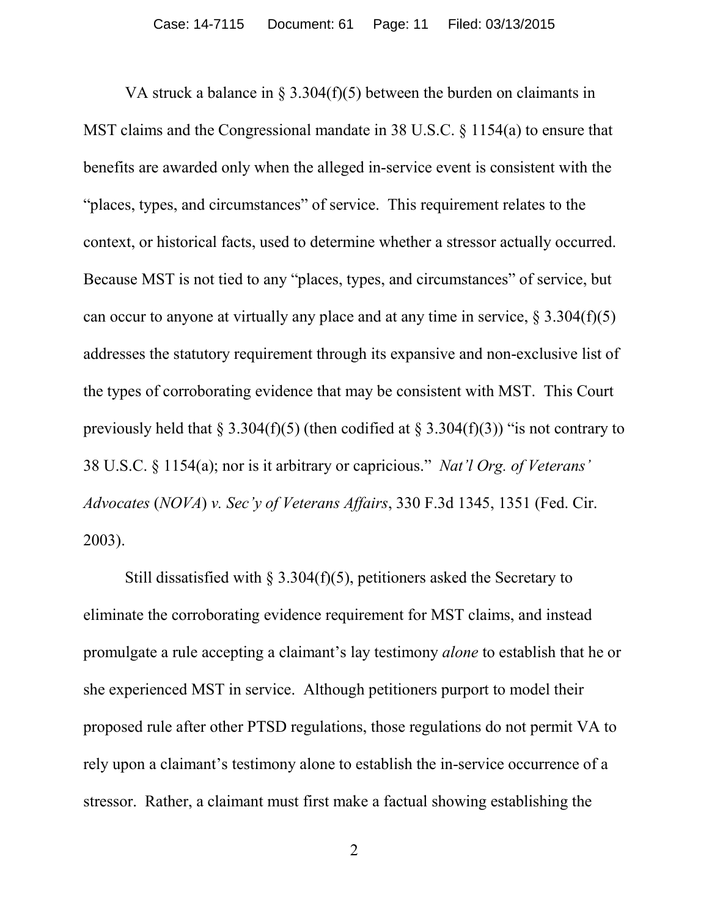VA struck a balance in § 3.304(f)(5) between the burden on claimants in MST claims and the Congressional mandate in 38 U.S.C. § 1154(a) to ensure that benefits are awarded only when the alleged in-service event is consistent with the "places, types, and circumstances" of service. This requirement relates to the context, or historical facts, used to determine whether a stressor actually occurred. Because MST is not tied to any "places, types, and circumstances" of service, but can occur to anyone at virtually any place and at any time in service, § 3.304(f)(5) addresses the statutory requirement through its expansive and non-exclusive list of the types of corroborating evidence that may be consistent with MST. This Court previously held that § 3.304(f)(5) (then codified at § 3.304(f)(3)) "is not contrary to 38 U.S.C. § 1154(a); nor is it arbitrary or capricious." *Nat'l Org. of Veterans' Advocates* (*NOVA*) *v. Sec'y of Veterans Affairs*, 330 F.3d 1345, 1351 (Fed. Cir. 2003).

Still dissatisfied with § 3.304(f)(5), petitioners asked the Secretary to eliminate the corroborating evidence requirement for MST claims, and instead promulgate a rule accepting a claimant's lay testimony *alone* to establish that he or she experienced MST in service. Although petitioners purport to model their proposed rule after other PTSD regulations, those regulations do not permit VA to rely upon a claimant's testimony alone to establish the in-service occurrence of a stressor. Rather, a claimant must first make a factual showing establishing the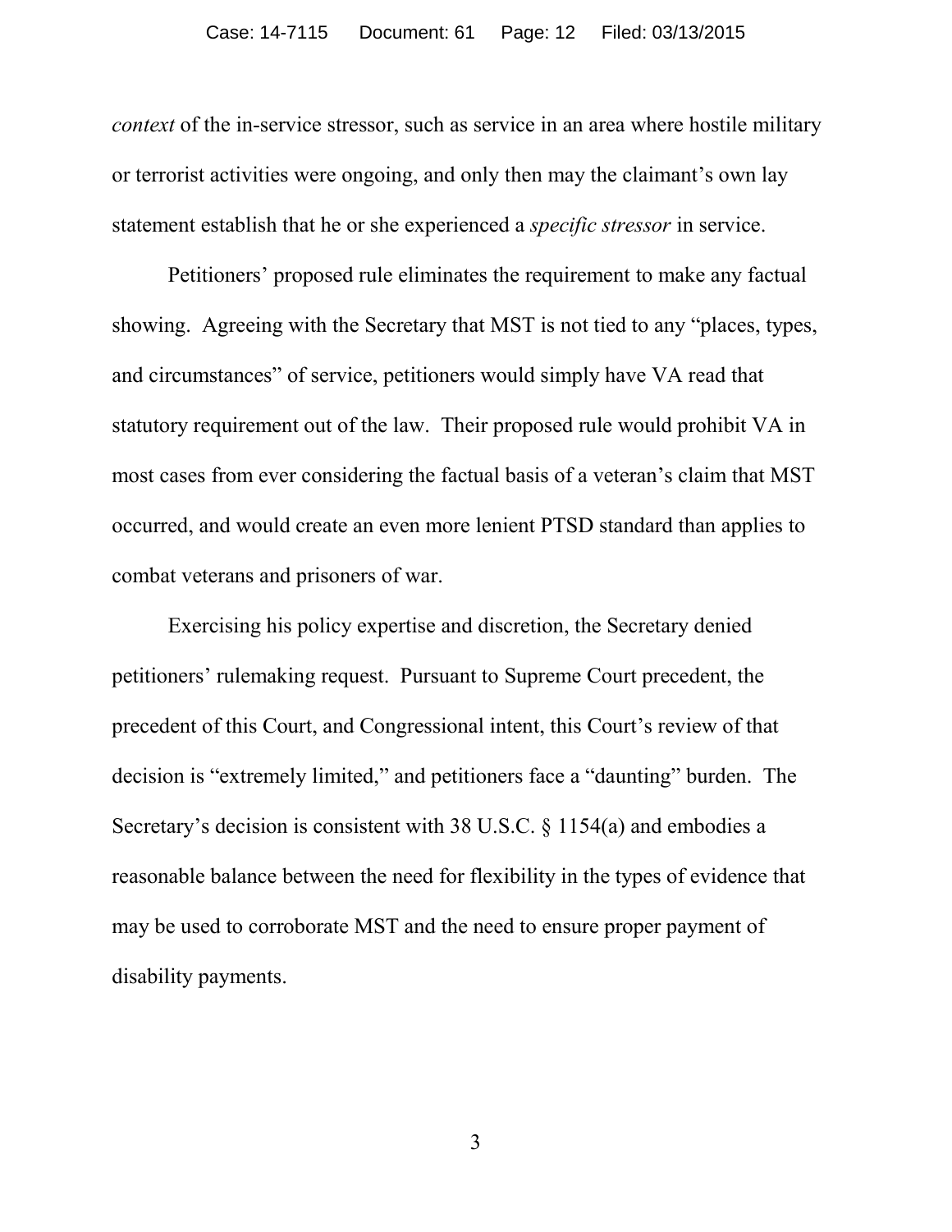*context* of the in-service stressor, such as service in an area where hostile military or terrorist activities were ongoing, and only then may the claimant's own lay statement establish that he or she experienced a *specific stressor* in service.

Petitioners' proposed rule eliminates the requirement to make any factual showing. Agreeing with the Secretary that MST is not tied to any "places, types, and circumstances" of service, petitioners would simply have VA read that statutory requirement out of the law. Their proposed rule would prohibit VA in most cases from ever considering the factual basis of a veteran's claim that MST occurred, and would create an even more lenient PTSD standard than applies to combat veterans and prisoners of war.

Exercising his policy expertise and discretion, the Secretary denied petitioners' rulemaking request. Pursuant to Supreme Court precedent, the precedent of this Court, and Congressional intent, this Court's review of that decision is "extremely limited," and petitioners face a "daunting" burden. The Secretary's decision is consistent with 38 U.S.C. § 1154(a) and embodies a reasonable balance between the need for flexibility in the types of evidence that may be used to corroborate MST and the need to ensure proper payment of disability payments.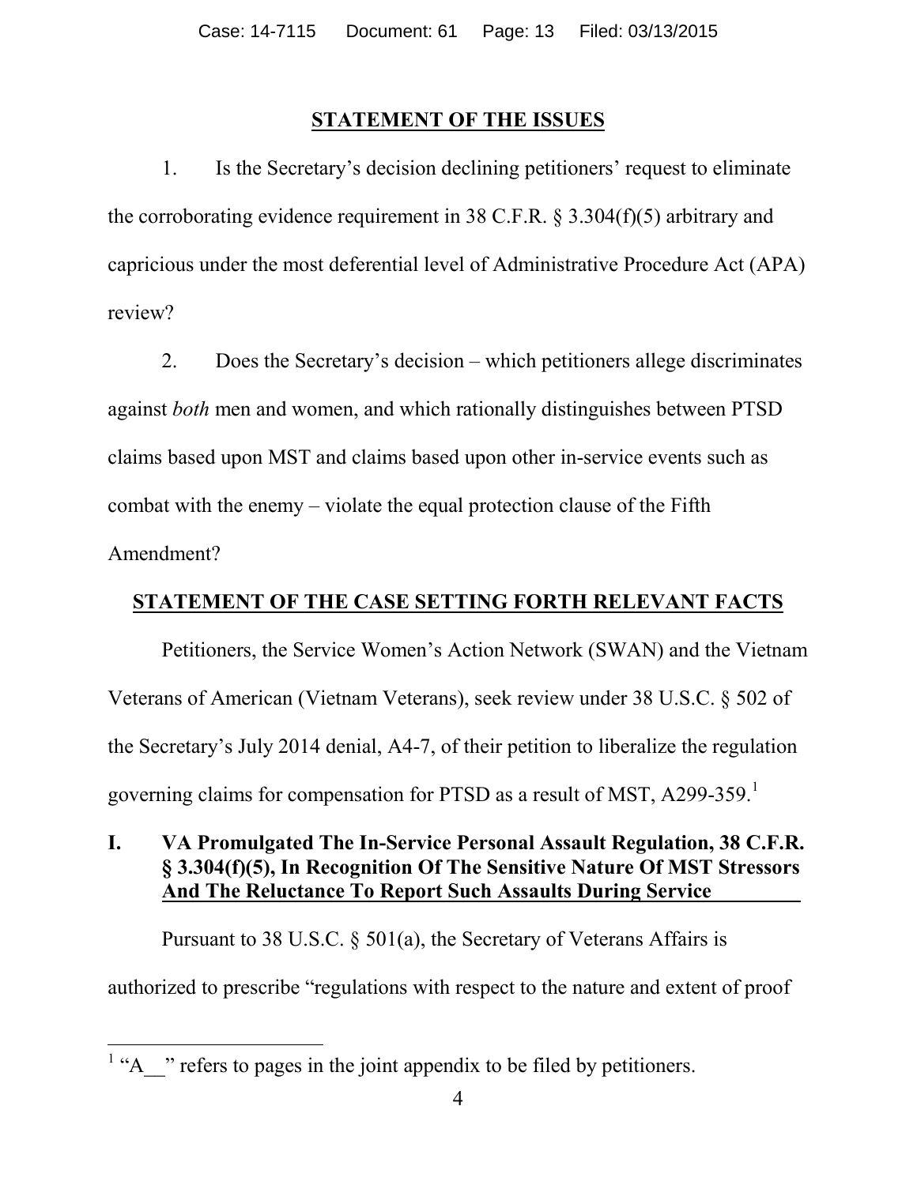## STATEMENT OF THE ISSUES

1. Is the Secretary's decision declining petitioners' request to eliminate the corroborating evidence requirement in 38 C.F.R. § 3.304(f)(5) arbitrary and capricious under the most deferential level of Administrative Procedure Act (APA) review?

2. Does the Secretary's decision – which petitioners allege discriminates against *both* men and women, and which rationally distinguishes between PTSD claims based upon MST and claims based upon other in-service events such as combat with the enemy – violate the equal protection clause of the Fifth Amendment?

## STATEMENT OF THE CASE SETTING FORTH RELEVANT FACTS

Petitioners, the Service Women's Action Network (SWAN) and the Vietnam Veterans of American (Vietnam Veterans), seek review under 38 U.S.C. § 502 of the Secretary's July 2014 denial, A4-7, of their petition to liberalize the regulation governing claims for compensation for PTSD as a result of MST, A299-359.[1]

### I. VA Promulgated The In-Service Personal Assault Regulation, 38 C.F.R. § 3.304(f)(5), In Recognition Of The Sensitive Nature Of MST Stressors And The Reluctance To Report Such Assaults During Service

Pursuant to 38 U.S.C. § 501(a), the Secretary of Veterans Affairs is authorized to prescribe "regulations with respect to the nature and extent of proof

[1] "A__" refers to pages in the joint appendix to be filed by petitioners.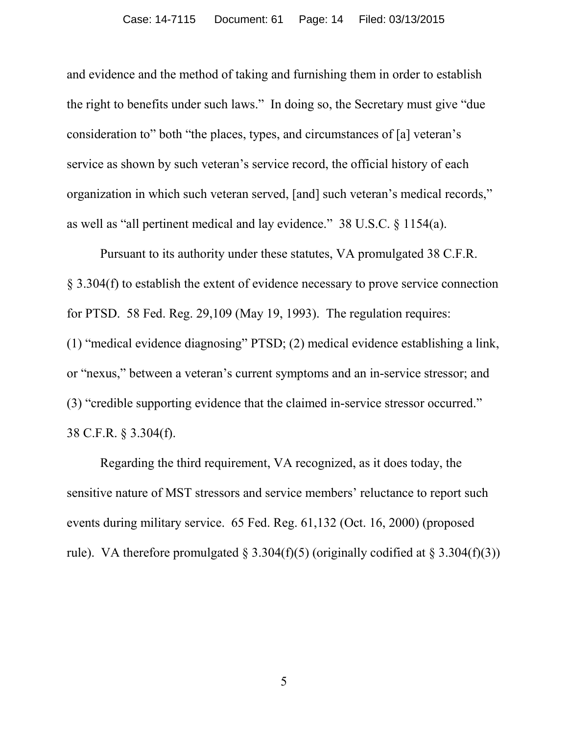and evidence and the method of taking and furnishing them in order to establish the right to benefits under such laws." In doing so, the Secretary must give "due consideration to" both "the places, types, and circumstances of [a] veteran's service as shown by such veteran's service record, the official history of each organization in which such veteran served, [and] such veteran's medical records," as well as "all pertinent medical and lay evidence." 38 U.S.C. § 1154(a).

Pursuant to its authority under these statutes, VA promulgated 38 C.F.R. § 3.304(f) to establish the extent of evidence necessary to prove service connection for PTSD. 58 Fed. Reg. 29,109 (May 19, 1993). The regulation requires: (1) "medical evidence diagnosing" PTSD; (2) medical evidence establishing a link, or "nexus," between a veteran's current symptoms and an in-service stressor; and (3) "credible supporting evidence that the claimed in-service stressor occurred." 38 C.F.R. § 3.304(f).

Regarding the third requirement, VA recognized, as it does today, the sensitive nature of MST stressors and service members' reluctance to report such events during military service. 65 Fed. Reg. 61,132 (Oct. 16, 2000) (proposed rule). VA therefore promulgated § 3.304(f)(5) (originally codified at § 3.304(f)(3))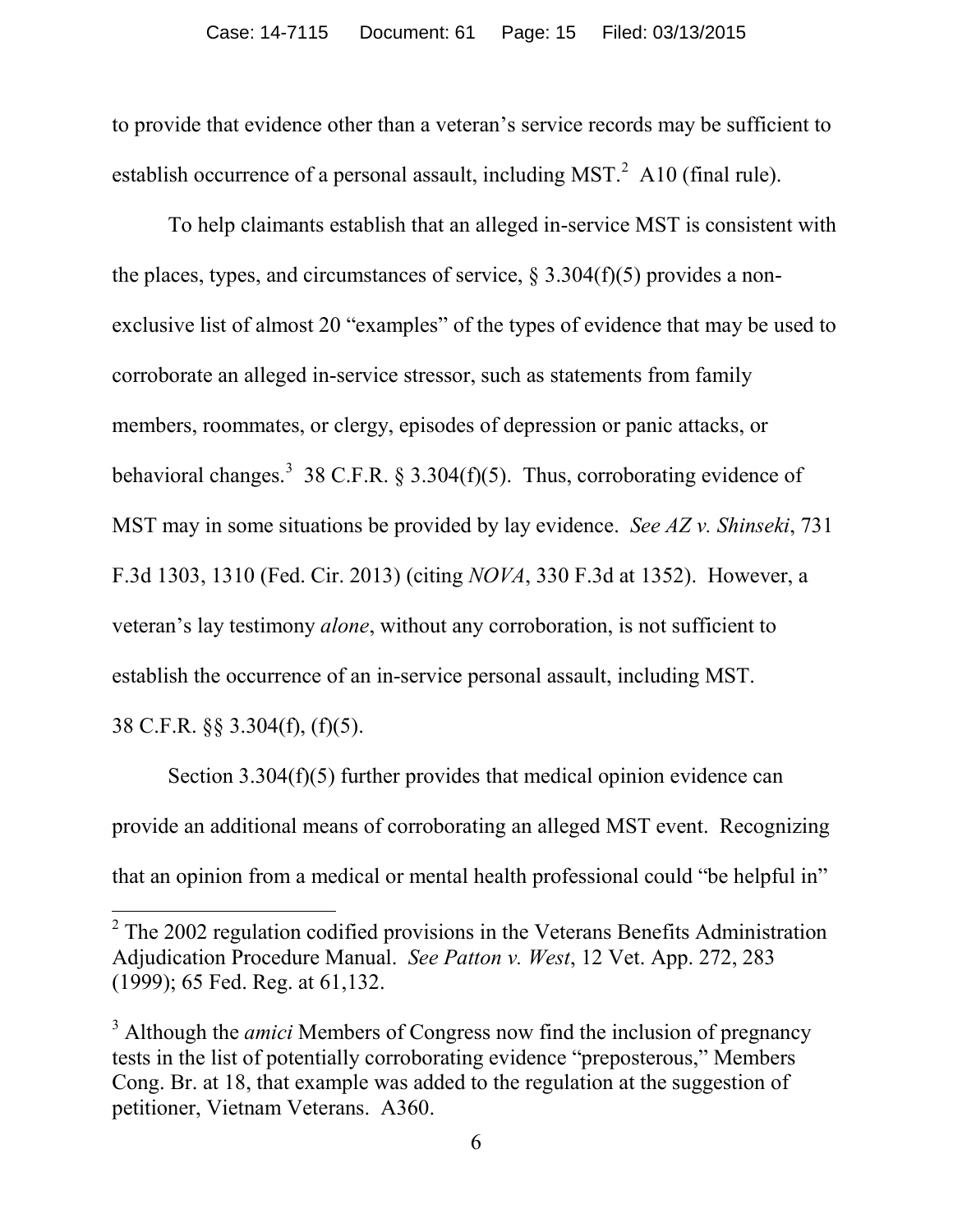to provide that evidence other than a veteran's service records may be sufficient to establish occurrence of a personal assault, including MST.[2] A10 (final rule).

To help claimants establish that an alleged in-service MST is consistent with the places, types, and circumstances of service, § 3.304(f)(5) provides a non-exclusive list of almost 20 "examples" of the types of evidence that may be used to corroborate an alleged in-service stressor, such as statements from family members, roommates, or clergy, episodes of depression or panic attacks, or behavioral changes.[3] 38 C.F.R. § 3.304(f)(5). Thus, corroborating evidence of MST may in some situations be provided by lay evidence. *See AZ v. Shinseki*, 731 F.3d 1303, 1310 (Fed. Cir. 2013) (citing *NOVA*, 330 F.3d at 1352). However, a veteran's lay testimony *alone*, without any corroboration, is not sufficient to establish the occurrence of an in-service personal assault, including MST. 38 C.F.R. §§ 3.304(f), (f)(5).

Section 3.304(f)(5) further provides that medical opinion evidence can provide an additional means of corroborating an alleged MST event. Recognizing that an opinion from a medical or mental health professional could "be helpful in"

---

[2] The 2002 regulation codified provisions in the Veterans Benefits Administration Adjudication Procedure Manual. *See Patton v. West*, 12 Vet. App. 272, 283 (1999); 65 Fed. Reg. at 61,132.

[3] Although the *amici* Members of Congress now find the inclusion of pregnancy tests in the list of potentially corroborating evidence "preposterous," Members Cong. Br. at 18, that example was added to the regulation at the suggestion of petitioner, Vietnam Veterans. A360.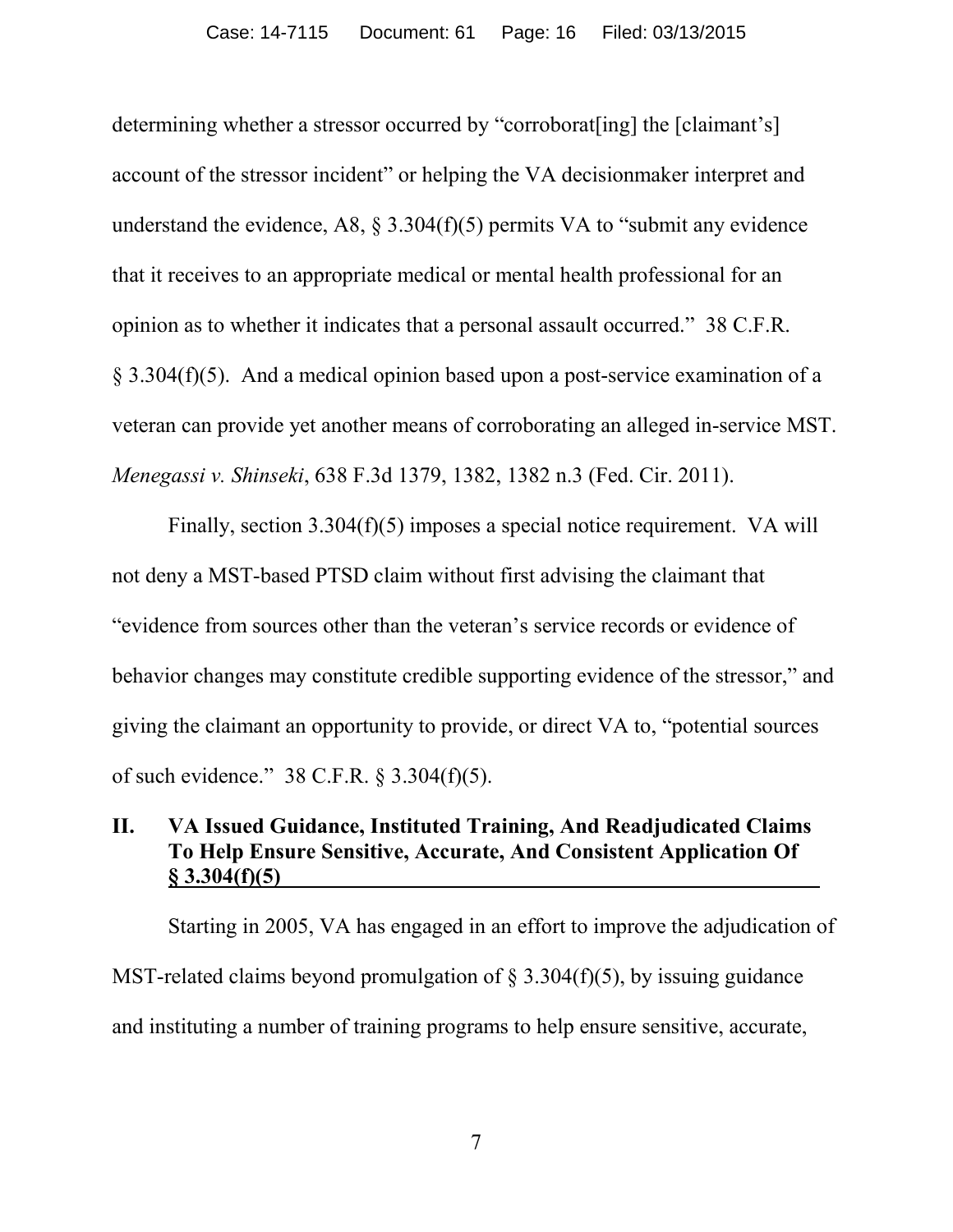determining whether a stressor occurred by "corroborat[ing] the [claimant's] account of the stressor incident" or helping the VA decisionmaker interpret and understand the evidence, A8, § 3.304(f)(5) permits VA to "submit any evidence that it receives to an appropriate medical or mental health professional for an opinion as to whether it indicates that a personal assault occurred." 38 C.F.R. § 3.304(f)(5). And a medical opinion based upon a post-service examination of a veteran can provide yet another means of corroborating an alleged in-service MST. *Menegassi v. Shinseki*, 638 F.3d 1379, 1382, 1382 n.3 (Fed. Cir. 2011).

Finally, section 3.304(f)(5) imposes a special notice requirement. VA will not deny a MST-based PTSD claim without first advising the claimant that "evidence from sources other than the veteran's service records or evidence of behavior changes may constitute credible supporting evidence of the stressor," and giving the claimant an opportunity to provide, or direct VA to, "potential sources of such evidence." 38 C.F.R. § 3.304(f)(5).

## II. VA Issued Guidance, Instituted Training, And Readjudicated Claims To Help Ensure Sensitive, Accurate, And Consistent Application Of § 3.304(f)(5)

Starting in 2005, VA has engaged in an effort to improve the adjudication of MST-related claims beyond promulgation of § 3.304(f)(5), by issuing guidance and instituting a number of training programs to help ensure sensitive, accurate,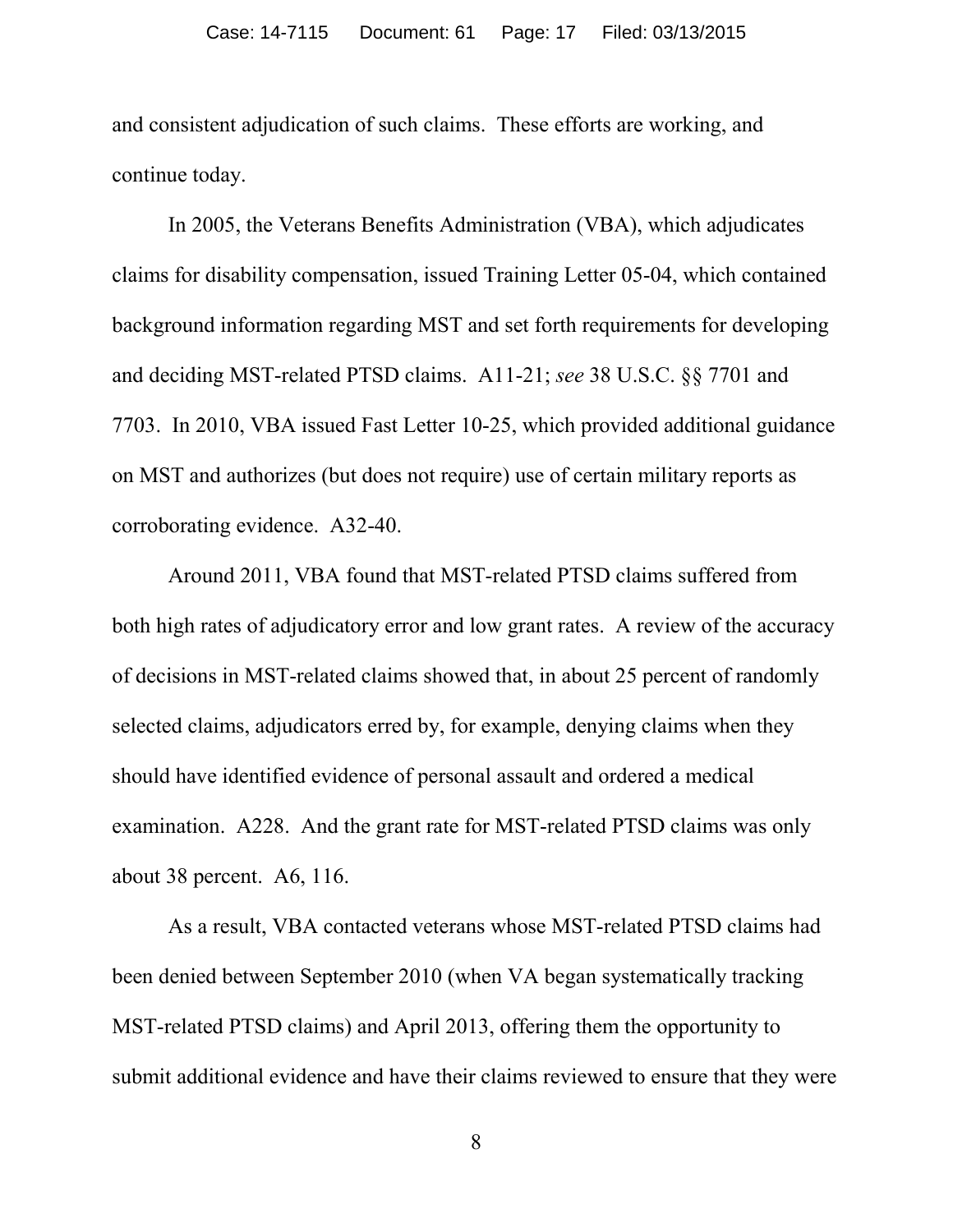and consistent adjudication of such claims. These efforts are working, and continue today.

In 2005, the Veterans Benefits Administration (VBA), which adjudicates claims for disability compensation, issued Training Letter 05-04, which contained background information regarding MST and set forth requirements for developing and deciding MST-related PTSD claims. A11-21; *see* 38 U.S.C. §§ 7701 and 7703. In 2010, VBA issued Fast Letter 10-25, which provided additional guidance on MST and authorizes (but does not require) use of certain military reports as corroborating evidence. A32-40.

Around 2011, VBA found that MST-related PTSD claims suffered from both high rates of adjudicatory error and low grant rates. A review of the accuracy of decisions in MST-related claims showed that, in about 25 percent of randomly selected claims, adjudicators erred by, for example, denying claims when they should have identified evidence of personal assault and ordered a medical examination. A228. And the grant rate for MST-related PTSD claims was only about 38 percent. A6, 116.

As a result, VBA contacted veterans whose MST-related PTSD claims had been denied between September 2010 (when VA began systematically tracking MST-related PTSD claims) and April 2013, offering them the opportunity to submit additional evidence and have their claims reviewed to ensure that they were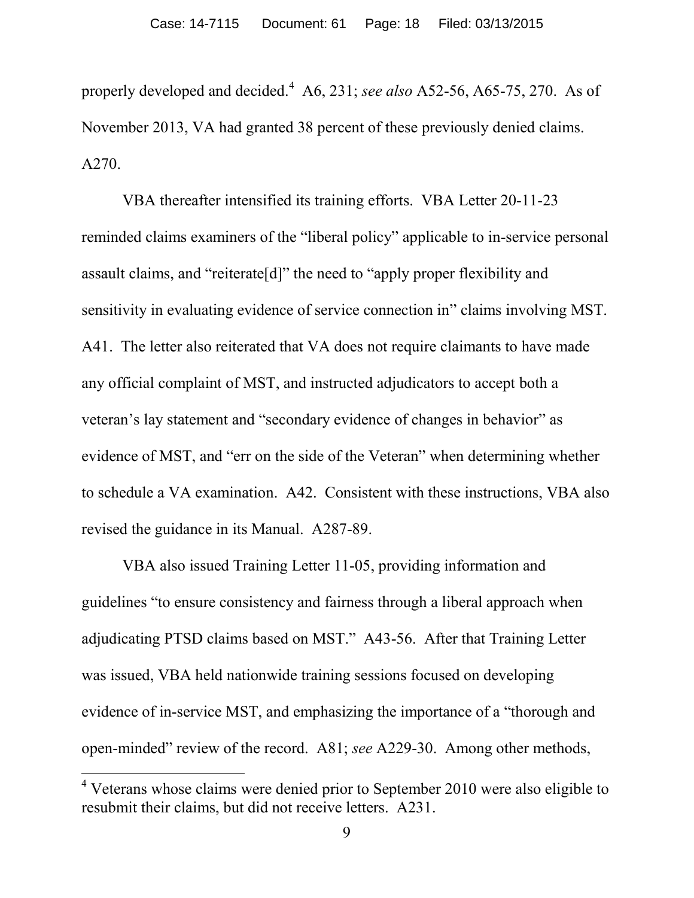properly developed and decided.[4] A6, 231; *see also* A52-56, A65-75, 270. As of November 2013, VA had granted 38 percent of these previously denied claims. A270.

VBA thereafter intensified its training efforts. VBA Letter 20-11-23 reminded claims examiners of the "liberal policy" applicable to in-service personal assault claims, and "reiterate[d]" the need to "apply proper flexibility and sensitivity in evaluating evidence of service connection in" claims involving MST. A41. The letter also reiterated that VA does not require claimants to have made any official complaint of MST, and instructed adjudicators to accept both a veteran's lay statement and "secondary evidence of changes in behavior" as evidence of MST, and "err on the side of the Veteran" when determining whether to schedule a VA examination. A42. Consistent with these instructions, VBA also revised the guidance in its Manual. A287-89.

VBA also issued Training Letter 11-05, providing information and guidelines "to ensure consistency and fairness through a liberal approach when adjudicating PTSD claims based on MST." A43-56. After that Training Letter was issued, VBA held nationwide training sessions focused on developing evidence of in-service MST, and emphasizing the importance of a "thorough and open-minded" review of the record. A81; *see* A229-30. Among other methods,

---

[4] Veterans whose claims were denied prior to September 2010 were also eligible to resubmit their claims, but did not receive letters. A231.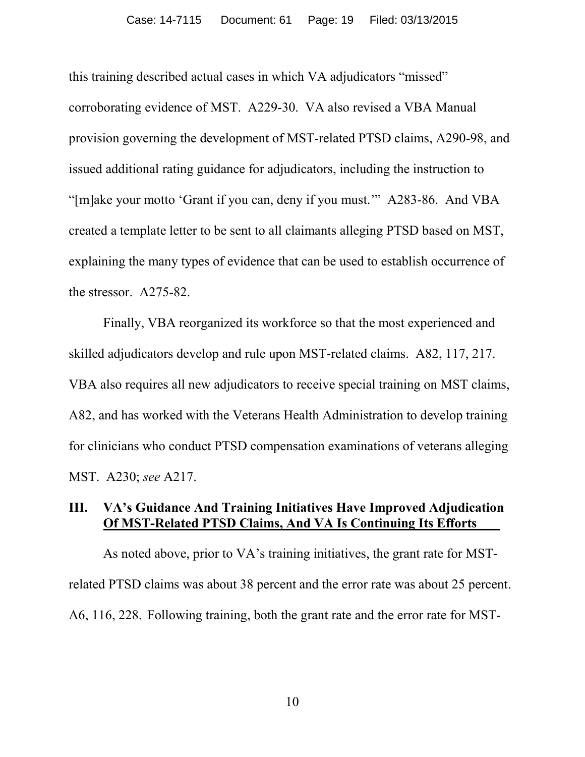this training described actual cases in which VA adjudicators "missed" corroborating evidence of MST. A229-30. VA also revised a VBA Manual provision governing the development of MST-related PTSD claims, A290-98, and issued additional rating guidance for adjudicators, including the instruction to "[m]ake your motto 'Grant if you can, deny if you must.'" A283-86. And VBA created a template letter to be sent to all claimants alleging PTSD based on MST, explaining the many types of evidence that can be used to establish occurrence of the stressor. A275-82.

Finally, VBA reorganized its workforce so that the most experienced and skilled adjudicators develop and rule upon MST-related claims. A82, 117, 217. VBA also requires all new adjudicators to receive special training on MST claims, A82, and has worked with the Veterans Health Administration to develop training for clinicians who conduct PTSD compensation examinations of veterans alleging MST. A230; *see* A217.

## III. VA's Guidance And Training Initiatives Have Improved Adjudication Of MST-Related PTSD Claims, And VA Is Continuing Its Efforts

As noted above, prior to VA's training initiatives, the grant rate for MST-related PTSD claims was about 38 percent and the error rate was about 25 percent. A6, 116, 228. Following training, both the grant rate and the error rate for MST-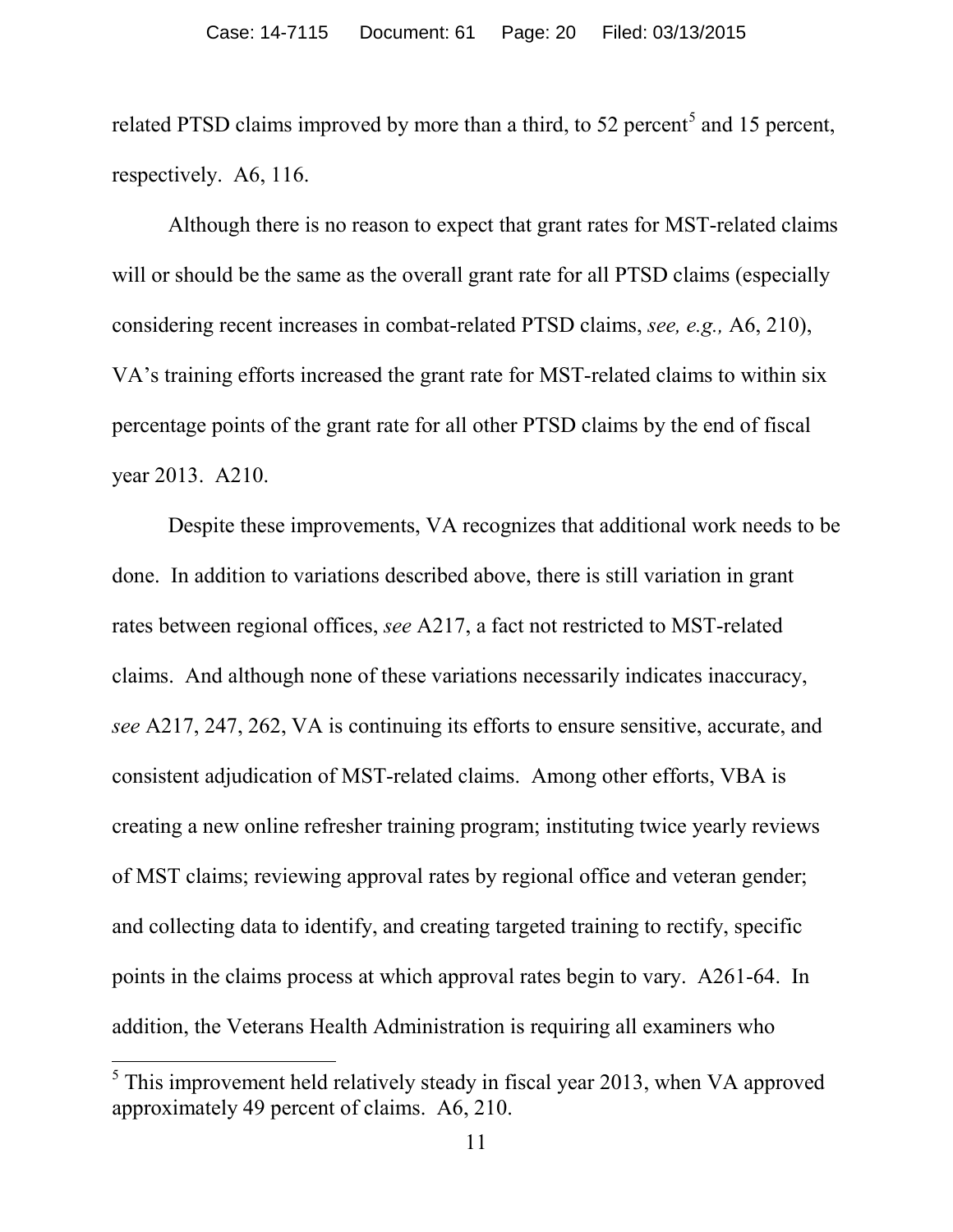related PTSD claims improved by more than a third, to 52 percent[5] and 15 percent, respectively. A6, 116.

Although there is no reason to expect that grant rates for MST-related claims will or should be the same as the overall grant rate for all PTSD claims (especially considering recent increases in combat-related PTSD claims, *see, e.g.,* A6, 210), VA's training efforts increased the grant rate for MST-related claims to within six percentage points of the grant rate for all other PTSD claims by the end of fiscal year 2013. A210.

Despite these improvements, VA recognizes that additional work needs to be done. In addition to variations described above, there is still variation in grant rates between regional offices, *see* A217, a fact not restricted to MST-related claims. And although none of these variations necessarily indicates inaccuracy, *see* A217, 247, 262, VA is continuing its efforts to ensure sensitive, accurate, and consistent adjudication of MST-related claims. Among other efforts, VBA is creating a new online refresher training program; instituting twice yearly reviews of MST claims; reviewing approval rates by regional office and veteran gender; and collecting data to identify, and creating targeted training to rectify, specific points in the claims process at which approval rates begin to vary. A261-64. In addition, the Veterans Health Administration is requiring all examiners who

---

[5] This improvement held relatively steady in fiscal year 2013, when VA approved approximately 49 percent of claims. A6, 210.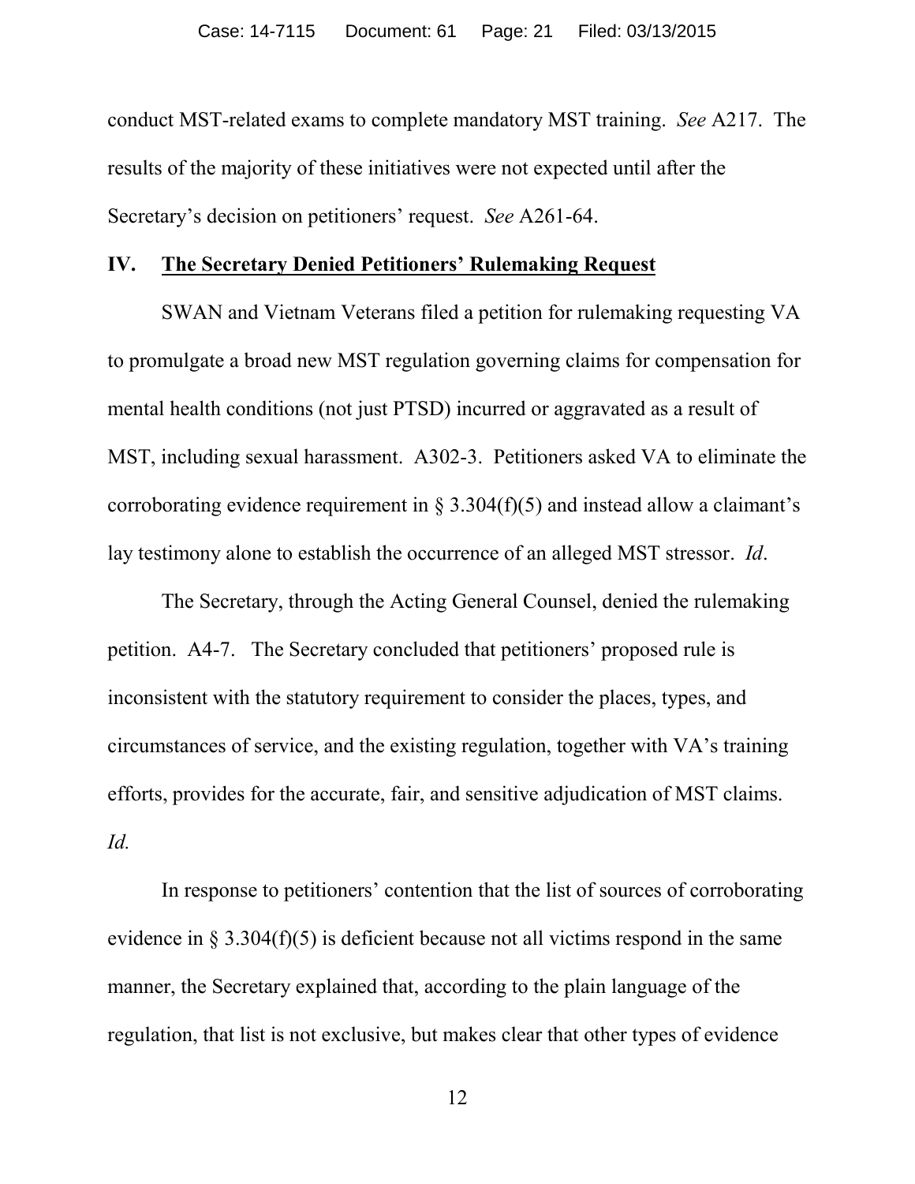conduct MST-related exams to complete mandatory MST training. *See* A217. The results of the majority of these initiatives were not expected until after the Secretary's decision on petitioners' request. *See* A261-64.

## IV. <u>The Secretary Denied Petitioners' Rulemaking Request</u>

SWAN and Vietnam Veterans filed a petition for rulemaking requesting VA to promulgate a broad new MST regulation governing claims for compensation for mental health conditions (not just PTSD) incurred or aggravated as a result of MST, including sexual harassment. A302-3. Petitioners asked VA to eliminate the corroborating evidence requirement in § 3.304(f)(5) and instead allow a claimant's lay testimony alone to establish the occurrence of an alleged MST stressor. *Id*.

The Secretary, through the Acting General Counsel, denied the rulemaking petition. A4-7. The Secretary concluded that petitioners' proposed rule is inconsistent with the statutory requirement to consider the places, types, and circumstances of service, and the existing regulation, together with VA's training efforts, provides for the accurate, fair, and sensitive adjudication of MST claims. *Id.*

In response to petitioners' contention that the list of sources of corroborating evidence in § 3.304(f)(5) is deficient because not all victims respond in the same manner, the Secretary explained that, according to the plain language of the regulation, that list is not exclusive, but makes clear that other types of evidence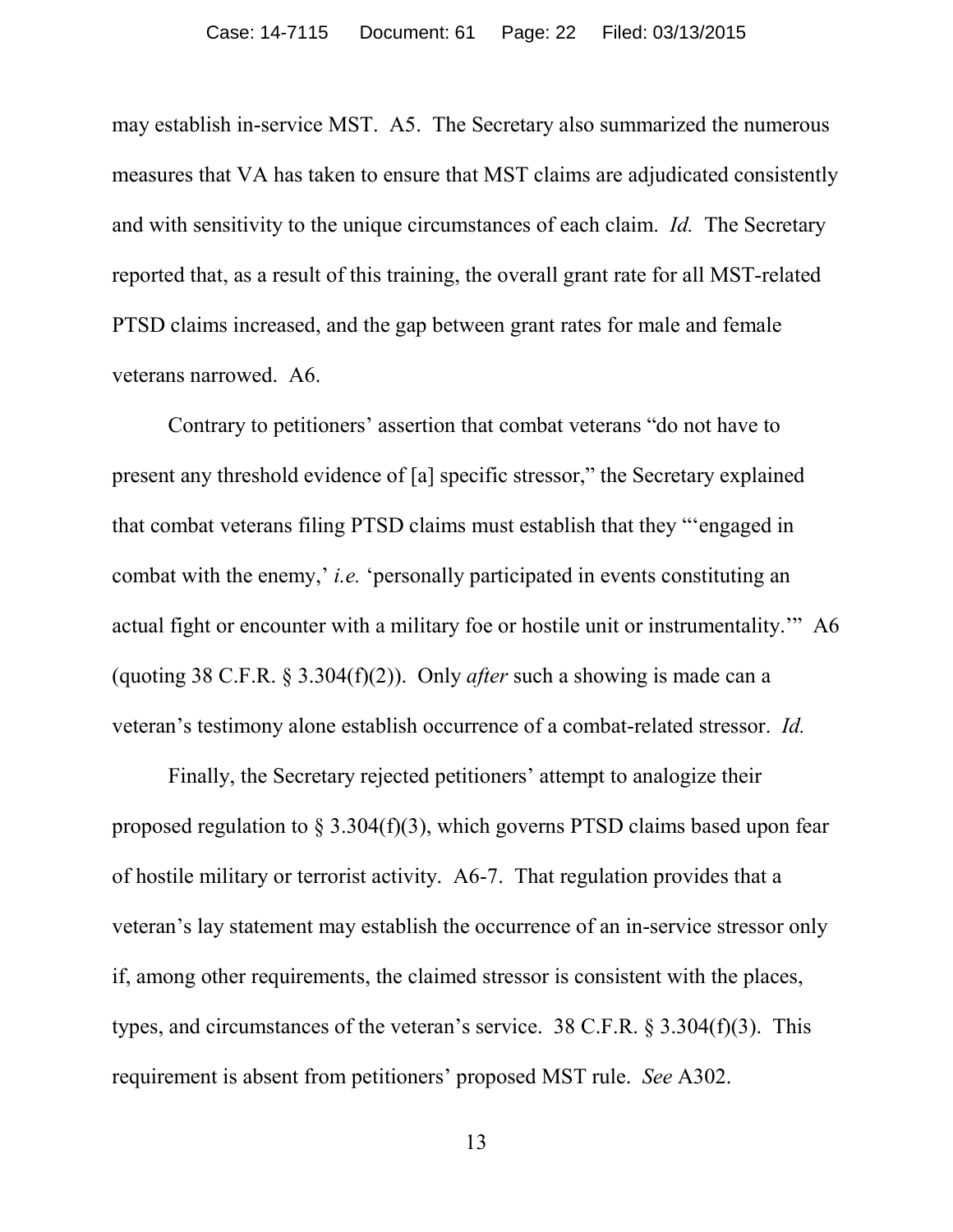may establish in-service MST. A5. The Secretary also summarized the numerous measures that VA has taken to ensure that MST claims are adjudicated consistently and with sensitivity to the unique circumstances of each claim. *Id.* The Secretary reported that, as a result of this training, the overall grant rate for all MST-related PTSD claims increased, and the gap between grant rates for male and female veterans narrowed. A6.

Contrary to petitioners' assertion that combat veterans "do not have to present any threshold evidence of [a] specific stressor," the Secretary explained that combat veterans filing PTSD claims must establish that they "'engaged in combat with the enemy,' *i.e.* 'personally participated in events constituting an actual fight or encounter with a military foe or hostile unit or instrumentality.'" A6 (quoting 38 C.F.R. § 3.304(f)(2)). Only *after* such a showing is made can a veteran's testimony alone establish occurrence of a combat-related stressor. *Id.*

Finally, the Secretary rejected petitioners' attempt to analogize their proposed regulation to § 3.304(f)(3), which governs PTSD claims based upon fear of hostile military or terrorist activity. A6-7. That regulation provides that a veteran's lay statement may establish the occurrence of an in-service stressor only if, among other requirements, the claimed stressor is consistent with the places, types, and circumstances of the veteran's service. 38 C.F.R. § 3.304(f)(3). This requirement is absent from petitioners' proposed MST rule. *See* A302.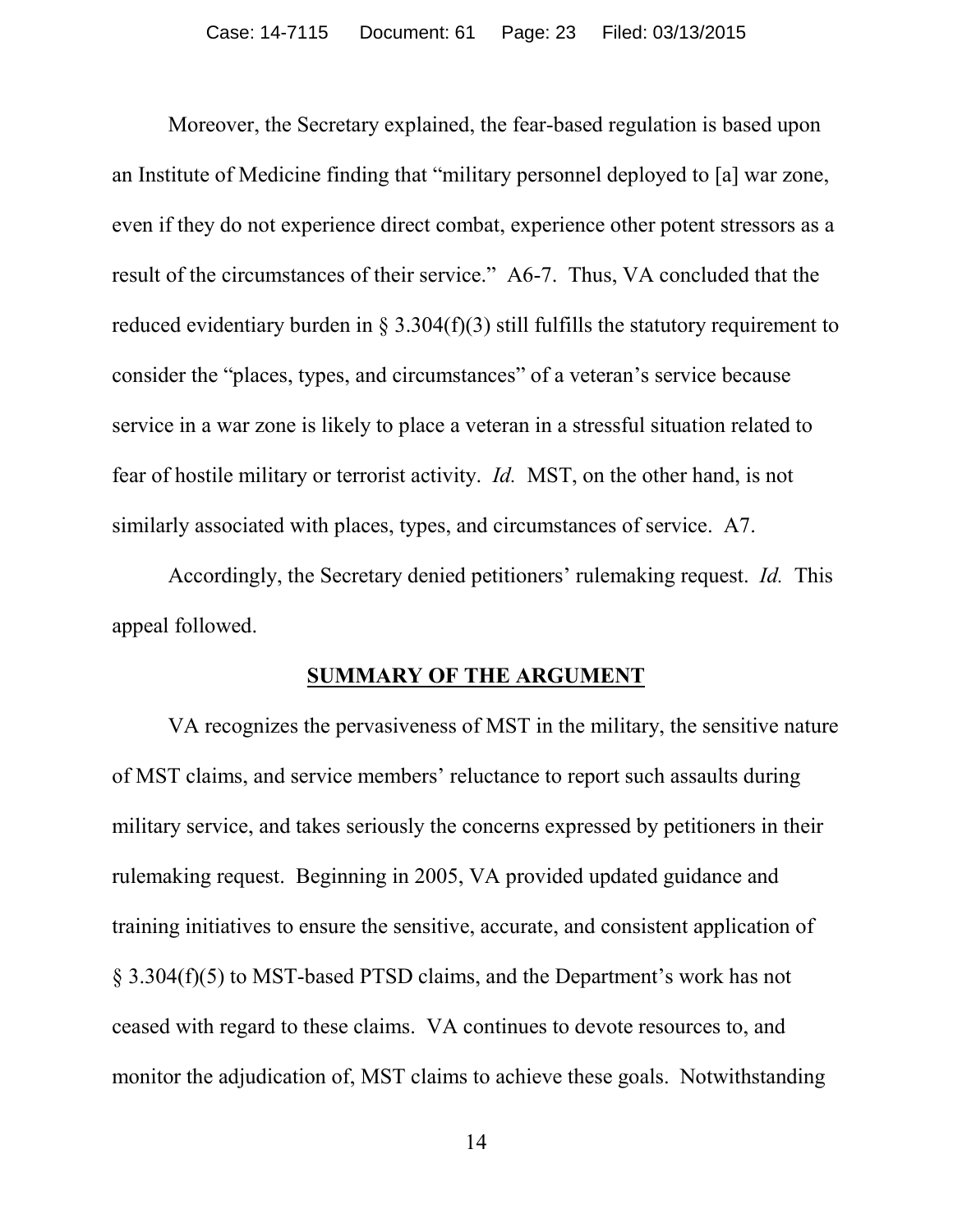Moreover, the Secretary explained, the fear-based regulation is based upon an Institute of Medicine finding that "military personnel deployed to [a] war zone, even if they do not experience direct combat, experience other potent stressors as a result of the circumstances of their service." A6-7. Thus, VA concluded that the reduced evidentiary burden in § 3.304(f)(3) still fulfills the statutory requirement to consider the "places, types, and circumstances" of a veteran's service because service in a war zone is likely to place a veteran in a stressful situation related to fear of hostile military or terrorist activity. *Id.* MST, on the other hand, is not similarly associated with places, types, and circumstances of service. A7.

Accordingly, the Secretary denied petitioners' rulemaking request. *Id.* This appeal followed.

## SUMMARY OF THE ARGUMENT

VA recognizes the pervasiveness of MST in the military, the sensitive nature of MST claims, and service members' reluctance to report such assaults during military service, and takes seriously the concerns expressed by petitioners in their rulemaking request. Beginning in 2005, VA provided updated guidance and training initiatives to ensure the sensitive, accurate, and consistent application of § 3.304(f)(5) to MST-based PTSD claims, and the Department's work has not ceased with regard to these claims. VA continues to devote resources to, and monitor the adjudication of, MST claims to achieve these goals. Notwithstanding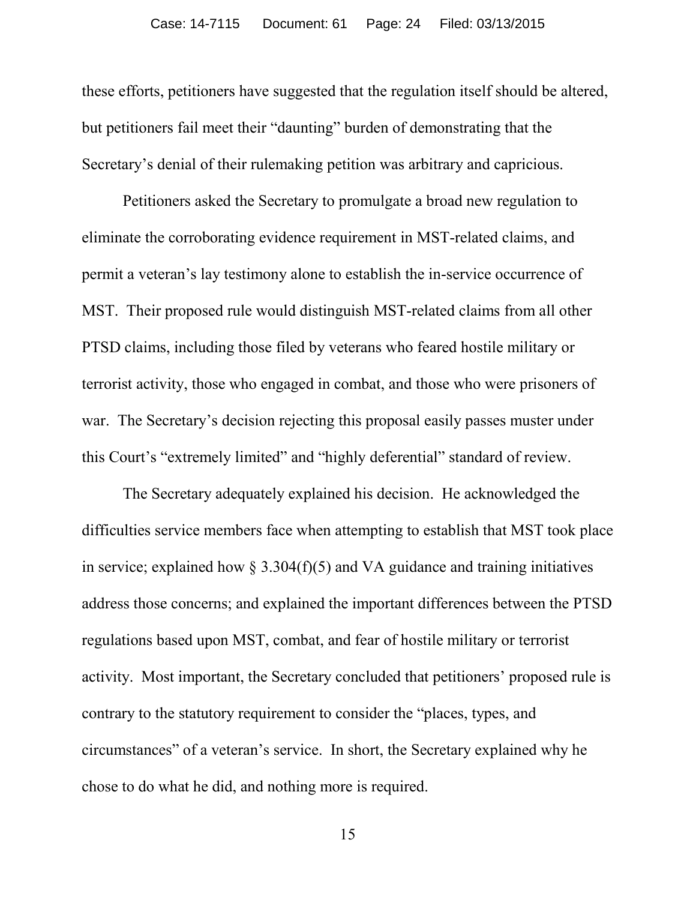these efforts, petitioners have suggested that the regulation itself should be altered, but petitioners fail meet their "daunting" burden of demonstrating that the Secretary's denial of their rulemaking petition was arbitrary and capricious.

Petitioners asked the Secretary to promulgate a broad new regulation to eliminate the corroborating evidence requirement in MST-related claims, and permit a veteran's lay testimony alone to establish the in-service occurrence of MST. Their proposed rule would distinguish MST-related claims from all other PTSD claims, including those filed by veterans who feared hostile military or terrorist activity, those who engaged in combat, and those who were prisoners of war. The Secretary's decision rejecting this proposal easily passes muster under this Court's "extremely limited" and "highly deferential" standard of review.

The Secretary adequately explained his decision. He acknowledged the difficulties service members face when attempting to establish that MST took place in service; explained how § 3.304(f)(5) and VA guidance and training initiatives address those concerns; and explained the important differences between the PTSD regulations based upon MST, combat, and fear of hostile military or terrorist activity. Most important, the Secretary concluded that petitioners' proposed rule is contrary to the statutory requirement to consider the "places, types, and circumstances" of a veteran's service. In short, the Secretary explained why he chose to do what he did, and nothing more is required.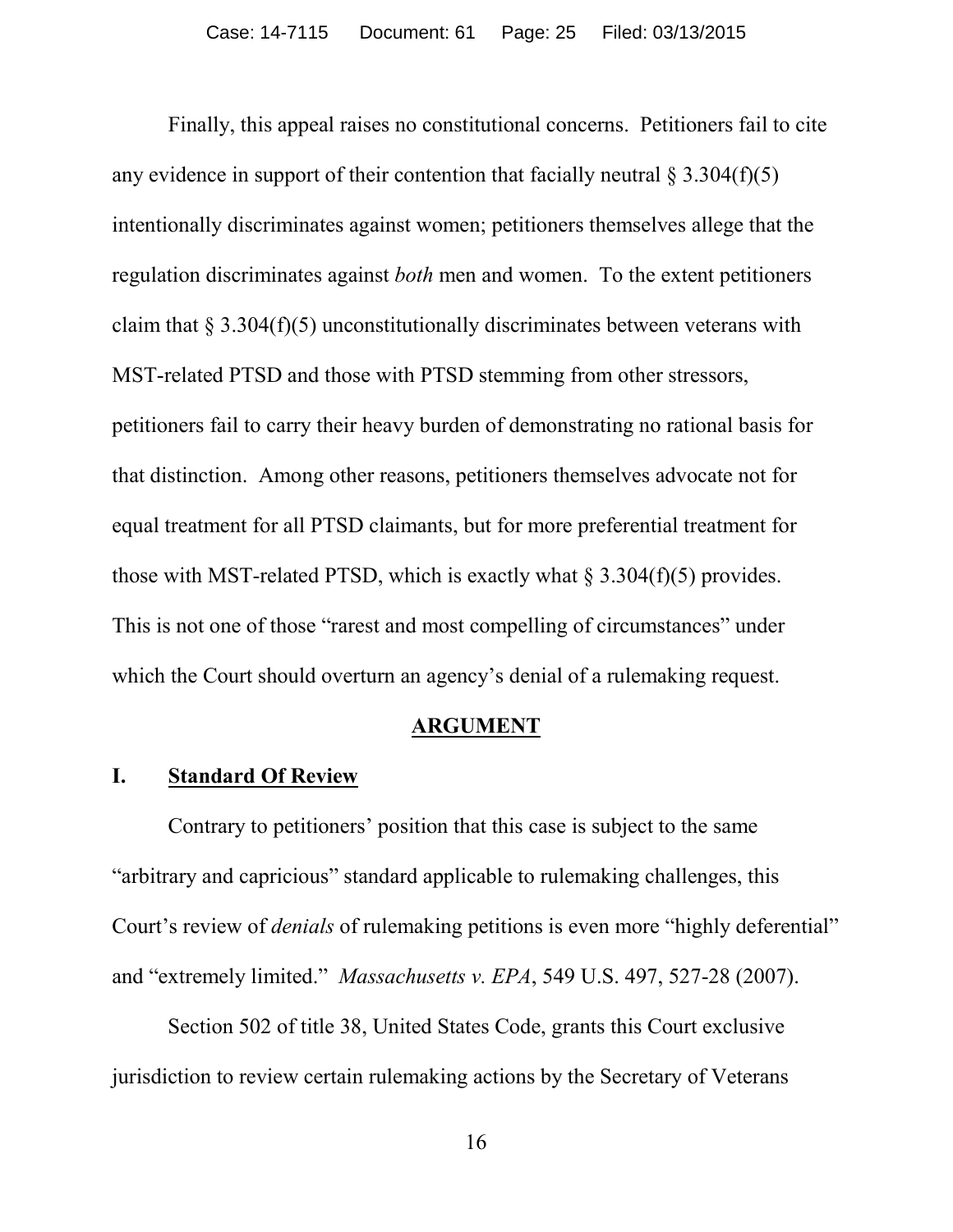Finally, this appeal raises no constitutional concerns. Petitioners fail to cite any evidence in support of their contention that facially neutral § 3.304(f)(5) intentionally discriminates against women; petitioners themselves allege that the regulation discriminates against *both* men and women. To the extent petitioners claim that § 3.304(f)(5) unconstitutionally discriminates between veterans with MST-related PTSD and those with PTSD stemming from other stressors, petitioners fail to carry their heavy burden of demonstrating no rational basis for that distinction. Among other reasons, petitioners themselves advocate not for equal treatment for all PTSD claimants, but for more preferential treatment for those with MST-related PTSD, which is exactly what § 3.304(f)(5) provides. This is not one of those "rarest and most compelling of circumstances" under which the Court should overturn an agency's denial of a rulemaking request.

## ARGUMENT

### I. Standard Of Review

Contrary to petitioners' position that this case is subject to the same "arbitrary and capricious" standard applicable to rulemaking challenges, this Court's review of *denials* of rulemaking petitions is even more "highly deferential" and "extremely limited." *Massachusetts v. EPA*, 549 U.S. 497, 527-28 (2007).

Section 502 of title 38, United States Code, grants this Court exclusive jurisdiction to review certain rulemaking actions by the Secretary of Veterans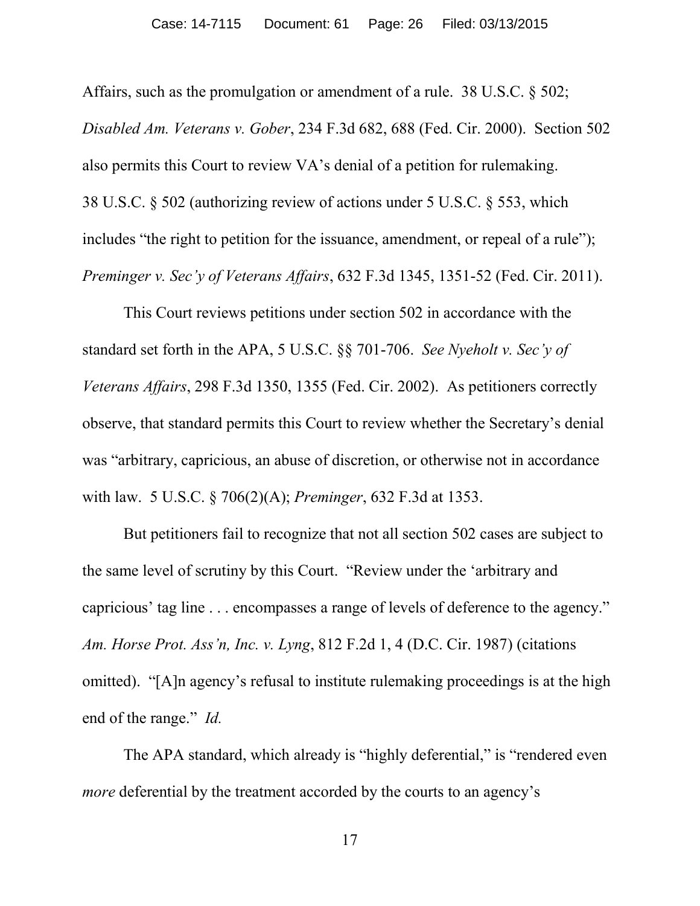Affairs, such as the promulgation or amendment of a rule. 38 U.S.C. § 502; *Disabled Am. Veterans v. Gober*, 234 F.3d 682, 688 (Fed. Cir. 2000). Section 502 also permits this Court to review VA's denial of a petition for rulemaking. 38 U.S.C. § 502 (authorizing review of actions under 5 U.S.C. § 553, which includes "the right to petition for the issuance, amendment, or repeal of a rule"); *Preminger v. Sec'y of Veterans Affairs*, 632 F.3d 1345, 1351-52 (Fed. Cir. 2011).

This Court reviews petitions under section 502 in accordance with the standard set forth in the APA, 5 U.S.C. §§ 701-706. *See Nyeholt v. Sec'y of Veterans Affairs*, 298 F.3d 1350, 1355 (Fed. Cir. 2002). As petitioners correctly observe, that standard permits this Court to review whether the Secretary's denial was "arbitrary, capricious, an abuse of discretion, or otherwise not in accordance with law. 5 U.S.C. § 706(2)(A); *Preminger*, 632 F.3d at 1353.

But petitioners fail to recognize that not all section 502 cases are subject to the same level of scrutiny by this Court. "Review under the 'arbitrary and capricious' tag line . . . encompasses a range of levels of deference to the agency." *Am. Horse Prot. Ass'n, Inc. v. Lyng*, 812 F.2d 1, 4 (D.C. Cir. 1987) (citations omitted). "[A]n agency's refusal to institute rulemaking proceedings is at the high end of the range." *Id.*

The APA standard, which already is "highly deferential," is "rendered even *more* deferential by the treatment accorded by the courts to an agency's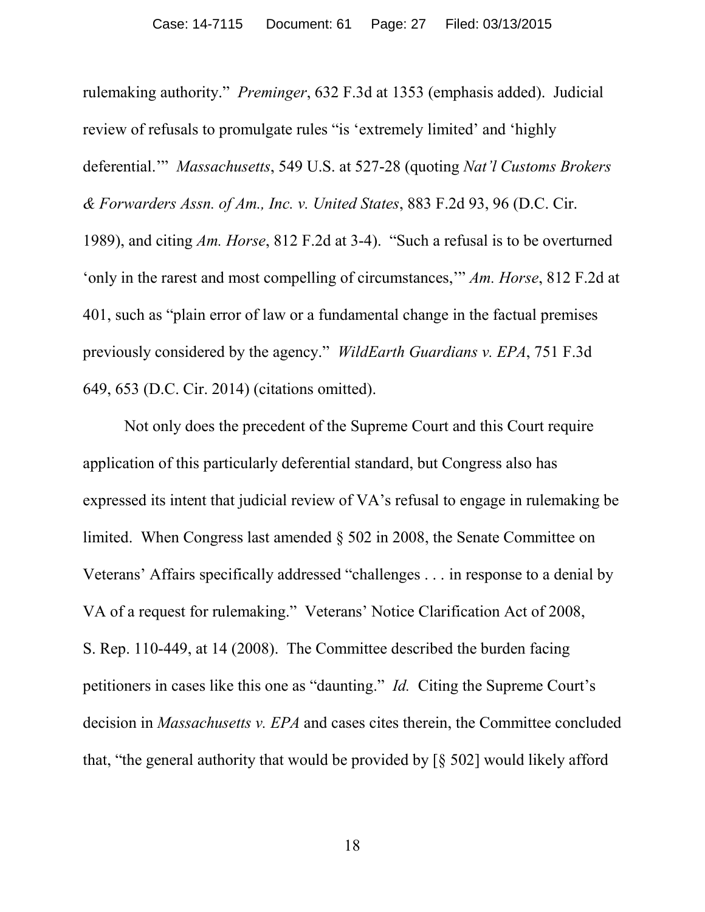rulemaking authority." *Preminger*, 632 F.3d at 1353 (emphasis added). Judicial review of refusals to promulgate rules "is 'extremely limited' and 'highly deferential.'" *Massachusetts*, 549 U.S. at 527-28 (quoting *Nat'l Customs Brokers & Forwarders Assn. of Am., Inc. v. United States*, 883 F.2d 93, 96 (D.C. Cir. 1989), and citing *Am. Horse*, 812 F.2d at 3-4). "Such a refusal is to be overturned 'only in the rarest and most compelling of circumstances,'" *Am. Horse*, 812 F.2d at 401, such as "plain error of law or a fundamental change in the factual premises previously considered by the agency." *WildEarth Guardians v. EPA*, 751 F.3d 649, 653 (D.C. Cir. 2014) (citations omitted).

Not only does the precedent of the Supreme Court and this Court require application of this particularly deferential standard, but Congress also has expressed its intent that judicial review of VA's refusal to engage in rulemaking be limited. When Congress last amended § 502 in 2008, the Senate Committee on Veterans' Affairs specifically addressed "challenges . . . in response to a denial by VA of a request for rulemaking." Veterans' Notice Clarification Act of 2008, S. Rep. 110-449, at 14 (2008). The Committee described the burden facing petitioners in cases like this one as "daunting." *Id.* Citing the Supreme Court's decision in *Massachusetts v. EPA* and cases cites therein, the Committee concluded that, "the general authority that would be provided by [§ 502] would likely afford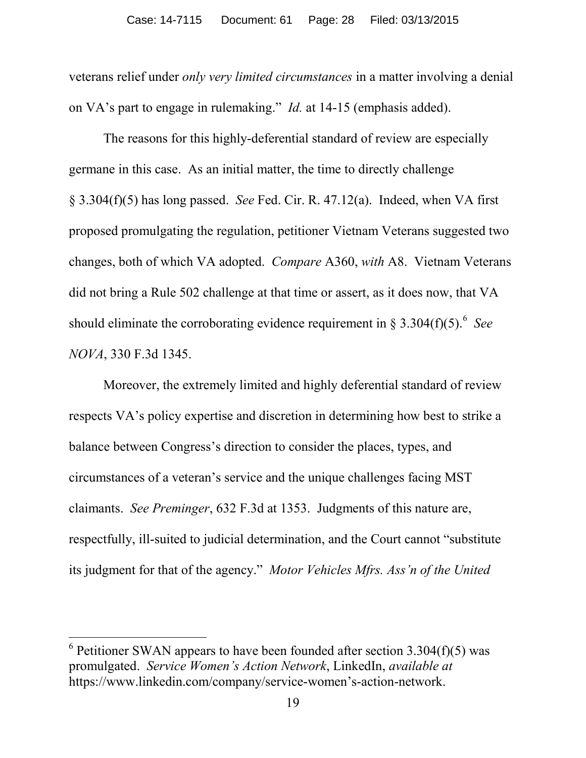veterans relief under *only very limited circumstances* in a matter involving a denial on VA's part to engage in rulemaking." *Id.* at 14-15 (emphasis added).

The reasons for this highly-deferential standard of review are especially germane in this case. As an initial matter, the time to directly challenge § 3.304(f)(5) has long passed. *See* Fed. Cir. R. 47.12(a). Indeed, when VA first proposed promulgating the regulation, petitioner Vietnam Veterans suggested two changes, both of which VA adopted. *Compare* A360, *with* A8. Vietnam Veterans did not bring a Rule 502 challenge at that time or assert, as it does now, that VA should eliminate the corroborating evidence requirement in § 3.304(f)(5).[6] *See NOVA*, 330 F.3d 1345.

Moreover, the extremely limited and highly deferential standard of review respects VA's policy expertise and discretion in determining how best to strike a balance between Congress's direction to consider the places, types, and circumstances of a veteran's service and the unique challenges facing MST claimants. *See Preminger*, 632 F.3d at 1353. Judgments of this nature are, respectfully, ill-suited to judicial determination, and the Court cannot "substitute its judgment for that of the agency." *Motor Vehicles Mfrs. Ass'n of the United*

---

[6] Petitioner SWAN appears to have been founded after section 3.304(f)(5) was promulgated. *Service Women's Action Network*, LinkedIn, *available at* https://www.linkedin.com/company/service-women's-action-network.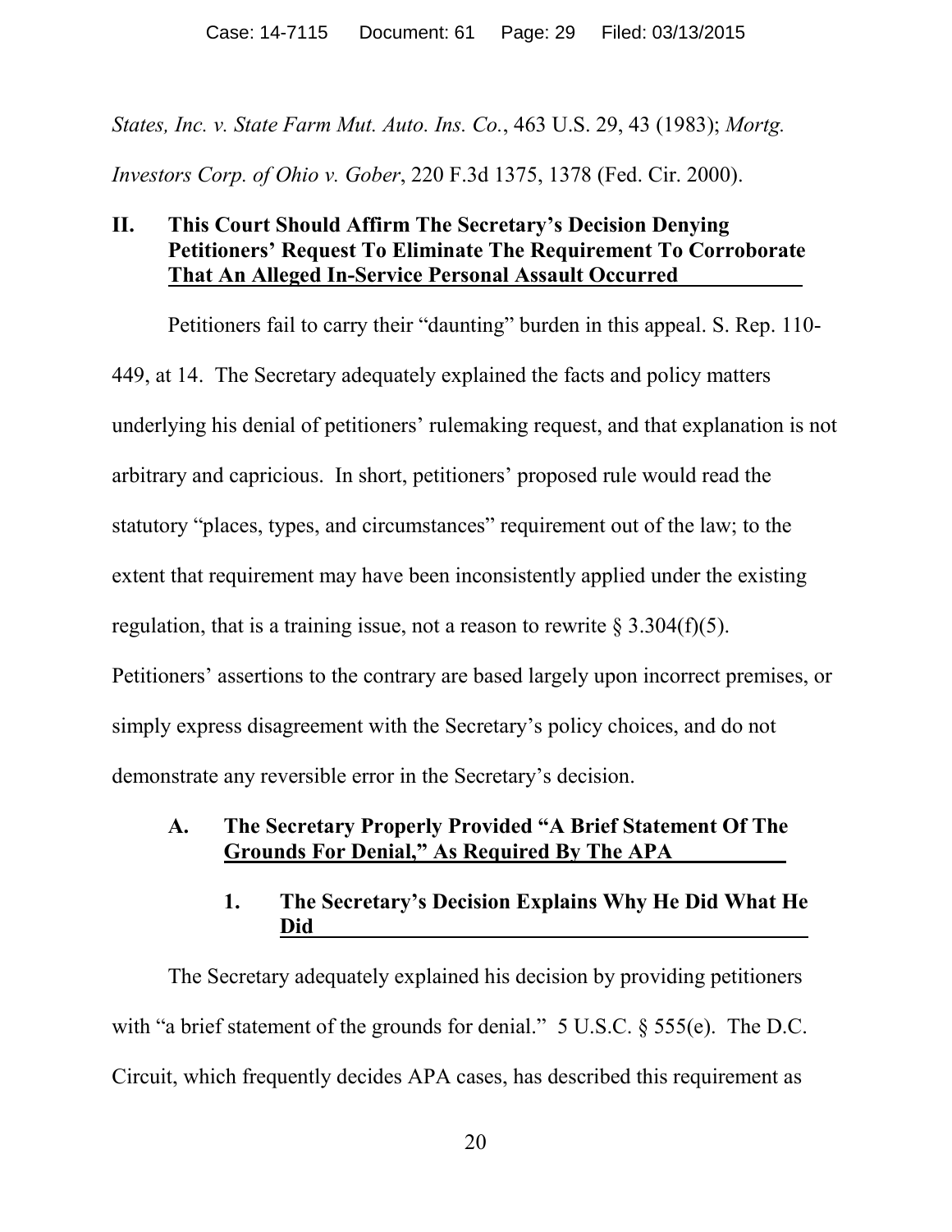*States, Inc. v. State Farm Mut. Auto. Ins. Co.*, 463 U.S. 29, 43 (1983); *Mortg. Investors Corp. of Ohio v. Gober*, 220 F.3d 1375, 1378 (Fed. Cir. 2000).

## II. This Court Should Affirm The Secretary's Decision Denying Petitioners' Request To Eliminate The Requirement To Corroborate That An Alleged In-Service Personal Assault Occurred

Petitioners fail to carry their "daunting" burden in this appeal. S. Rep. 110-449, at 14. The Secretary adequately explained the facts and policy matters underlying his denial of petitioners' rulemaking request, and that explanation is not arbitrary and capricious. In short, petitioners' proposed rule would read the statutory "places, types, and circumstances" requirement out of the law; to the extent that requirement may have been inconsistently applied under the existing regulation, that is a training issue, not a reason to rewrite § 3.304(f)(5). Petitioners' assertions to the contrary are based largely upon incorrect premises, or simply express disagreement with the Secretary's policy choices, and do not demonstrate any reversible error in the Secretary's decision.

### A. The Secretary Properly Provided "A Brief Statement Of The Grounds For Denial," As Required By The APA

#### 1. The Secretary's Decision Explains Why He Did What He Did

The Secretary adequately explained his decision by providing petitioners with "a brief statement of the grounds for denial." 5 U.S.C. § 555(e). The D.C. Circuit, which frequently decides APA cases, has described this requirement as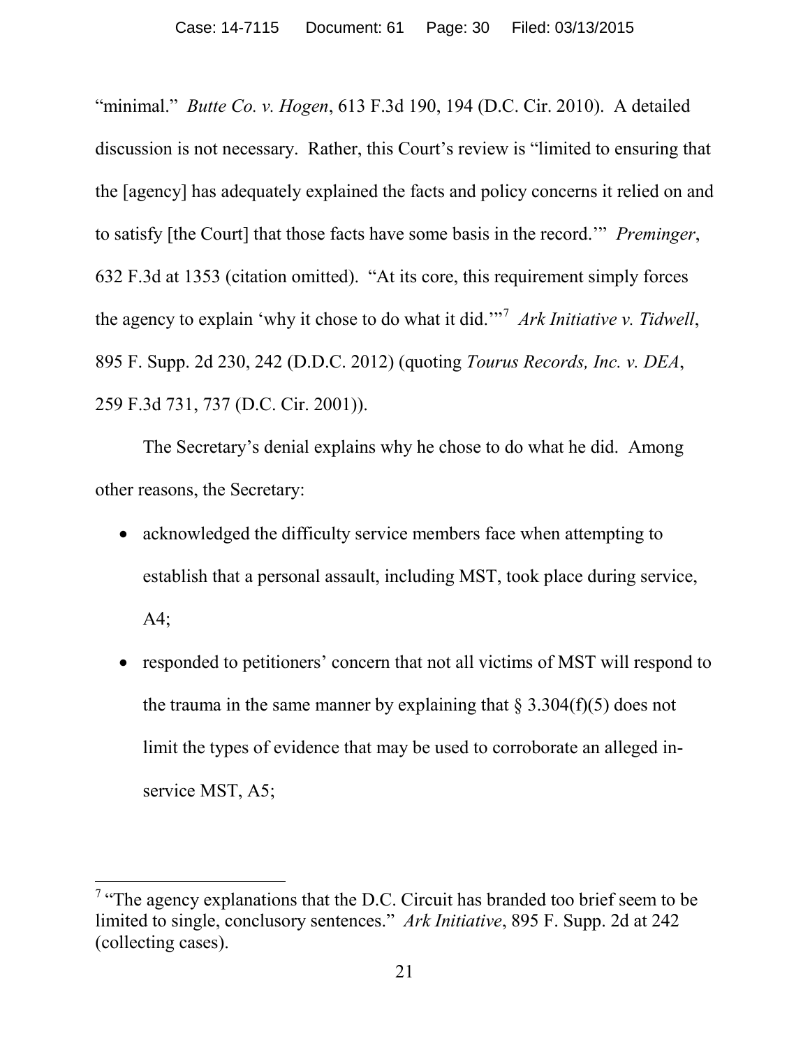"minimal." *Butte Co. v. Hogen*, 613 F.3d 190, 194 (D.C. Cir. 2010). A detailed discussion is not necessary. Rather, this Court's review is "limited to ensuring that the [agency] has adequately explained the facts and policy concerns it relied on and to satisfy [the Court] that those facts have some basis in the record.'" *Preminger*, 632 F.3d at 1353 (citation omitted). "At its core, this requirement simply forces the agency to explain 'why it chose to do what it did.'"[7] *Ark Initiative v. Tidwell*, 895 F. Supp. 2d 230, 242 (D.D.C. 2012) (quoting *Tourus Records, Inc. v. DEA*, 259 F.3d 731, 737 (D.C. Cir. 2001)).

The Secretary's denial explains why he chose to do what he did. Among other reasons, the Secretary:

- acknowledged the difficulty service members face when attempting to establish that a personal assault, including MST, took place during service, A4;
- responded to petitioners' concern that not all victims of MST will respond to the trauma in the same manner by explaining that § 3.304(f)(5) does not limit the types of evidence that may be used to corroborate an alleged in-service MST, A5;

[7] "The agency explanations that the D.C. Circuit has branded too brief seem to be limited to single, conclusory sentences." *Ark Initiative*, 895 F. Supp. 2d at 242 (collecting cases).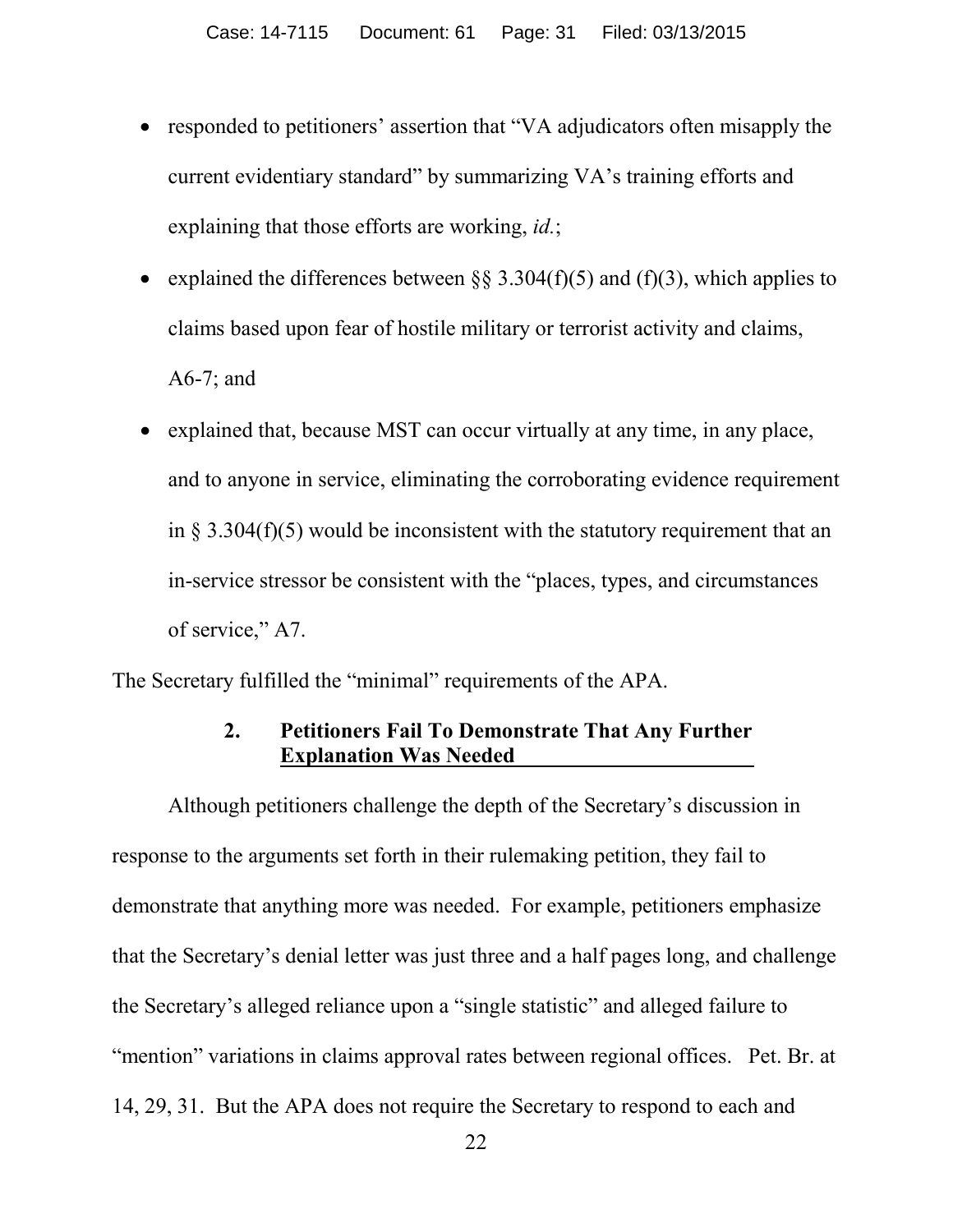- responded to petitioners' assertion that "VA adjudicators often misapply the current evidentiary standard" by summarizing VA's training efforts and explaining that those efforts are working, *id.*;
- explained the differences between §§ 3.304(f)(5) and (f)(3), which applies to claims based upon fear of hostile military or terrorist activity and claims, A6-7; and
- explained that, because MST can occur virtually at any time, in any place, and to anyone in service, eliminating the corroborating evidence requirement in § 3.304(f)(5) would be inconsistent with the statutory requirement that an in-service stressor be consistent with the "places, types, and circumstances of service," A7.

The Secretary fulfilled the "minimal" requirements of the APA.

### 2. Petitioners Fail To Demonstrate That Any Further Explanation Was Needed

Although petitioners challenge the depth of the Secretary's discussion in response to the arguments set forth in their rulemaking petition, they fail to demonstrate that anything more was needed. For example, petitioners emphasize that the Secretary's denial letter was just three and a half pages long, and challenge the Secretary's alleged reliance upon a "single statistic" and alleged failure to "mention" variations in claims approval rates between regional offices. Pet. Br. at 14, 29, 31. But the APA does not require the Secretary to respond to each and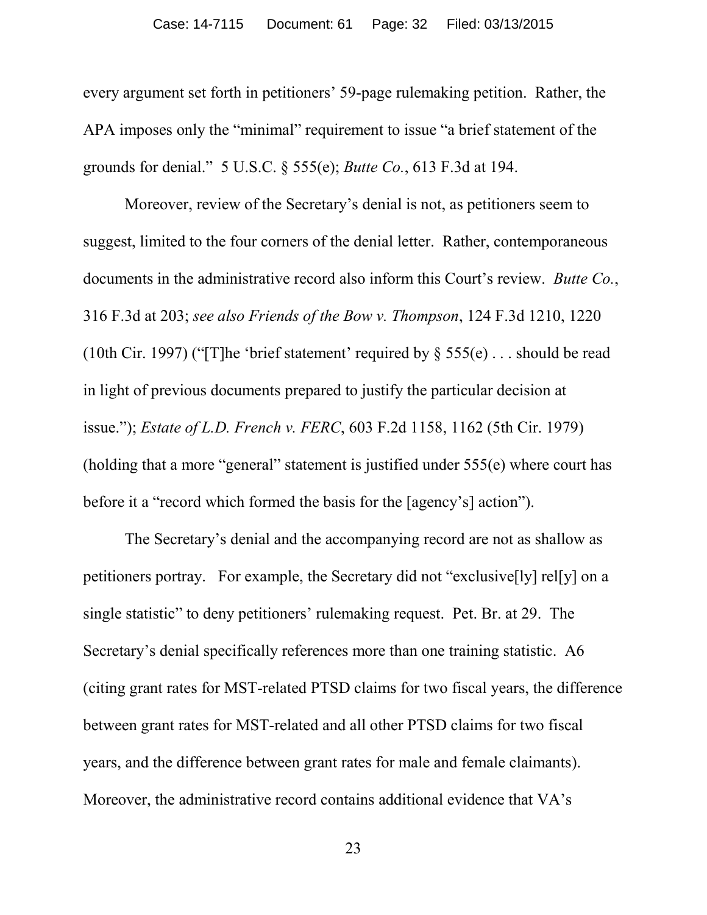every argument set forth in petitioners' 59-page rulemaking petition. Rather, the APA imposes only the "minimal" requirement to issue "a brief statement of the grounds for denial." 5 U.S.C. § 555(e); *Butte Co.*, 613 F.3d at 194.

Moreover, review of the Secretary's denial is not, as petitioners seem to suggest, limited to the four corners of the denial letter. Rather, contemporaneous documents in the administrative record also inform this Court's review. *Butte Co.*, 316 F.3d at 203; *see also Friends of the Bow v. Thompson*, 124 F.3d 1210, 1220 (10th Cir. 1997) ("[T]he 'brief statement' required by § 555(e) . . . should be read in light of previous documents prepared to justify the particular decision at issue."); *Estate of L.D. French v. FERC*, 603 F.2d 1158, 1162 (5th Cir. 1979) (holding that a more "general" statement is justified under 555(e) where court has before it a "record which formed the basis for the [agency's] action").

The Secretary's denial and the accompanying record are not as shallow as petitioners portray. For example, the Secretary did not "exclusive[ly] rel[y] on a single statistic" to deny petitioners' rulemaking request. Pet. Br. at 29. The Secretary's denial specifically references more than one training statistic. A6 (citing grant rates for MST-related PTSD claims for two fiscal years, the difference between grant rates for MST-related and all other PTSD claims for two fiscal years, and the difference between grant rates for male and female claimants). Moreover, the administrative record contains additional evidence that VA's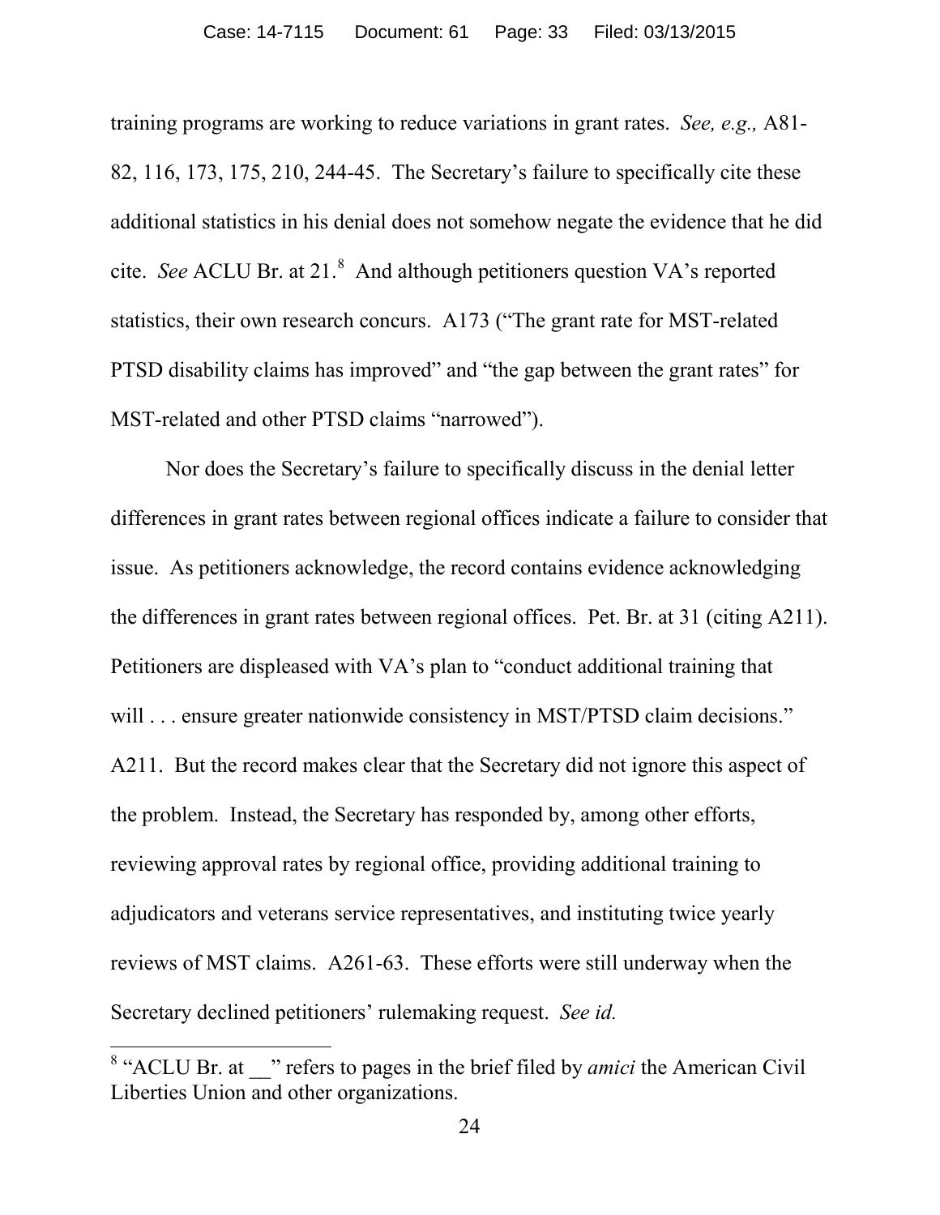training programs are working to reduce variations in grant rates. *See, e.g.,* A81-82, 116, 173, 175, 210, 244-45. The Secretary's failure to specifically cite these additional statistics in his denial does not somehow negate the evidence that he did cite. *See* ACLU Br. at 21.[8] And although petitioners question VA's reported statistics, their own research concurs. A173 ("The grant rate for MST-related PTSD disability claims has improved" and "the gap between the grant rates" for MST-related and other PTSD claims "narrowed").

Nor does the Secretary's failure to specifically discuss in the denial letter differences in grant rates between regional offices indicate a failure to consider that issue. As petitioners acknowledge, the record contains evidence acknowledging the differences in grant rates between regional offices. Pet. Br. at 31 (citing A211). Petitioners are displeased with VA's plan to "conduct additional training that will . . . ensure greater nationwide consistency in MST/PTSD claim decisions." A211. But the record makes clear that the Secretary did not ignore this aspect of the problem. Instead, the Secretary has responded by, among other efforts, reviewing approval rates by regional office, providing additional training to adjudicators and veterans service representatives, and instituting twice yearly reviews of MST claims. A261-63. These efforts were still underway when the Secretary declined petitioners' rulemaking request. *See id.*

---

[8] "ACLU Br. at __" refers to pages in the brief filed by *amici* the American Civil Liberties Union and other organizations.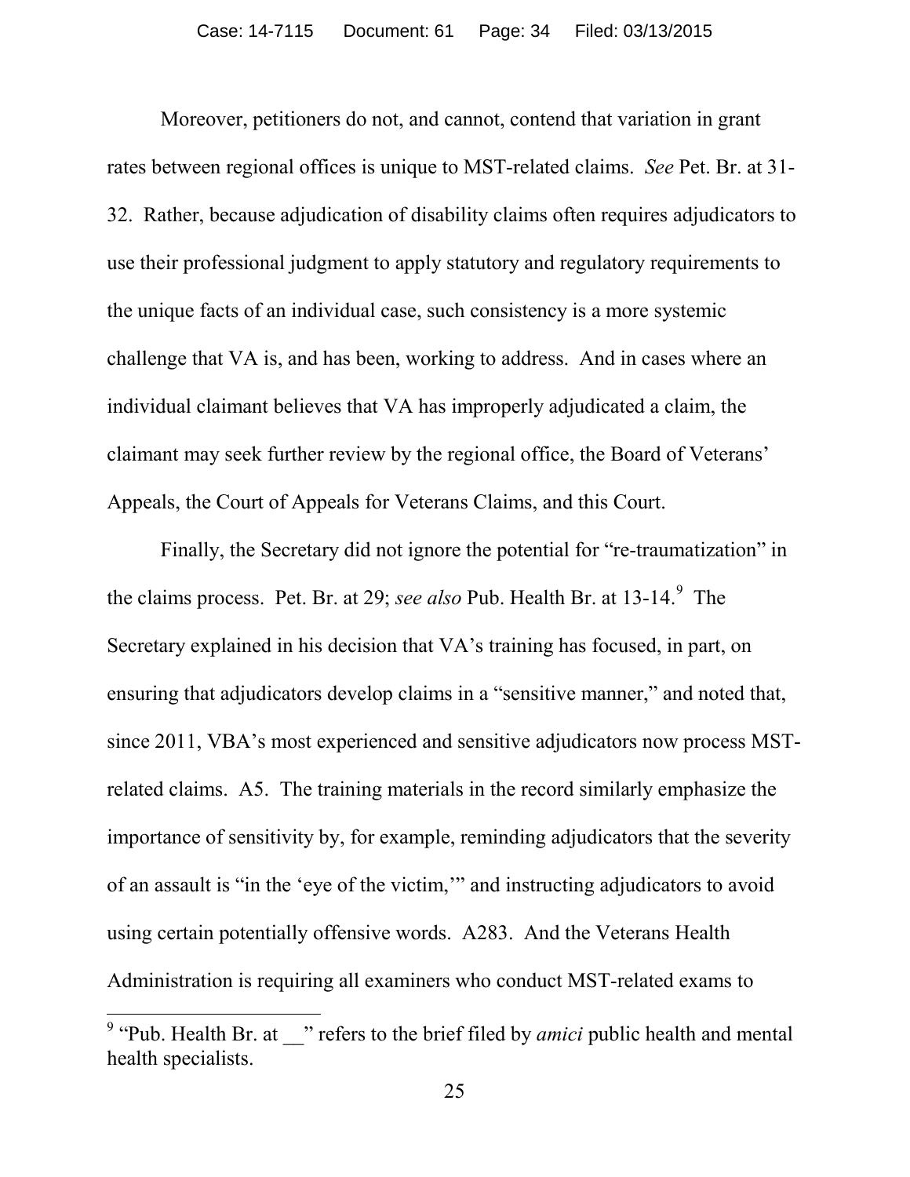Moreover, petitioners do not, and cannot, contend that variation in grant rates between regional offices is unique to MST-related claims. *See* Pet. Br. at 31-32. Rather, because adjudication of disability claims often requires adjudicators to use their professional judgment to apply statutory and regulatory requirements to the unique facts of an individual case, such consistency is a more systemic challenge that VA is, and has been, working to address. And in cases where an individual claimant believes that VA has improperly adjudicated a claim, the claimant may seek further review by the regional office, the Board of Veterans' Appeals, the Court of Appeals for Veterans Claims, and this Court.

Finally, the Secretary did not ignore the potential for "re-traumatization" in the claims process. Pet. Br. at 29; *see also* Pub. Health Br. at 13-14.[9] The Secretary explained in his decision that VA's training has focused, in part, on ensuring that adjudicators develop claims in a "sensitive manner," and noted that, since 2011, VBA's most experienced and sensitive adjudicators now process MST-related claims. A5. The training materials in the record similarly emphasize the importance of sensitivity by, for example, reminding adjudicators that the severity of an assault is "in the 'eye of the victim,'" and instructing adjudicators to avoid using certain potentially offensive words. A283. And the Veterans Health Administration is requiring all examiners who conduct MST-related exams to

---

[9] "Pub. Health Br. at __" refers to the brief filed by *amici* public health and mental health specialists.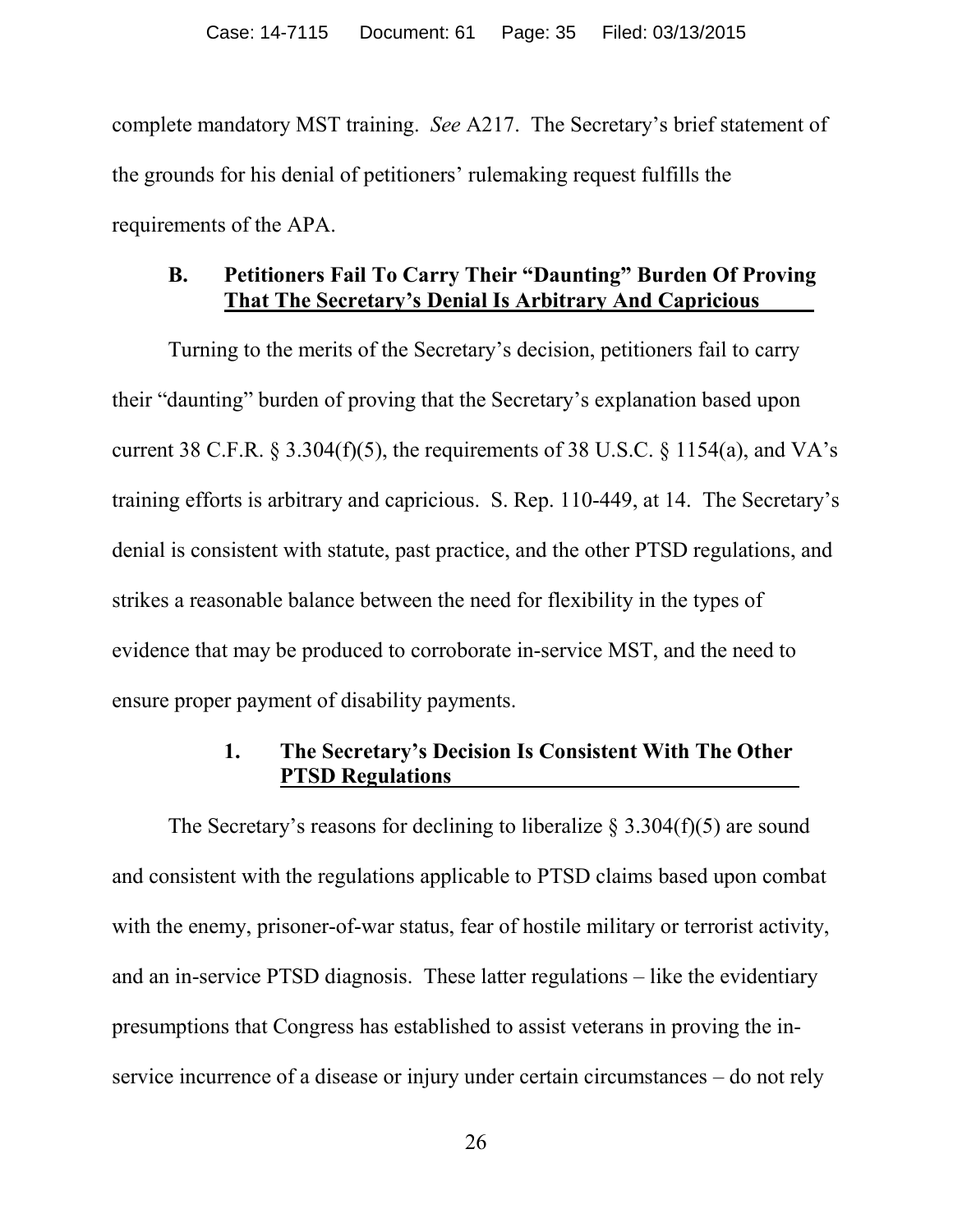complete mandatory MST training. *See* A217. The Secretary's brief statement of the grounds for his denial of petitioners' rulemaking request fulfills the requirements of the APA.

### B. Petitioners Fail To Carry Their "Daunting" Burden Of Proving That The Secretary's Denial Is Arbitrary And Capricious

Turning to the merits of the Secretary's decision, petitioners fail to carry their "daunting" burden of proving that the Secretary's explanation based upon current 38 C.F.R. § 3.304(f)(5), the requirements of 38 U.S.C. § 1154(a), and VA's training efforts is arbitrary and capricious. S. Rep. 110-449, at 14. The Secretary's denial is consistent with statute, past practice, and the other PTSD regulations, and strikes a reasonable balance between the need for flexibility in the types of evidence that may be produced to corroborate in-service MST, and the need to ensure proper payment of disability payments.

#### 1. The Secretary's Decision Is Consistent With The Other PTSD Regulations

The Secretary's reasons for declining to liberalize § 3.304(f)(5) are sound and consistent with the regulations applicable to PTSD claims based upon combat with the enemy, prisoner-of-war status, fear of hostile military or terrorist activity, and an in-service PTSD diagnosis. These latter regulations – like the evidentiary presumptions that Congress has established to assist veterans in proving the in-service incurrence of a disease or injury under certain circumstances – do not rely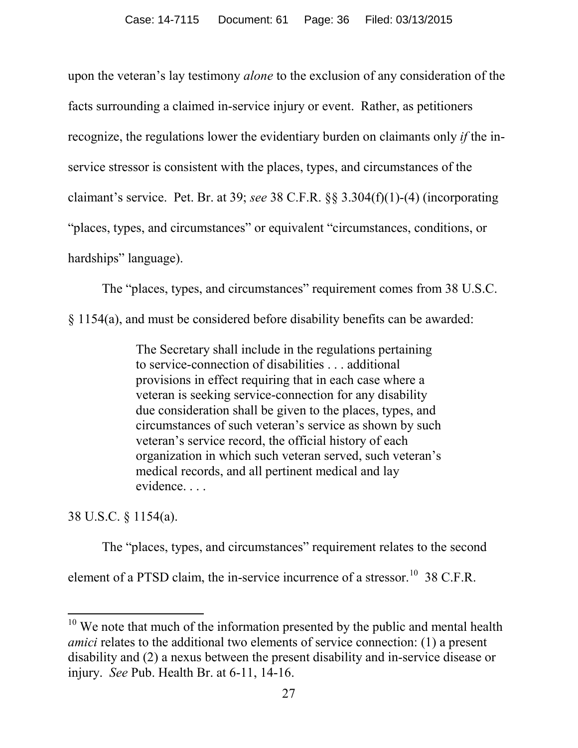upon the veteran's lay testimony *alone* to the exclusion of any consideration of the facts surrounding a claimed in-service injury or event. Rather, as petitioners recognize, the regulations lower the evidentiary burden on claimants only *if* the in-service stressor is consistent with the places, types, and circumstances of the claimant's service. Pet. Br. at 39; *see* 38 C.F.R. §§ 3.304(f)(1)-(4) (incorporating "places, types, and circumstances" or equivalent "circumstances, conditions, or hardships" language).

The "places, types, and circumstances" requirement comes from 38 U.S.C. § 1154(a), and must be considered before disability benefits can be awarded:

> The Secretary shall include in the regulations pertaining to service-connection of disabilities . . . additional provisions in effect requiring that in each case where a veteran is seeking service-connection for any disability due consideration shall be given to the places, types, and circumstances of such veteran's service as shown by such veteran's service record, the official history of each organization in which such veteran served, such veteran's medical records, and all pertinent medical and lay evidence. . . .

38 U.S.C. § 1154(a).

The "places, types, and circumstances" requirement relates to the second element of a PTSD claim, the in-service incurrence of a stressor.[10] 38 C.F.R.

[10] We note that much of the information presented by the public and mental health *amici* relates to the additional two elements of service connection: (1) a present disability and (2) a nexus between the present disability and in-service disease or injury. *See* Pub. Health Br. at 6-11, 14-16.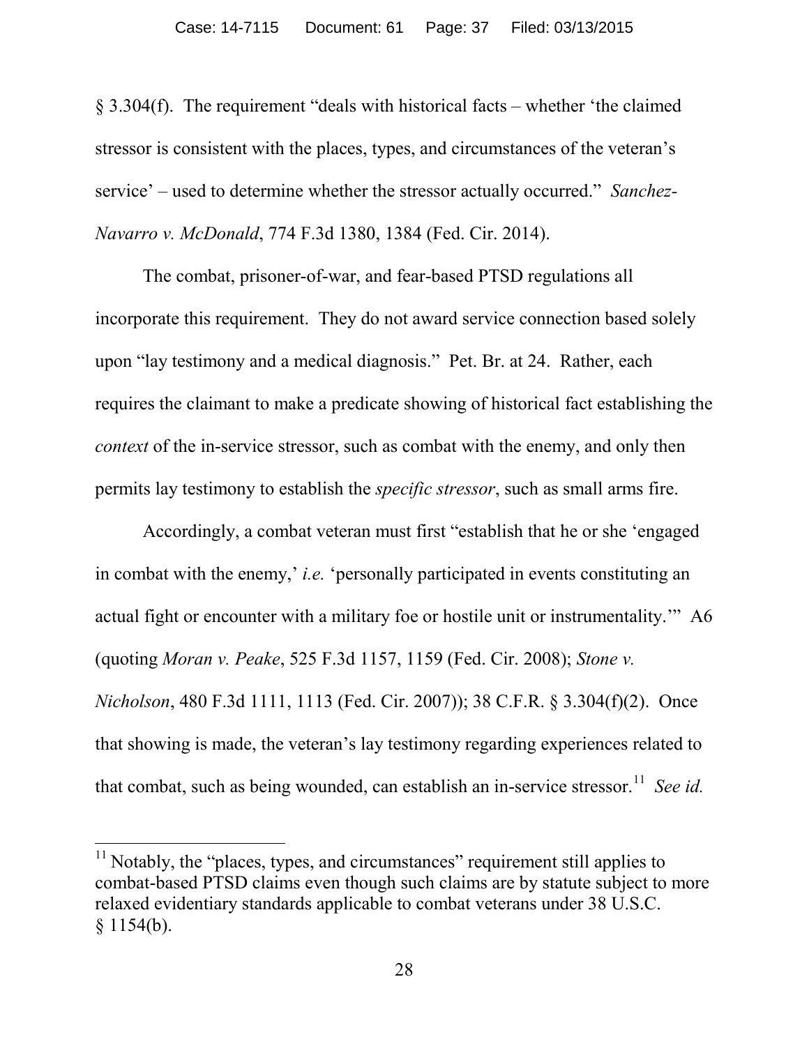§ 3.304(f). The requirement "deals with historical facts – whether 'the claimed stressor is consistent with the places, types, and circumstances of the veteran's service' – used to determine whether the stressor actually occurred." *Sanchez-Navarro v. McDonald*, 774 F.3d 1380, 1384 (Fed. Cir. 2014).

The combat, prisoner-of-war, and fear-based PTSD regulations all incorporate this requirement. They do not award service connection based solely upon "lay testimony and a medical diagnosis." Pet. Br. at 24. Rather, each requires the claimant to make a predicate showing of historical fact establishing the *context* of the in-service stressor, such as combat with the enemy, and only then permits lay testimony to establish the *specific stressor*, such as small arms fire.

Accordingly, a combat veteran must first "establish that he or she 'engaged in combat with the enemy,' *i.e.* 'personally participated in events constituting an actual fight or encounter with a military foe or hostile unit or instrumentality.'" A6 (quoting *Moran v. Peake*, 525 F.3d 1157, 1159 (Fed. Cir. 2008); *Stone v. Nicholson*, 480 F.3d 1111, 1113 (Fed. Cir. 2007)); 38 C.F.R. § 3.304(f)(2). Once that showing is made, the veteran's lay testimony regarding experiences related to that combat, such as being wounded, can establish an in-service stressor.[11] *See id.*

[11] Notably, the "places, types, and circumstances" requirement still applies to combat-based PTSD claims even though such claims are by statute subject to more relaxed evidentiary standards applicable to combat veterans under 38 U.S.C. § 1154(b).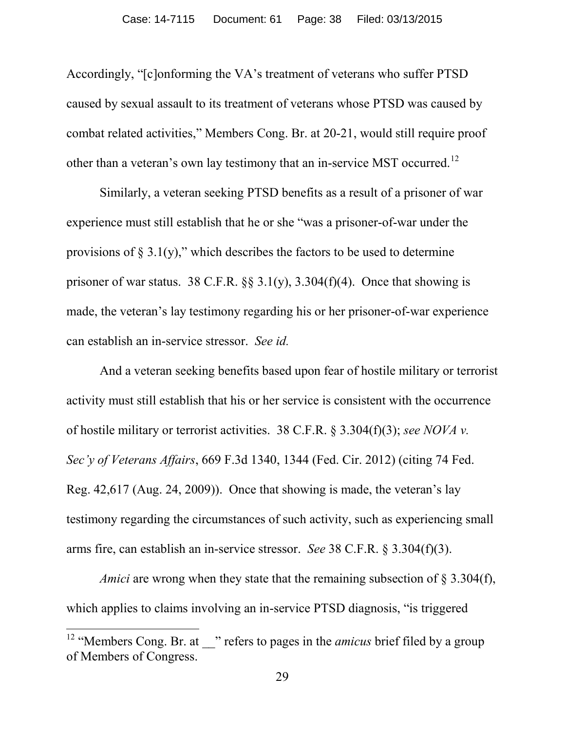Accordingly, "[c]onforming the VA's treatment of veterans who suffer PTSD caused by sexual assault to its treatment of veterans whose PTSD was caused by combat related activities," Members Cong. Br. at 20-21, would still require proof other than a veteran's own lay testimony that an in-service MST occurred.[12]

Similarly, a veteran seeking PTSD benefits as a result of a prisoner of war experience must still establish that he or she "was a prisoner-of-war under the provisions of § 3.1(y)," which describes the factors to be used to determine prisoner of war status. 38 C.F.R. §§ 3.1(y), 3.304(f)(4). Once that showing is made, the veteran's lay testimony regarding his or her prisoner-of-war experience can establish an in-service stressor. *See id.*

And a veteran seeking benefits based upon fear of hostile military or terrorist activity must still establish that his or her service is consistent with the occurrence of hostile military or terrorist activities. 38 C.F.R. § 3.304(f)(3); *see NOVA v. Sec'y of Veterans Affairs*, 669 F.3d 1340, 1344 (Fed. Cir. 2012) (citing 74 Fed. Reg. 42,617 (Aug. 24, 2009)). Once that showing is made, the veteran's lay testimony regarding the circumstances of such activity, such as experiencing small arms fire, can establish an in-service stressor. *See* 38 C.F.R. § 3.304(f)(3).

*Amici* are wrong when they state that the remaining subsection of § 3.304(f), which applies to claims involving an in-service PTSD diagnosis, "is triggered

[12] "Members Cong. Br. at __" refers to pages in the *amicus* brief filed by a group of Members of Congress.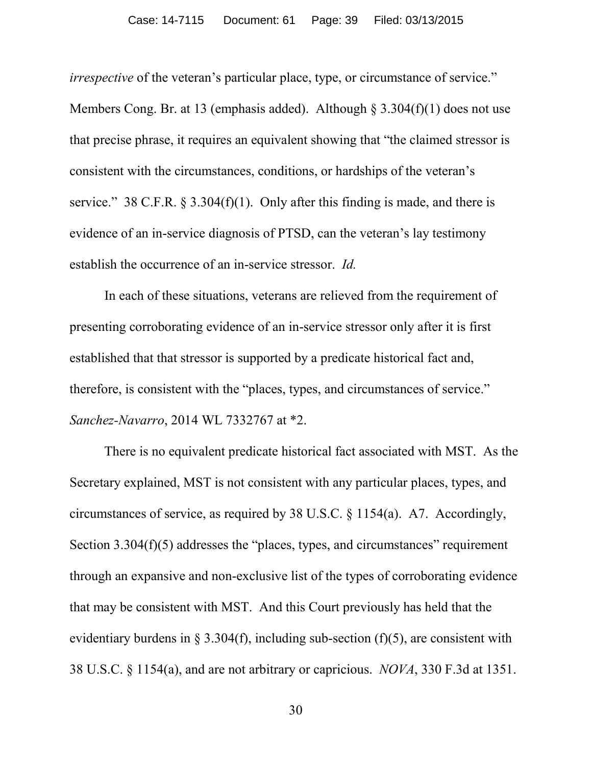*irrespective* of the veteran's particular place, type, or circumstance of service." Members Cong. Br. at 13 (emphasis added). Although § 3.304(f)(1) does not use that precise phrase, it requires an equivalent showing that "the claimed stressor is consistent with the circumstances, conditions, or hardships of the veteran's service." 38 C.F.R. § 3.304(f)(1). Only after this finding is made, and there is evidence of an in-service diagnosis of PTSD, can the veteran's lay testimony establish the occurrence of an in-service stressor. *Id.*

In each of these situations, veterans are relieved from the requirement of presenting corroborating evidence of an in-service stressor only after it is first established that that stressor is supported by a predicate historical fact and, therefore, is consistent with the "places, types, and circumstances of service." *Sanchez-Navarro*, 2014 WL 7332767 at *2.

There is no equivalent predicate historical fact associated with MST. As the Secretary explained, MST is not consistent with any particular places, types, and circumstances of service, as required by 38 U.S.C. § 1154(a). A7. Accordingly, Section 3.304(f)(5) addresses the "places, types, and circumstances" requirement through an expansive and non-exclusive list of the types of corroborating evidence that may be consistent with MST. And this Court previously has held that the evidentiary burdens in § 3.304(f), including sub-section (f)(5), are consistent with 38 U.S.C. § 1154(a), and are not arbitrary or capricious. *NOVA*, 330 F.3d at 1351.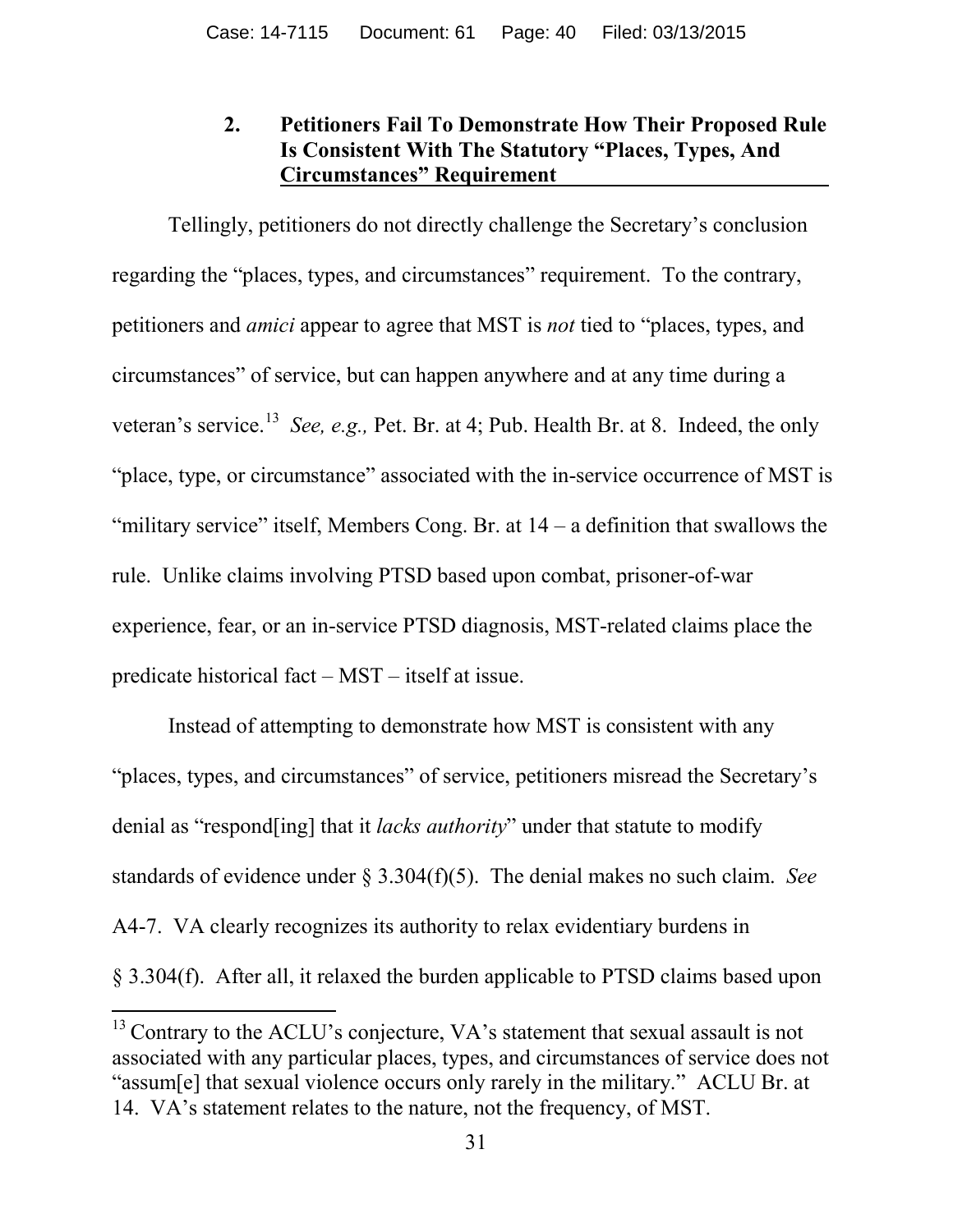### 2. Petitioners Fail To Demonstrate How Their Proposed Rule Is Consistent With The Statutory "Places, Types, And Circumstances" Requirement

Tellingly, petitioners do not directly challenge the Secretary's conclusion regarding the "places, types, and circumstances" requirement. To the contrary, petitioners and *amici* appear to agree that MST is *not* tied to "places, types, and circumstances" of service, but can happen anywhere and at any time during a veteran's service.[13] *See, e.g.,* Pet. Br. at 4; Pub. Health Br. at 8. Indeed, the only "place, type, or circumstance" associated with the in-service occurrence of MST is "military service" itself, Members Cong. Br. at 14 – a definition that swallows the rule. Unlike claims involving PTSD based upon combat, prisoner-of-war experience, fear, or an in-service PTSD diagnosis, MST-related claims place the predicate historical fact – MST – itself at issue.

Instead of attempting to demonstrate how MST is consistent with any "places, types, and circumstances" of service, petitioners misread the Secretary's denial as "respond[ing] that it *lacks authority*" under that statute to modify standards of evidence under § 3.304(f)(5). The denial makes no such claim. *See* A4-7. VA clearly recognizes its authority to relax evidentiary burdens in § 3.304(f). After all, it relaxed the burden applicable to PTSD claims based upon

---

[13] Contrary to the ACLU's conjecture, VA's statement that sexual assault is not associated with any particular places, types, and circumstances of service does not "assum[e] that sexual violence occurs only rarely in the military." ACLU Br. at 14. VA's statement relates to the nature, not the frequency, of MST.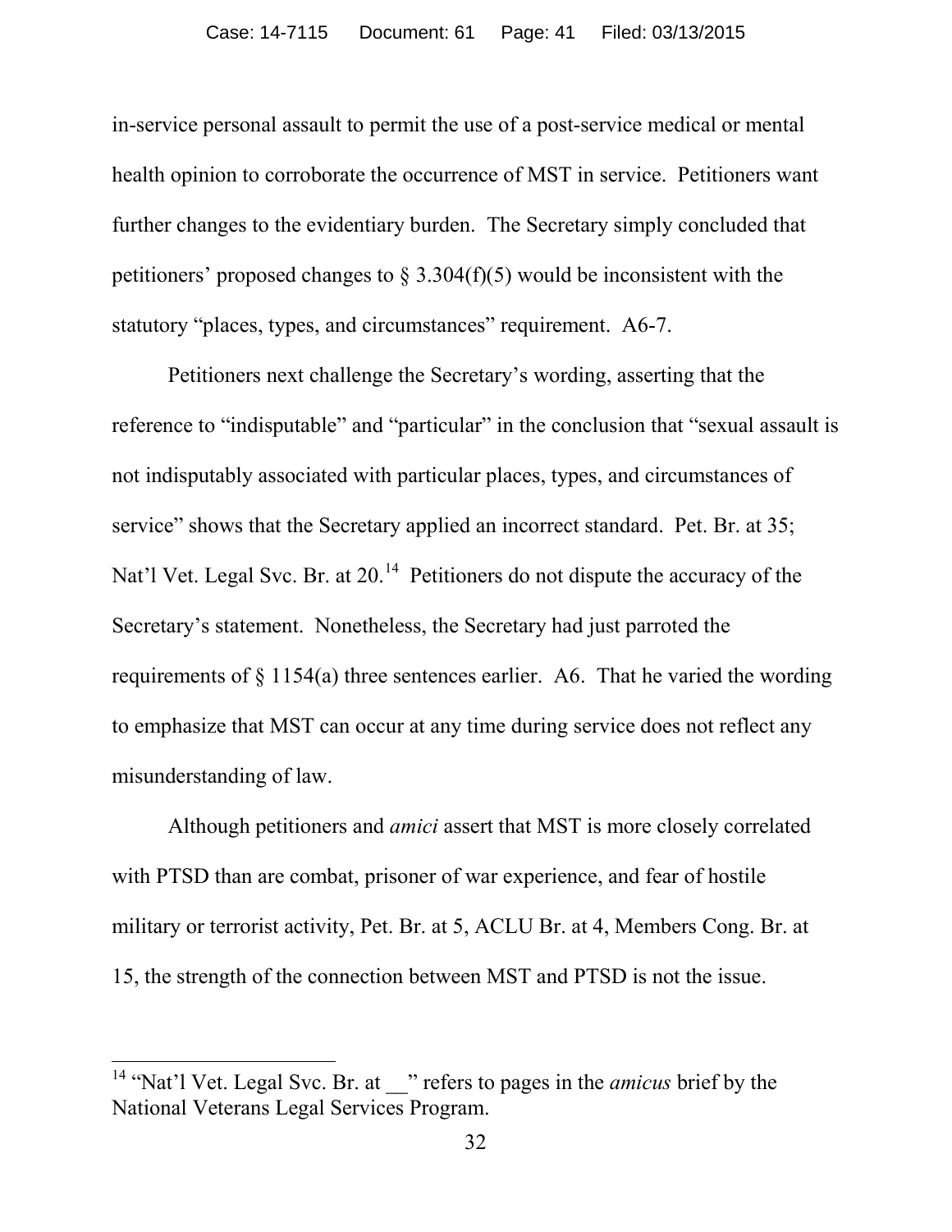in-service personal assault to permit the use of a post-service medical or mental health opinion to corroborate the occurrence of MST in service. Petitioners want further changes to the evidentiary burden. The Secretary simply concluded that petitioners' proposed changes to § 3.304(f)(5) would be inconsistent with the statutory "places, types, and circumstances" requirement. A6-7.

Petitioners next challenge the Secretary's wording, asserting that the reference to "indisputable" and "particular" in the conclusion that "sexual assault is not indisputably associated with particular places, types, and circumstances of service" shows that the Secretary applied an incorrect standard. Pet. Br. at 35; Nat'l Vet. Legal Svc. Br. at 20.[14] Petitioners do not dispute the accuracy of the Secretary's statement. Nonetheless, the Secretary had just parroted the requirements of § 1154(a) three sentences earlier. A6. That he varied the wording to emphasize that MST can occur at any time during service does not reflect any misunderstanding of law.

Although petitioners and *amici* assert that MST is more closely correlated with PTSD than are combat, prisoner of war experience, and fear of hostile military or terrorist activity, Pet. Br. at 5, ACLU Br. at 4, Members Cong. Br. at 15, the strength of the connection between MST and PTSD is not the issue.

---

[14] "Nat'l Vet. Legal Svc. Br. at __" refers to pages in the *amicus* brief by the National Veterans Legal Services Program.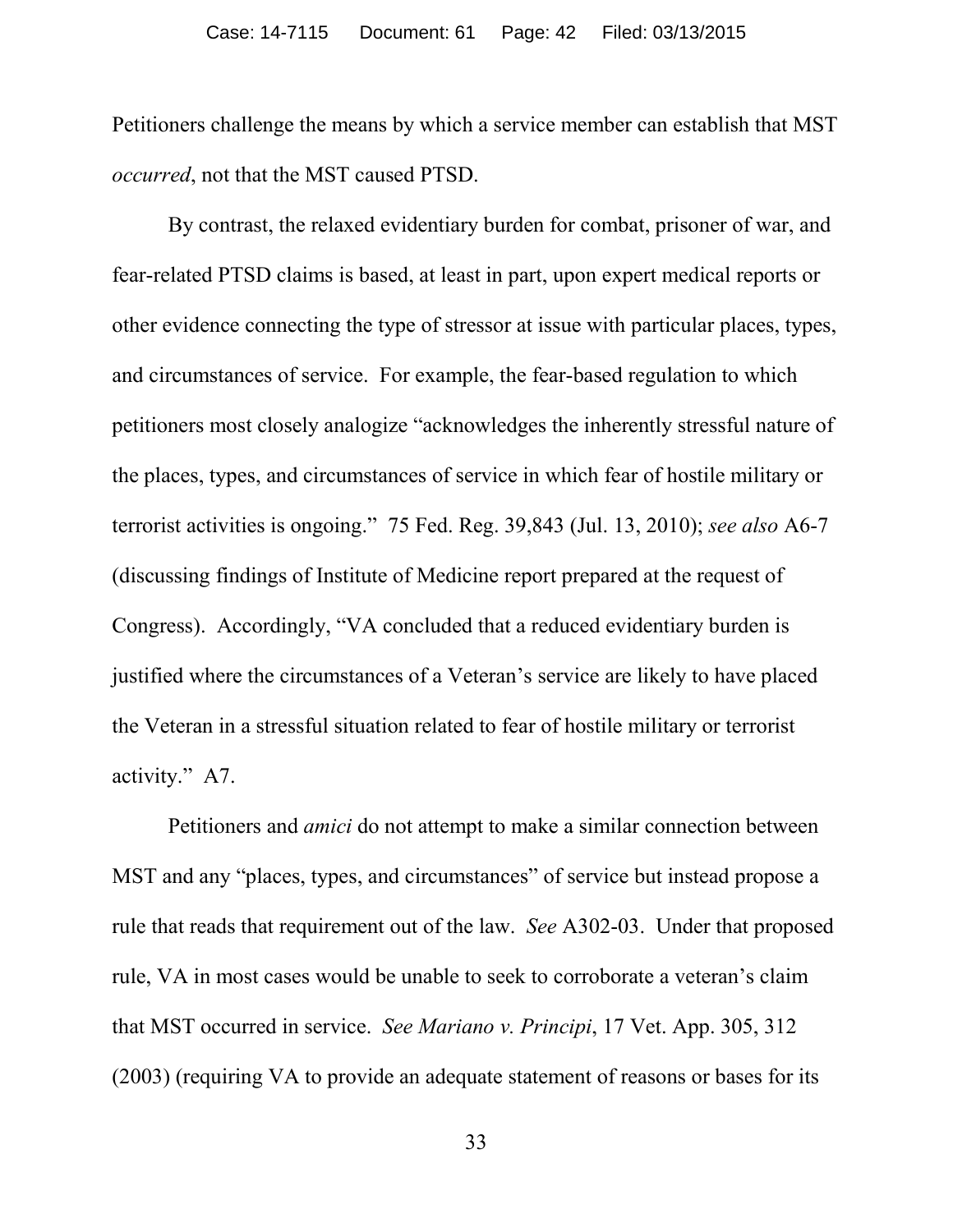Petitioners challenge the means by which a service member can establish that MST *occurred*, not that the MST caused PTSD.

By contrast, the relaxed evidentiary burden for combat, prisoner of war, and fear-related PTSD claims is based, at least in part, upon expert medical reports or other evidence connecting the type of stressor at issue with particular places, types, and circumstances of service. For example, the fear-based regulation to which petitioners most closely analogize "acknowledges the inherently stressful nature of the places, types, and circumstances of service in which fear of hostile military or terrorist activities is ongoing." 75 Fed. Reg. 39,843 (Jul. 13, 2010); *see also* A6-7 (discussing findings of Institute of Medicine report prepared at the request of Congress). Accordingly, "VA concluded that a reduced evidentiary burden is justified where the circumstances of a Veteran's service are likely to have placed the Veteran in a stressful situation related to fear of hostile military or terrorist activity." A7.

Petitioners and *amici* do not attempt to make a similar connection between MST and any "places, types, and circumstances" of service but instead propose a rule that reads that requirement out of the law. *See* A302-03. Under that proposed rule, VA in most cases would be unable to seek to corroborate a veteran's claim that MST occurred in service. *See Mariano v. Principi*, 17 Vet. App. 305, 312 (2003) (requiring VA to provide an adequate statement of reasons or bases for its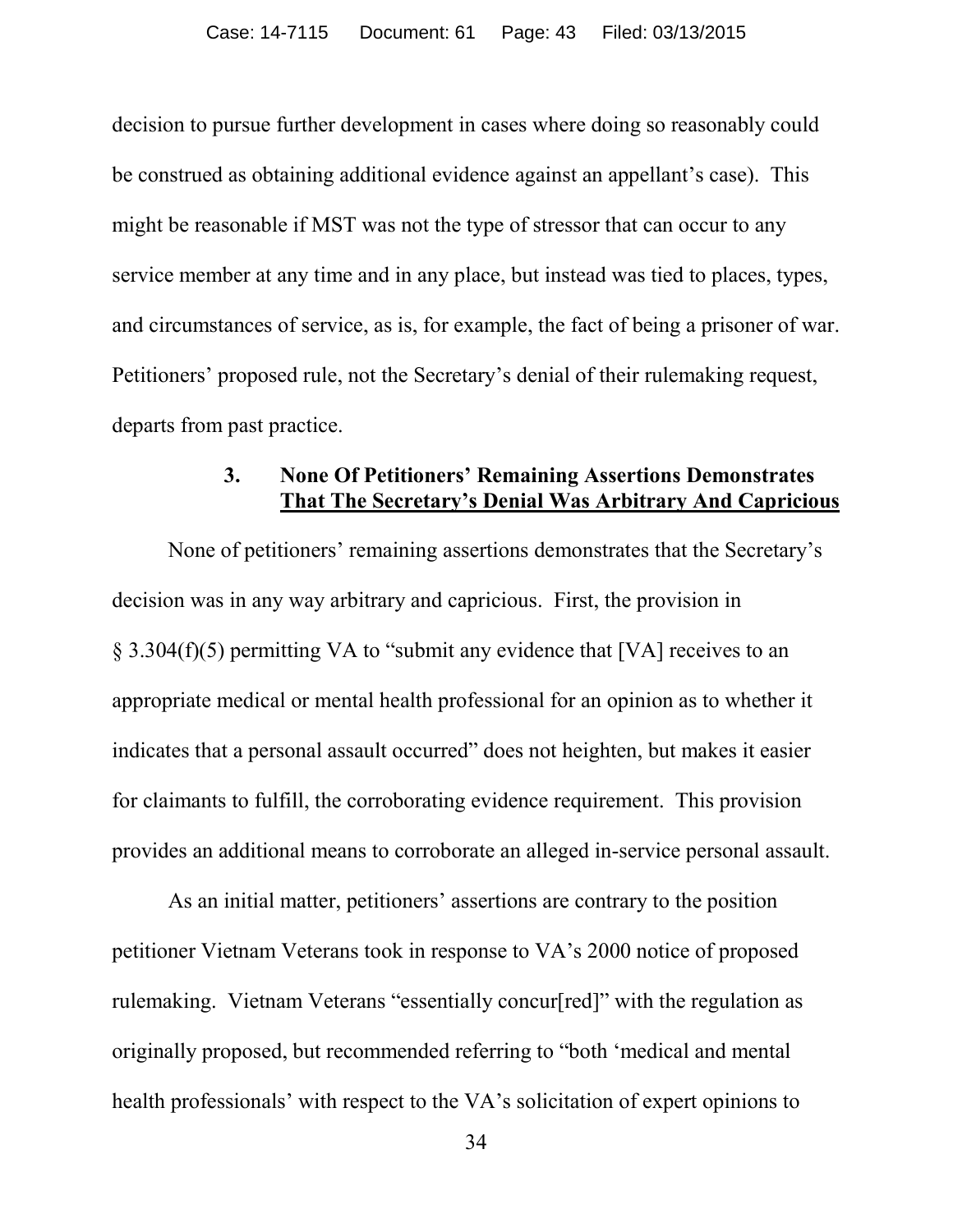decision to pursue further development in cases where doing so reasonably could be construed as obtaining additional evidence against an appellant's case). This might be reasonable if MST was not the type of stressor that can occur to any service member at any time and in any place, but instead was tied to places, types, and circumstances of service, as is, for example, the fact of being a prisoner of war. Petitioners' proposed rule, not the Secretary's denial of their rulemaking request, departs from past practice.

### 3. None Of Petitioners' Remaining Assertions Demonstrates That The Secretary's Denial Was Arbitrary And Capricious

None of petitioners' remaining assertions demonstrates that the Secretary's decision was in any way arbitrary and capricious. First, the provision in § 3.304(f)(5) permitting VA to "submit any evidence that [VA] receives to an appropriate medical or mental health professional for an opinion as to whether it indicates that a personal assault occurred" does not heighten, but makes it easier for claimants to fulfill, the corroborating evidence requirement. This provision provides an additional means to corroborate an alleged in-service personal assault.

As an initial matter, petitioners' assertions are contrary to the position petitioner Vietnam Veterans took in response to VA's 2000 notice of proposed rulemaking. Vietnam Veterans "essentially concur[red]" with the regulation as originally proposed, but recommended referring to "both 'medical and mental health professionals' with respect to the VA's solicitation of expert opinions to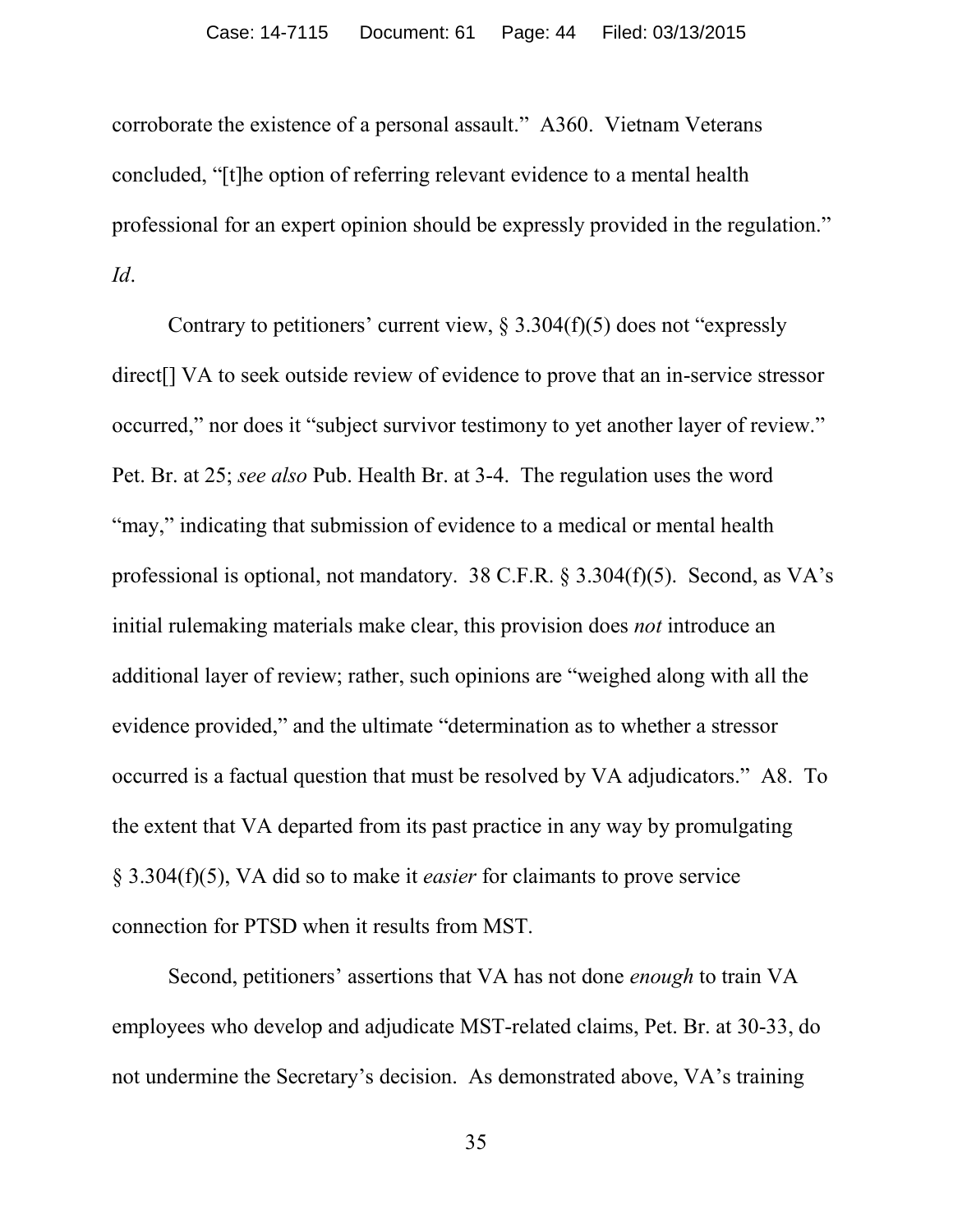corroborate the existence of a personal assault." A360. Vietnam Veterans concluded, "[t]he option of referring relevant evidence to a mental health professional for an expert opinion should be expressly provided in the regulation." *Id*.

Contrary to petitioners' current view, § 3.304(f)(5) does not "expressly direct[] VA to seek outside review of evidence to prove that an in-service stressor occurred," nor does it "subject survivor testimony to yet another layer of review." Pet. Br. at 25; *see also* Pub. Health Br. at 3-4. The regulation uses the word "may," indicating that submission of evidence to a medical or mental health professional is optional, not mandatory. 38 C.F.R. § 3.304(f)(5). Second, as VA's initial rulemaking materials make clear, this provision does *not* introduce an additional layer of review; rather, such opinions are "weighed along with all the evidence provided," and the ultimate "determination as to whether a stressor occurred is a factual question that must be resolved by VA adjudicators." A8. To the extent that VA departed from its past practice in any way by promulgating § 3.304(f)(5), VA did so to make it *easier* for claimants to prove service connection for PTSD when it results from MST.

Second, petitioners' assertions that VA has not done *enough* to train VA employees who develop and adjudicate MST-related claims, Pet. Br. at 30-33, do not undermine the Secretary's decision. As demonstrated above, VA's training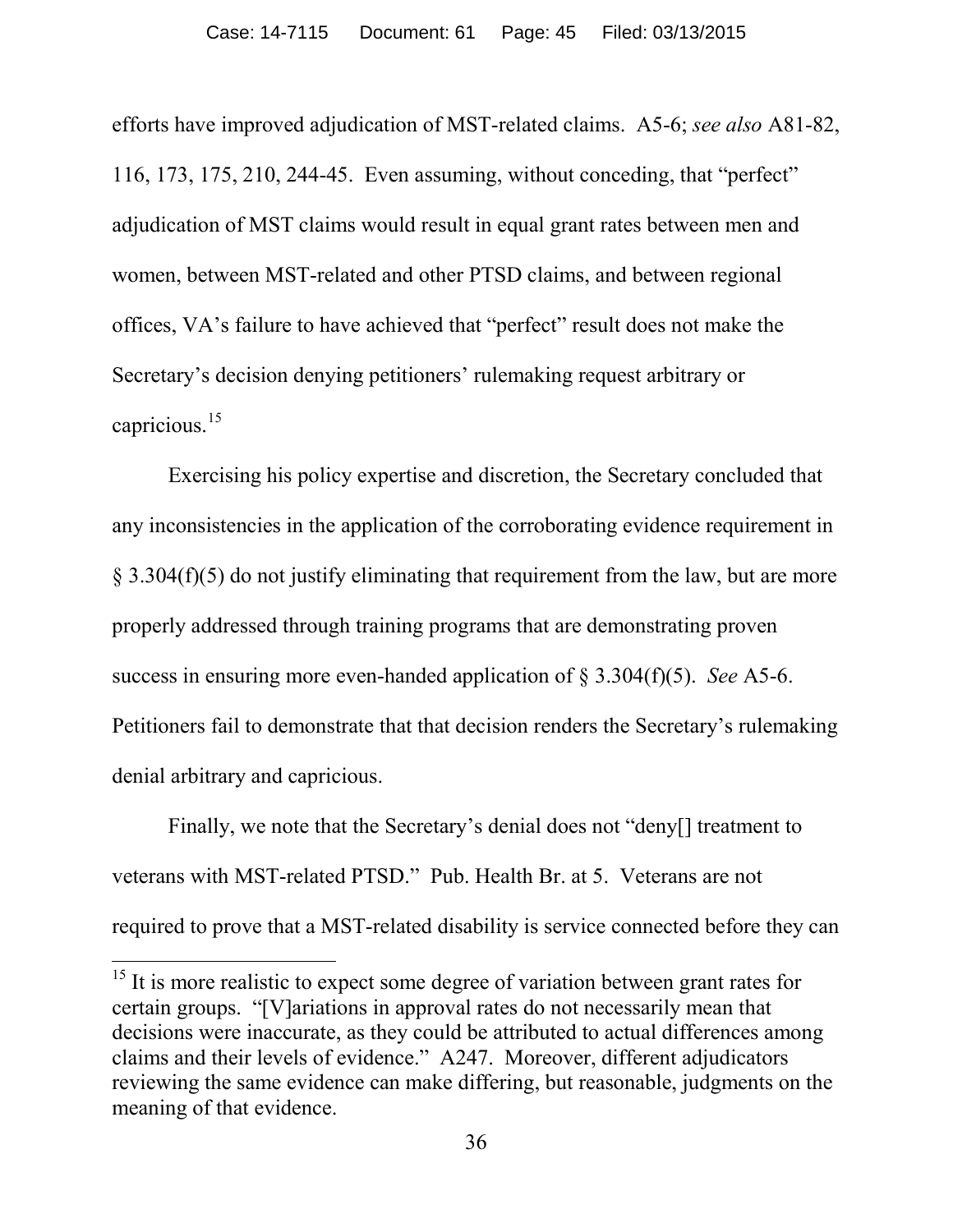efforts have improved adjudication of MST-related claims. A5-6; *see also* A81-82, 116, 173, 175, 210, 244-45. Even assuming, without conceding, that "perfect" adjudication of MST claims would result in equal grant rates between men and women, between MST-related and other PTSD claims, and between regional offices, VA's failure to have achieved that "perfect" result does not make the Secretary's decision denying petitioners' rulemaking request arbitrary or capricious.[15]

Exercising his policy expertise and discretion, the Secretary concluded that any inconsistencies in the application of the corroborating evidence requirement in § 3.304(f)(5) do not justify eliminating that requirement from the law, but are more properly addressed through training programs that are demonstrating proven success in ensuring more even-handed application of § 3.304(f)(5). *See* A5-6. Petitioners fail to demonstrate that that decision renders the Secretary's rulemaking denial arbitrary and capricious.

Finally, we note that the Secretary's denial does not "deny[] treatment to veterans with MST-related PTSD." Pub. Health Br. at 5. Veterans are not required to prove that a MST-related disability is service connected before they can

---

[15] It is more realistic to expect some degree of variation between grant rates for certain groups. "[V]ariations in approval rates do not necessarily mean that decisions were inaccurate, as they could be attributed to actual differences among claims and their levels of evidence." A247. Moreover, different adjudicators reviewing the same evidence can make differing, but reasonable, judgments on the meaning of that evidence.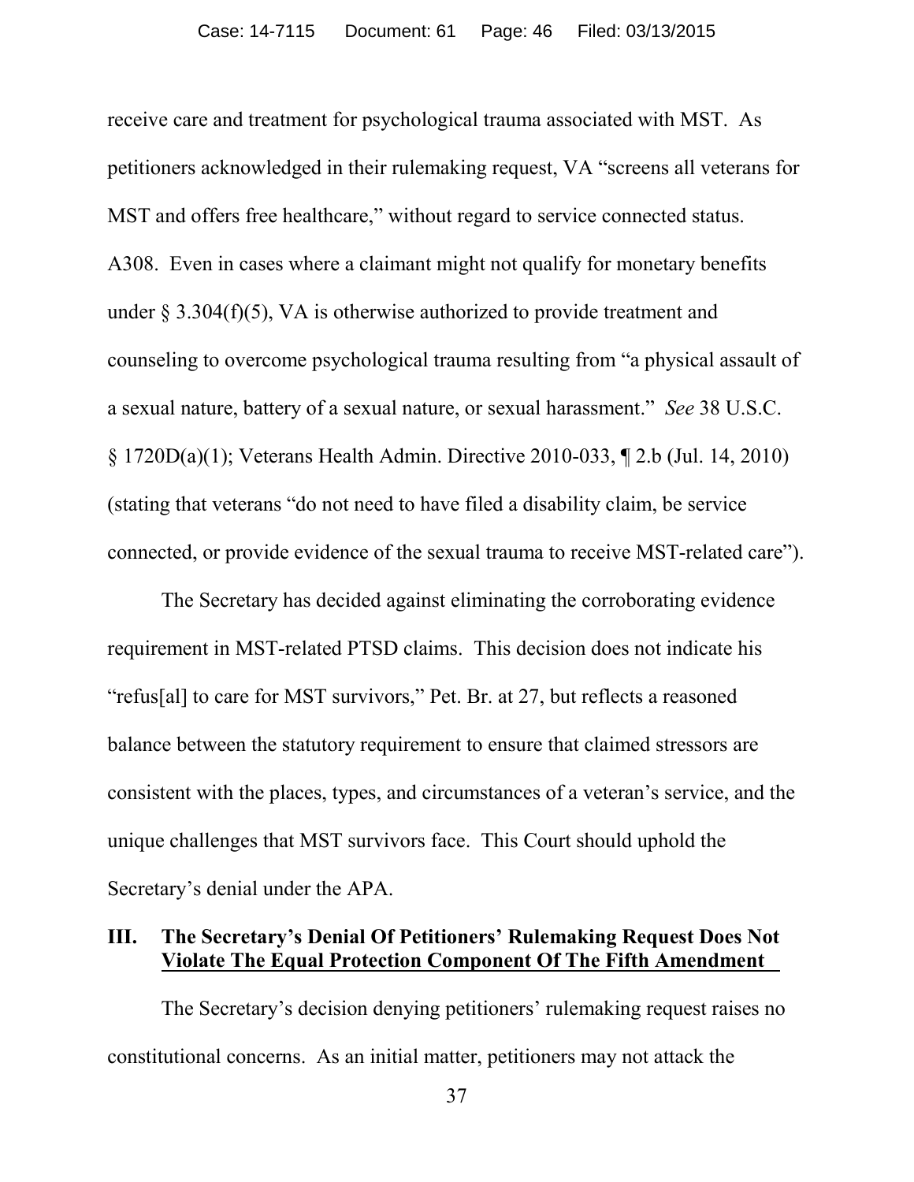receive care and treatment for psychological trauma associated with MST. As petitioners acknowledged in their rulemaking request, VA "screens all veterans for MST and offers free healthcare," without regard to service connected status. A308. Even in cases where a claimant might not qualify for monetary benefits under § 3.304(f)(5), VA is otherwise authorized to provide treatment and counseling to overcome psychological trauma resulting from "a physical assault of a sexual nature, battery of a sexual nature, or sexual harassment." *See* 38 U.S.C. § 1720D(a)(1); Veterans Health Admin. Directive 2010-033, ¶ 2.b (Jul. 14, 2010) (stating that veterans "do not need to have filed a disability claim, be service connected, or provide evidence of the sexual trauma to receive MST-related care").

The Secretary has decided against eliminating the corroborating evidence requirement in MST-related PTSD claims. This decision does not indicate his "refus[al] to care for MST survivors," Pet. Br. at 27, but reflects a reasoned balance between the statutory requirement to ensure that claimed stressors are consistent with the places, types, and circumstances of a veteran's service, and the unique challenges that MST survivors face. This Court should uphold the Secretary's denial under the APA.

## III. The Secretary's Denial Of Petitioners' Rulemaking Request Does Not Violate The Equal Protection Component Of The Fifth Amendment

The Secretary's decision denying petitioners' rulemaking request raises no constitutional concerns. As an initial matter, petitioners may not attack the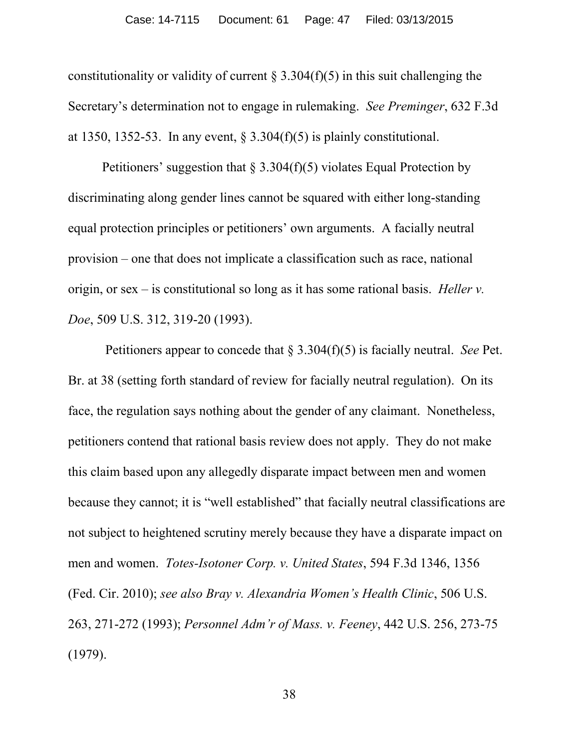constitutionality or validity of current § 3.304(f)(5) in this suit challenging the Secretary's determination not to engage in rulemaking. *See Preminger*, 632 F.3d at 1350, 1352-53. In any event, § 3.304(f)(5) is plainly constitutional.

Petitioners' suggestion that § 3.304(f)(5) violates Equal Protection by discriminating along gender lines cannot be squared with either long-standing equal protection principles or petitioners' own arguments. A facially neutral provision – one that does not implicate a classification such as race, national origin, or sex – is constitutional so long as it has some rational basis. *Heller v. Doe*, 509 U.S. 312, 319-20 (1993).

Petitioners appear to concede that § 3.304(f)(5) is facially neutral. *See* Pet. Br. at 38 (setting forth standard of review for facially neutral regulation). On its face, the regulation says nothing about the gender of any claimant. Nonetheless, petitioners contend that rational basis review does not apply. They do not make this claim based upon any allegedly disparate impact between men and women because they cannot; it is "well established" that facially neutral classifications are not subject to heightened scrutiny merely because they have a disparate impact on men and women. *Totes-Isotoner Corp. v. United States*, 594 F.3d 1346, 1356 (Fed. Cir. 2010); *see also Bray v. Alexandria Women's Health Clinic*, 506 U.S. 263, 271-272 (1993); *Personnel Adm'r of Mass. v. Feeney*, 442 U.S. 256, 273-75 (1979).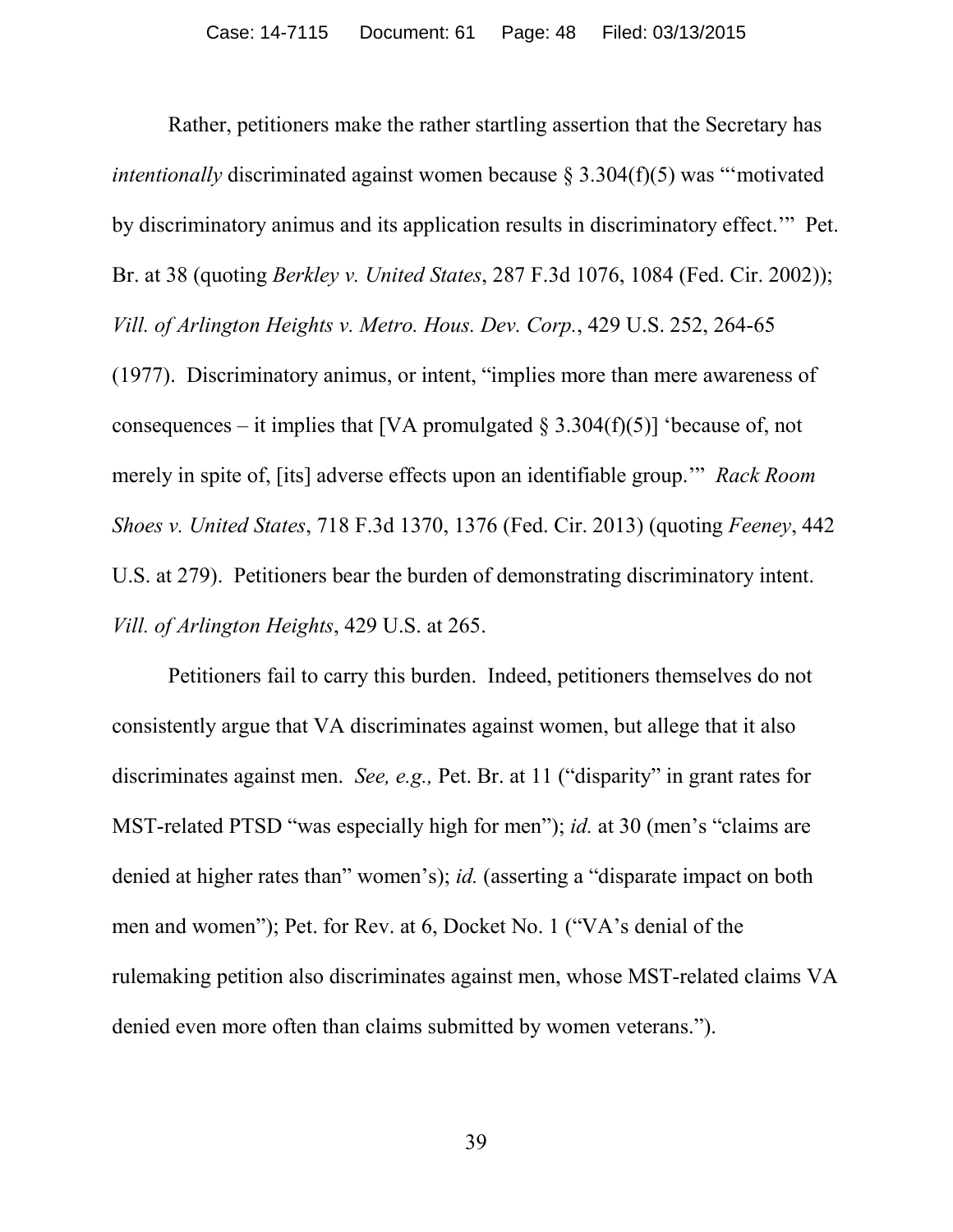Rather, petitioners make the rather startling assertion that the Secretary has *intentionally* discriminated against women because § 3.304(f)(5) was "'motivated by discriminatory animus and its application results in discriminatory effect.'" Pet. Br. at 38 (quoting *Berkley v. United States*, 287 F.3d 1076, 1084 (Fed. Cir. 2002)); *Vill. of Arlington Heights v. Metro. Hous. Dev. Corp.*, 429 U.S. 252, 264-65 (1977). Discriminatory animus, or intent, "implies more than mere awareness of consequences – it implies that [VA promulgated § 3.304(f)(5)] 'because of, not merely in spite of, [its] adverse effects upon an identifiable group.'" *Rack Room Shoes v. United States*, 718 F.3d 1370, 1376 (Fed. Cir. 2013) (quoting *Feeney*, 442 U.S. at 279). Petitioners bear the burden of demonstrating discriminatory intent. *Vill. of Arlington Heights*, 429 U.S. at 265.

Petitioners fail to carry this burden. Indeed, petitioners themselves do not consistently argue that VA discriminates against women, but allege that it also discriminates against men. *See, e.g.,* Pet. Br. at 11 ("disparity" in grant rates for MST-related PTSD "was especially high for men"); *id.* at 30 (men's "claims are denied at higher rates than" women's); *id.* (asserting a "disparate impact on both men and women"); Pet. for Rev. at 6, Docket No. 1 ("VA's denial of the rulemaking petition also discriminates against men, whose MST-related claims VA denied even more often than claims submitted by women veterans.").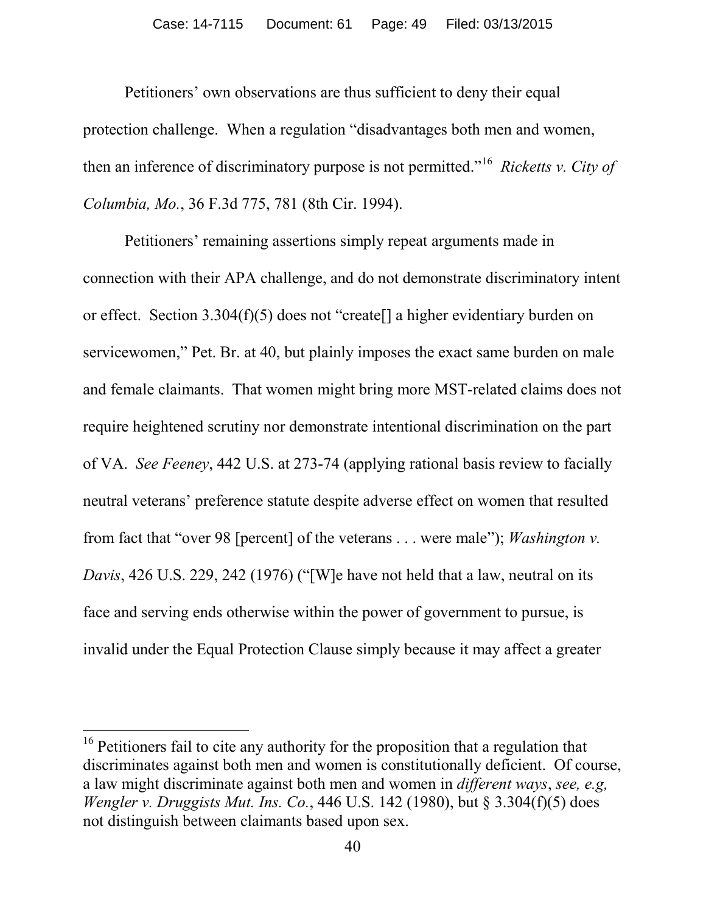Petitioners' own observations are thus sufficient to deny their equal protection challenge. When a regulation "disadvantages both men and women, then an inference of discriminatory purpose is not permitted."[16] *Ricketts v. City of Columbia, Mo.*, 36 F.3d 775, 781 (8th Cir. 1994).

Petitioners' remaining assertions simply repeat arguments made in connection with their APA challenge, and do not demonstrate discriminatory intent or effect. Section 3.304(f)(5) does not "create[] a higher evidentiary burden on servicewomen," Pet. Br. at 40, but plainly imposes the exact same burden on male and female claimants. That women might bring more MST-related claims does not require heightened scrutiny nor demonstrate intentional discrimination on the part of VA. *See Feeney*, 442 U.S. at 273-74 (applying rational basis review to facially neutral veterans' preference statute despite adverse effect on women that resulted from fact that "over 98 [percent] of the veterans . . . were male"); *Washington v. Davis*, 426 U.S. 229, 242 (1976) ("[W]e have not held that a law, neutral on its face and serving ends otherwise within the power of government to pursue, is invalid under the Equal Protection Clause simply because it may affect a greater

---

[16] Petitioners fail to cite any authority for the proposition that a regulation that discriminates against both men and women is constitutionally deficient. Of course, a law might discriminate against both men and women in *different ways*, *see, e.g, Wengler v. Druggists Mut. Ins. Co.*, 446 U.S. 142 (1980), but § 3.304(f)(5) does not distinguish between claimants based upon sex.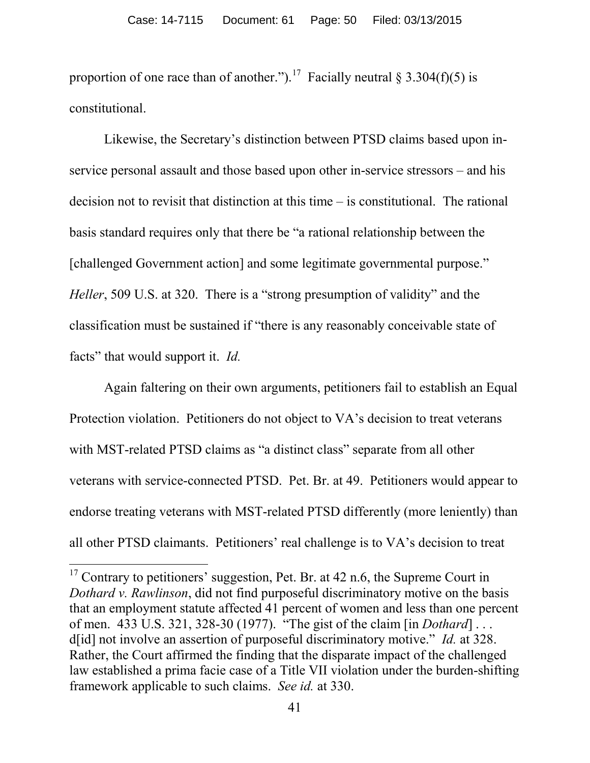proportion of one race than of another.").[17] Facially neutral § 3.304(f)(5) is constitutional.

Likewise, the Secretary's distinction between PTSD claims based upon in-service personal assault and those based upon other in-service stressors – and his decision not to revisit that distinction at this time – is constitutional. The rational basis standard requires only that there be "a rational relationship between the [challenged Government action] and some legitimate governmental purpose." *Heller*, 509 U.S. at 320. There is a "strong presumption of validity" and the classification must be sustained if "there is any reasonably conceivable state of facts" that would support it. *Id.*

Again faltering on their own arguments, petitioners fail to establish an Equal Protection violation. Petitioners do not object to VA's decision to treat veterans with MST-related PTSD claims as "a distinct class" separate from all other veterans with service-connected PTSD. Pet. Br. at 49. Petitioners would appear to endorse treating veterans with MST-related PTSD differently (more leniently) than all other PTSD claimants. Petitioners' real challenge is to VA's decision to treat

---

[17] Contrary to petitioners' suggestion, Pet. Br. at 42 n.6, the Supreme Court in *Dothard v. Rawlinson*, did not find purposeful discriminatory motive on the basis that an employment statute affected 41 percent of women and less than one percent of men. 433 U.S. 321, 328-30 (1977). "The gist of the claim [in *Dothard*] . . . d[id] not involve an assertion of purposeful discriminatory motive." *Id.* at 328. Rather, the Court affirmed the finding that the disparate impact of the challenged law established a prima facie case of a Title VII violation under the burden-shifting framework applicable to such claims. *See id.* at 330.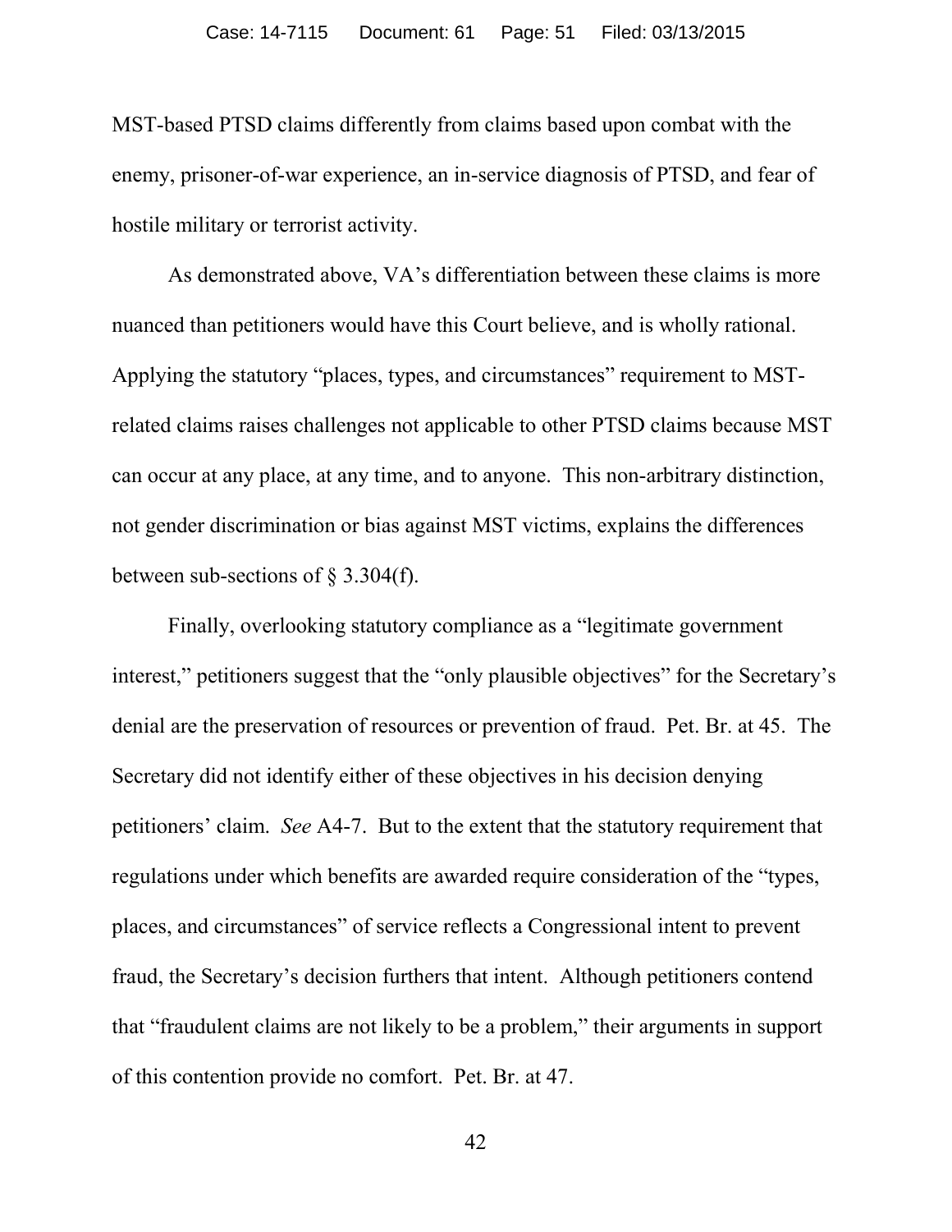MST-based PTSD claims differently from claims based upon combat with the enemy, prisoner-of-war experience, an in-service diagnosis of PTSD, and fear of hostile military or terrorist activity.

As demonstrated above, VA's differentiation between these claims is more nuanced than petitioners would have this Court believe, and is wholly rational. Applying the statutory "places, types, and circumstances" requirement to MST-related claims raises challenges not applicable to other PTSD claims because MST can occur at any place, at any time, and to anyone. This non-arbitrary distinction, not gender discrimination or bias against MST victims, explains the differences between sub-sections of § 3.304(f).

Finally, overlooking statutory compliance as a "legitimate government interest," petitioners suggest that the "only plausible objectives" for the Secretary's denial are the preservation of resources or prevention of fraud. Pet. Br. at 45. The Secretary did not identify either of these objectives in his decision denying petitioners' claim. *See* A4-7. But to the extent that the statutory requirement that regulations under which benefits are awarded require consideration of the "types, places, and circumstances" of service reflects a Congressional intent to prevent fraud, the Secretary's decision furthers that intent. Although petitioners contend that "fraudulent claims are not likely to be a problem," their arguments in support of this contention provide no comfort. Pet. Br. at 47.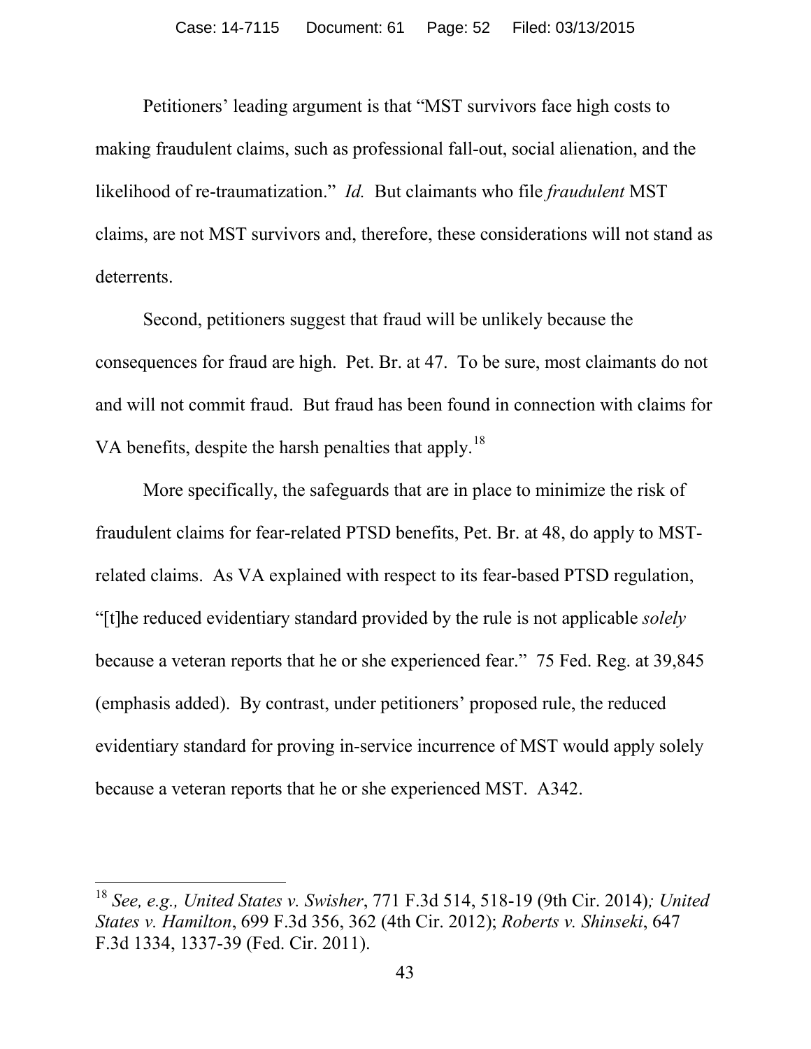Petitioners' leading argument is that "MST survivors face high costs to making fraudulent claims, such as professional fall-out, social alienation, and the likelihood of re-traumatization." *Id.* But claimants who file *fraudulent* MST claims, are not MST survivors and, therefore, these considerations will not stand as deterrents.

Second, petitioners suggest that fraud will be unlikely because the consequences for fraud are high. Pet. Br. at 47. To be sure, most claimants do not and will not commit fraud. But fraud has been found in connection with claims for VA benefits, despite the harsh penalties that apply.[18]

More specifically, the safeguards that are in place to minimize the risk of fraudulent claims for fear-related PTSD benefits, Pet. Br. at 48, do apply to MST-related claims. As VA explained with respect to its fear-based PTSD regulation, "[t]he reduced evidentiary standard provided by the rule is not applicable *solely* because a veteran reports that he or she experienced fear." 75 Fed. Reg. at 39,845 (emphasis added). By contrast, under petitioners' proposed rule, the reduced evidentiary standard for proving in-service incurrence of MST would apply solely because a veteran reports that he or she experienced MST. A342.

---

[18] *See, e.g., United States v. Swisher*, 771 F.3d 514, 518-19 (9th Cir. 2014)*; United States v. Hamilton*, 699 F.3d 356, 362 (4th Cir. 2012); *Roberts v. Shinseki*, 647 F.3d 1334, 1337-39 (Fed. Cir. 2011).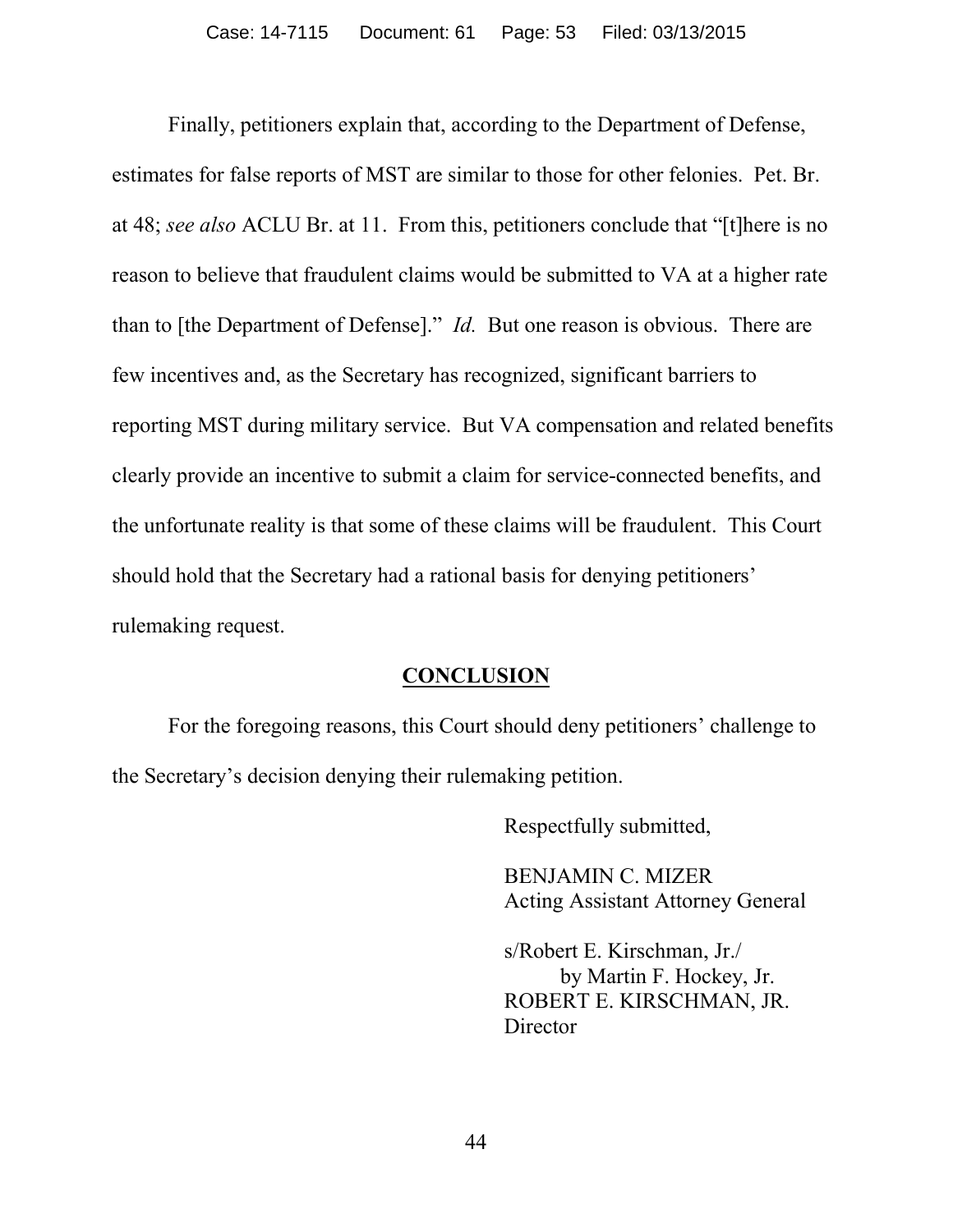Finally, petitioners explain that, according to the Department of Defense, estimates for false reports of MST are similar to those for other felonies. Pet. Br. at 48; *see also* ACLU Br. at 11. From this, petitioners conclude that "[t]here is no reason to believe that fraudulent claims would be submitted to VA at a higher rate than to [the Department of Defense]." *Id.* But one reason is obvious. There are few incentives and, as the Secretary has recognized, significant barriers to reporting MST during military service. But VA compensation and related benefits clearly provide an incentive to submit a claim for service-connected benefits, and the unfortunate reality is that some of these claims will be fraudulent. This Court should hold that the Secretary had a rational basis for denying petitioners' rulemaking request.

## CONCLUSION

For the foregoing reasons, this Court should deny petitioners' challenge to the Secretary's decision denying their rulemaking petition.

Respectfully submitted,

BENJAMIN C. MIZER
Acting Assistant Attorney General

s/Robert E. Kirschman, Jr./
by Martin F. Hockey, Jr.
ROBERT E. KIRSCHMAN, JR.
Director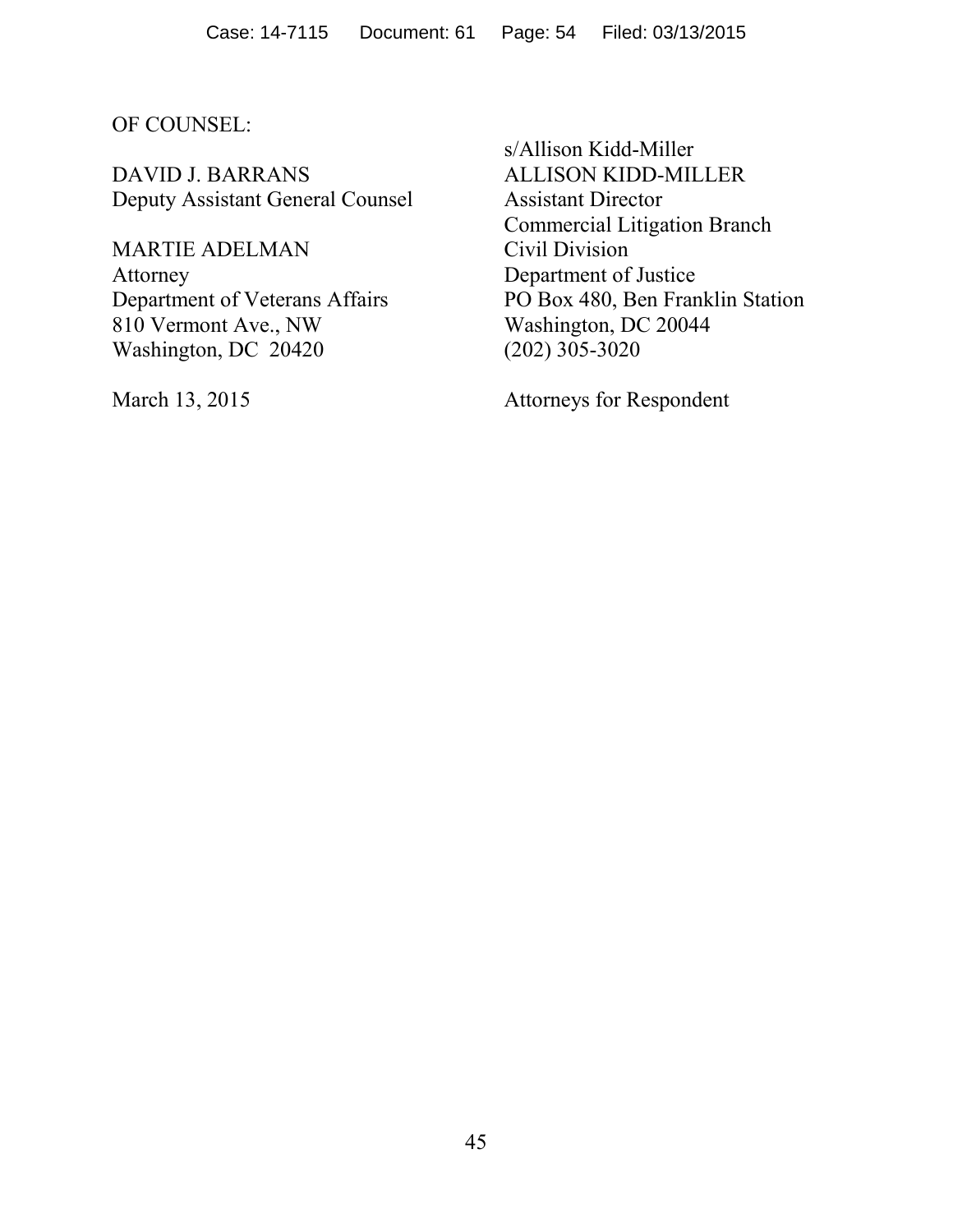OF COUNSEL:

DAVID J. BARRANS
Deputy Assistant General Counsel

MARTIE ADELMAN
Attorney
Department of Veterans Affairs
810 Vermont Ave., NW
Washington, DC 20420

March 13, 2015

s/Allison Kidd-Miller
ALLISON KIDD-MILLER
Assistant Director
Commercial Litigation Branch
Civil Division
Department of Justice
PO Box 480, Ben Franklin Station
Washington, DC 20044
(202) 305-3020

Attorneys for Respondent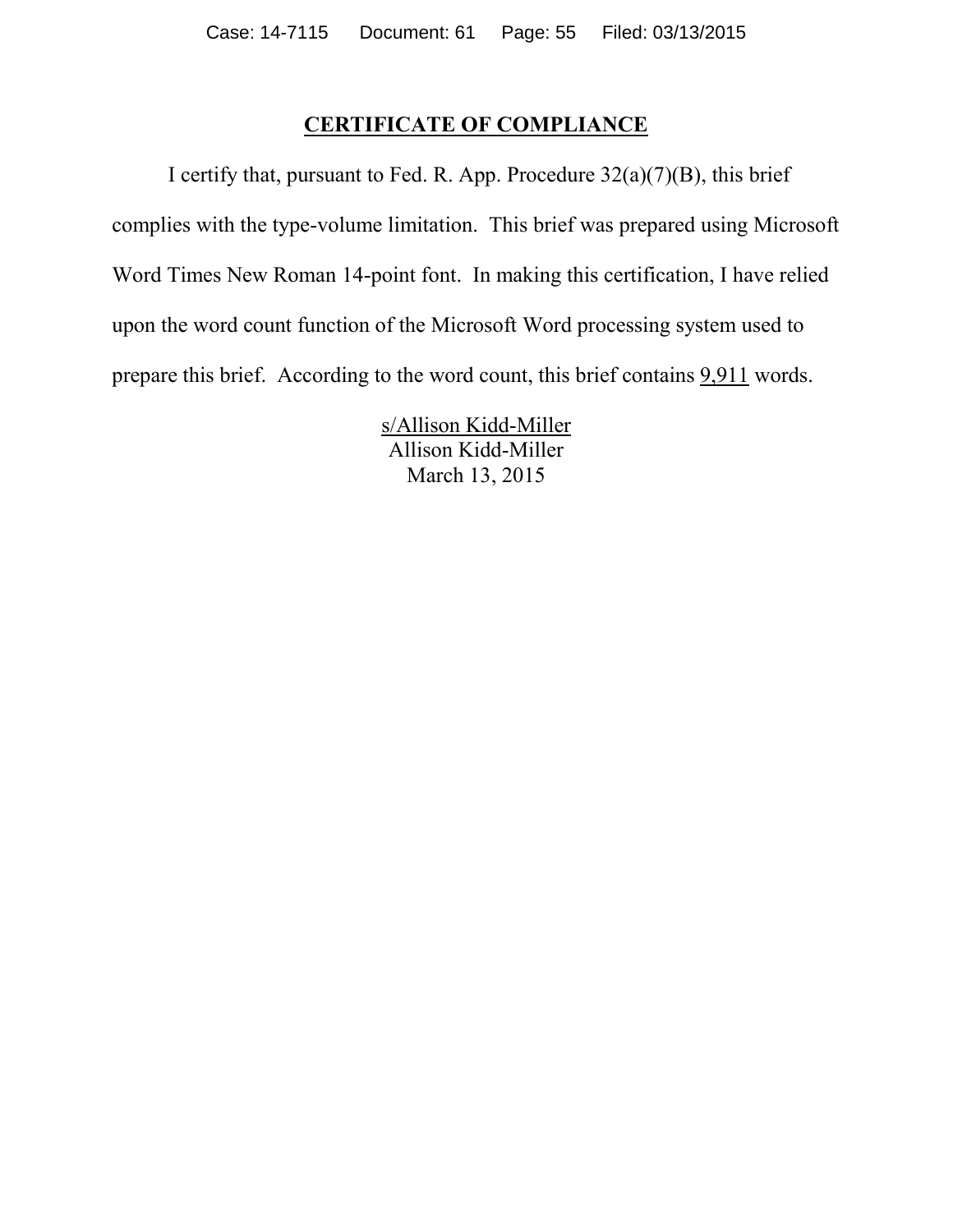## CERTIFICATE OF COMPLIANCE

I certify that, pursuant to Fed. R. App. Procedure 32(a)(7)(B), this brief complies with the type-volume limitation. This brief was prepared using Microsoft Word Times New Roman 14-point font. In making this certification, I have relied upon the word count function of the Microsoft Word processing system used to prepare this brief. According to the word count, this brief contains 9,911 words.

s/Allison Kidd-Miller
Allison Kidd-Miller
March 13, 2015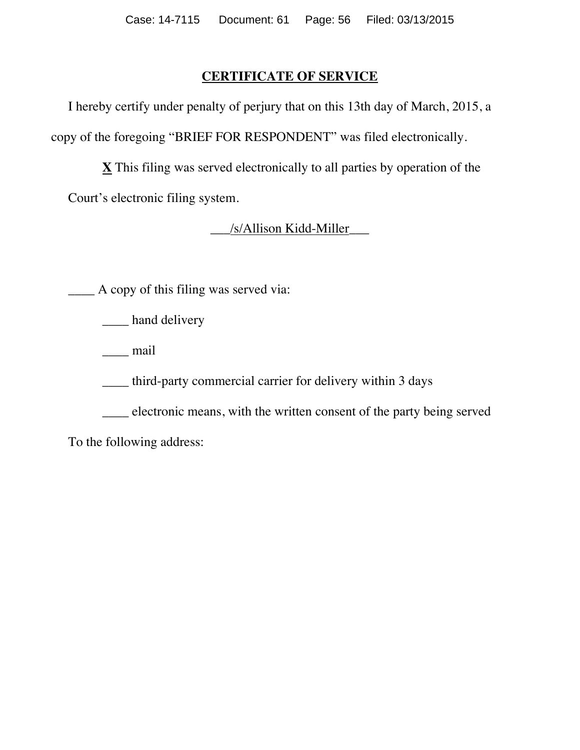## CERTIFICATE OF SERVICE

I hereby certify under penalty of perjury that on this 13th day of March, 2015, a copy of the foregoing "BRIEF FOR RESPONDENT" was filed electronically.

**X** This filing was served electronically to all parties by operation of the Court's electronic filing system.

___/s/Allison Kidd-Miller___

____ A copy of this filing was served via:

____ hand delivery

____ mail

____ third-party commercial carrier for delivery within 3 days

____ electronic means, with the written consent of the party being served

To the following address: